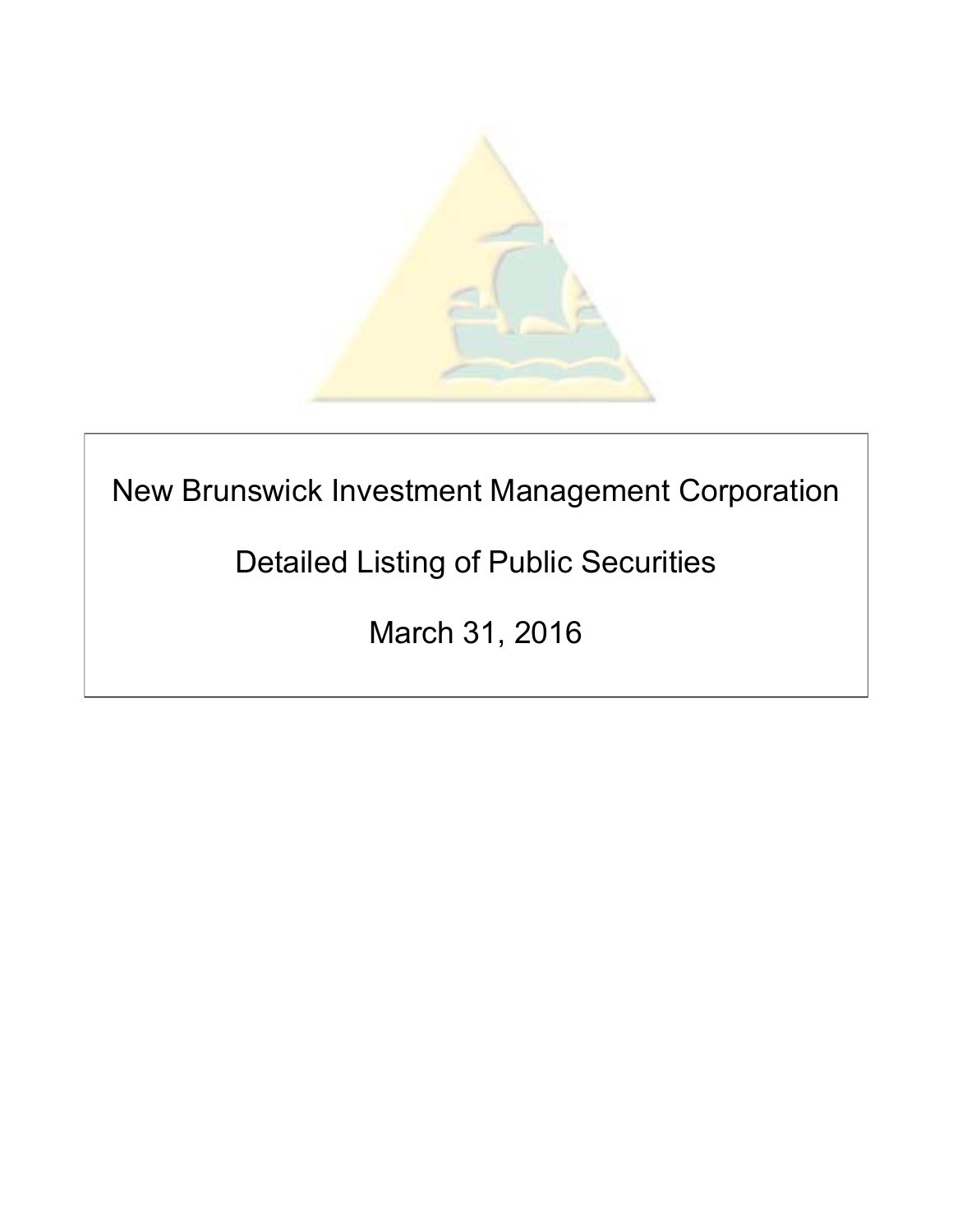# New Brunswick Investment Management Corporation

## Detailed Listing of Public Securities

## March 31, 2016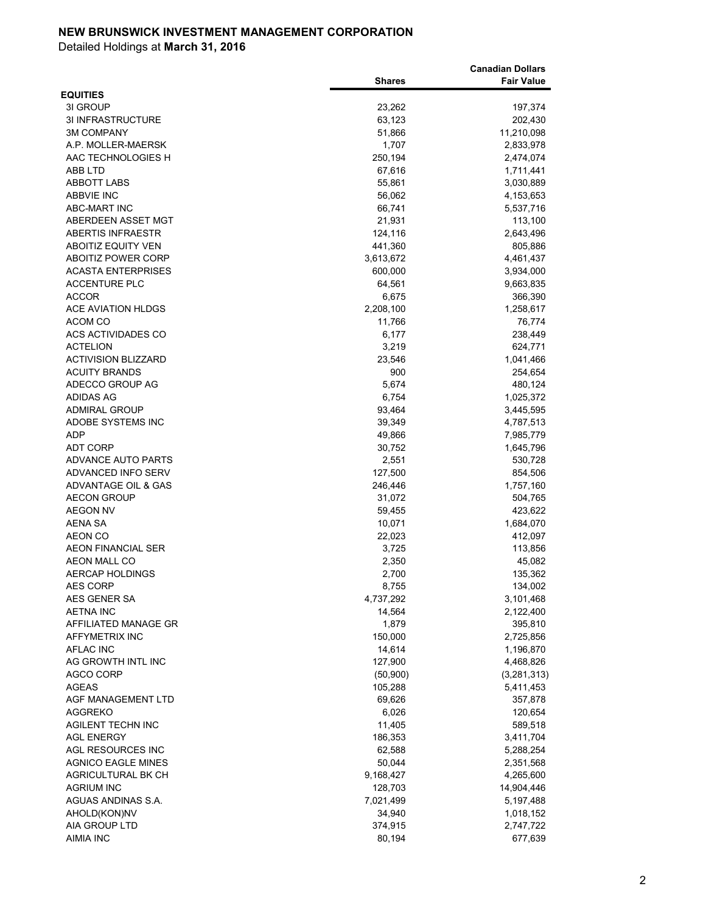# NEW BRUNSWICK INVESTMENT MANAGEMENT CORPORATION

Detailed Holdings at **March 31, 2016**

| | Shares | Canadian Dollars Fair Value |
|---|---|---|
| **EQUITIES** | | |
| 3I GROUP | 23,262 | 197,374 |
| 3I INFRASTRUCTURE | 63,123 | 202,430 |
| 3M COMPANY | 51,866 | 11,210,098 |
| A.P. MOLLER-MAERSK | 1,707 | 2,833,978 |
| AAC TECHNOLOGIES H | 250,194 | 2,474,074 |
| ABB LTD | 67,616 | 1,711,441 |
| ABBOTT LABS | 55,861 | 3,030,889 |
| ABBVIE INC | 56,062 | 4,153,653 |
| ABC-MART INC | 66,741 | 5,537,716 |
| ABERDEEN ASSET MGT | 21,931 | 113,100 |
| ABERTIS INFRAESTR | 124,116 | 2,643,496 |
| ABOITIZ EQUITY VEN | 441,360 | 805,886 |
| ABOITIZ POWER CORP | 3,613,672 | 4,461,437 |
| ACASTA ENTERPRISES | 600,000 | 3,934,000 |
| ACCENTURE PLC | 64,561 | 9,663,835 |
| ACCOR | 6,675 | 366,390 |
| ACE AVIATION HLDGS | 2,208,100 | 1,258,617 |
| ACOM CO | 11,766 | 76,774 |
| ACS ACTIVIDADES CO | 6,177 | 238,449 |
| ACTELION | 3,219 | 624,771 |
| ACTIVISION BLIZZARD | 23,546 | 1,041,466 |
| ACUITY BRANDS | 900 | 254,654 |
| ADECCO GROUP AG | 5,674 | 480,124 |
| ADIDAS AG | 6,754 | 1,025,372 |
| ADMIRAL GROUP | 93,464 | 3,445,595 |
| ADOBE SYSTEMS INC | 39,349 | 4,787,513 |
| ADP | 49,866 | 7,985,779 |
| ADT CORP | 30,752 | 1,645,796 |
| ADVANCE AUTO PARTS | 2,551 | 530,728 |
| ADVANCED INFO SERV | 127,500 | 854,506 |
| ADVANTAGE OIL & GAS | 246,446 | 1,757,160 |
| AECON GROUP | 31,072 | 504,765 |
| AEGON NV | 59,455 | 423,622 |
| AENA SA | 10,071 | 1,684,070 |
| AEON CO | 22,023 | 412,097 |
| AEON FINANCIAL SER | 3,725 | 113,856 |
| AEON MALL CO | 2,350 | 45,082 |
| AERCAP HOLDINGS | 2,700 | 135,362 |
| AES CORP | 8,755 | 134,002 |
| AES GENER SA | 4,737,292 | 3,101,468 |
| AETNA INC | 14,564 | 2,122,400 |
| AFFILIATED MANAGE GR | 1,879 | 395,810 |
| AFFYMETRIX INC | 150,000 | 2,725,856 |
| AFLAC INC | 14,614 | 1,196,870 |
| AG GROWTH INTL INC | 127,900 | 4,468,826 |
| AGCO CORP | (50,900) | (3,281,313) |
| AGEAS | 105,288 | 5,411,453 |
| AGF MANAGEMENT LTD | 69,626 | 357,878 |
| AGGREKO | 6,026 | 120,654 |
| AGILENT TECHN INC | 11,405 | 589,518 |
| AGL ENERGY | 186,353 | 3,411,704 |
| AGL RESOURCES INC | 62,588 | 5,288,254 |
| AGNICO EAGLE MINES | 50,044 | 2,351,568 |
| AGRICULTURAL BK CH | 9,168,427 | 4,265,600 |
| AGRIUM INC | 128,703 | 14,904,446 |
| AGUAS ANDINAS S.A. | 7,021,499 | 5,197,488 |
| AHOLD(KON)NV | 34,940 | 1,018,152 |
| AIA GROUP LTD | 374,915 | 2,747,722 |
| AIMIA INC | 80,194 | 677,639 |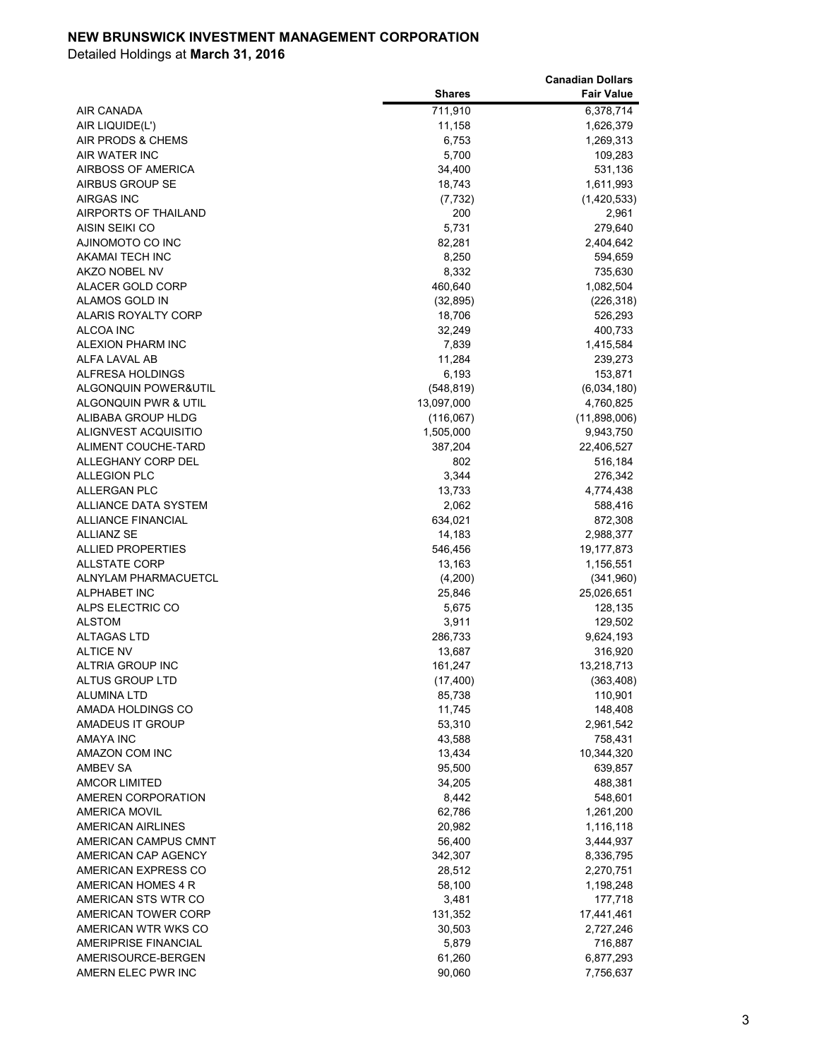**NEW BRUNSWICK INVESTMENT MANAGEMENT CORPORATION**

Detailed Holdings at **March 31, 2016**

| | Shares | Canadian Dollars Fair Value |
|---|---|---|
| AIR CANADA | 711,910 | 6,378,714 |
| AIR LIQUIDE(L') | 11,158 | 1,626,379 |
| AIR PRODS & CHEMS | 6,753 | 1,269,313 |
| AIR WATER INC | 5,700 | 109,283 |
| AIRBOSS OF AMERICA | 34,400 | 531,136 |
| AIRBUS GROUP SE | 18,743 | 1,611,993 |
| AIRGAS INC | (7,732) | (1,420,533) |
| AIRPORTS OF THAILAND | 200 | 2,961 |
| AISIN SEIKI CO | 5,731 | 279,640 |
| AJINOMOTO CO INC | 82,281 | 2,404,642 |
| AKAMAI TECH INC | 8,250 | 594,659 |
| AKZO NOBEL NV | 8,332 | 735,630 |
| ALACER GOLD CORP | 460,640 | 1,082,504 |
| ALAMOS GOLD IN | (32,895) | (226,318) |
| ALARIS ROYALTY CORP | 18,706 | 526,293 |
| ALCOA INC | 32,249 | 400,733 |
| ALEXION PHARM INC | 7,839 | 1,415,584 |
| ALFA LAVAL AB | 11,284 | 239,273 |
| ALFRESA HOLDINGS | 6,193 | 153,871 |
| ALGONQUIN POWER&UTIL | (548,819) | (6,034,180) |
| ALGONQUIN PWR & UTIL | 13,097,000 | 4,760,825 |
| ALIBABA GROUP HLDG | (116,067) | (11,898,006) |
| ALIGNVEST ACQUISITIO | 1,505,000 | 9,943,750 |
| ALIMENT COUCHE-TARD | 387,204 | 22,406,527 |
| ALLEGHANY CORP DEL | 802 | 516,184 |
| ALLEGION PLC | 3,344 | 276,342 |
| ALLERGAN PLC | 13,733 | 4,774,438 |
| ALLIANCE DATA SYSTEM | 2,062 | 588,416 |
| ALLIANCE FINANCIAL | 634,021 | 872,308 |
| ALLIANZ SE | 14,183 | 2,988,377 |
| ALLIED PROPERTIES | 546,456 | 19,177,873 |
| ALLSTATE CORP | 13,163 | 1,156,551 |
| ALNYLAM PHARMACUETCL | (4,200) | (341,960) |
| ALPHABET INC | 25,846 | 25,026,651 |
| ALPS ELECTRIC CO | 5,675 | 128,135 |
| ALSTOM | 3,911 | 129,502 |
| ALTAGAS LTD | 286,733 | 9,624,193 |
| ALTICE NV | 13,687 | 316,920 |
| ALTRIA GROUP INC | 161,247 | 13,218,713 |
| ALTUS GROUP LTD | (17,400) | (363,408) |
| ALUMINA LTD | 85,738 | 110,901 |
| AMADA HOLDINGS CO | 11,745 | 148,408 |
| AMADEUS IT GROUP | 53,310 | 2,961,542 |
| AMAYA INC | 43,588 | 758,431 |
| AMAZON COM INC | 13,434 | 10,344,320 |
| AMBEV SA | 95,500 | 639,857 |
| AMCOR LIMITED | 34,205 | 488,381 |
| AMEREN CORPORATION | 8,442 | 548,601 |
| AMERICA MOVIL | 62,786 | 1,261,200 |
| AMERICAN AIRLINES | 20,982 | 1,116,118 |
| AMERICAN CAMPUS CMNT | 56,400 | 3,444,937 |
| AMERICAN CAP AGENCY | 342,307 | 8,336,795 |
| AMERICAN EXPRESS CO | 28,512 | 2,270,751 |
| AMERICAN HOMES 4 R | 58,100 | 1,198,248 |
| AMERICAN STS WTR CO | 3,481 | 177,718 |
| AMERICAN TOWER CORP | 131,352 | 17,441,461 |
| AMERICAN WTR WKS CO | 30,503 | 2,727,246 |
| AMERIPRISE FINANCIAL | 5,879 | 716,887 |
| AMERISOURCE-BERGEN | 61,260 | 6,877,293 |
| AMERN ELEC PWR INC | 90,060 | 7,756,637 |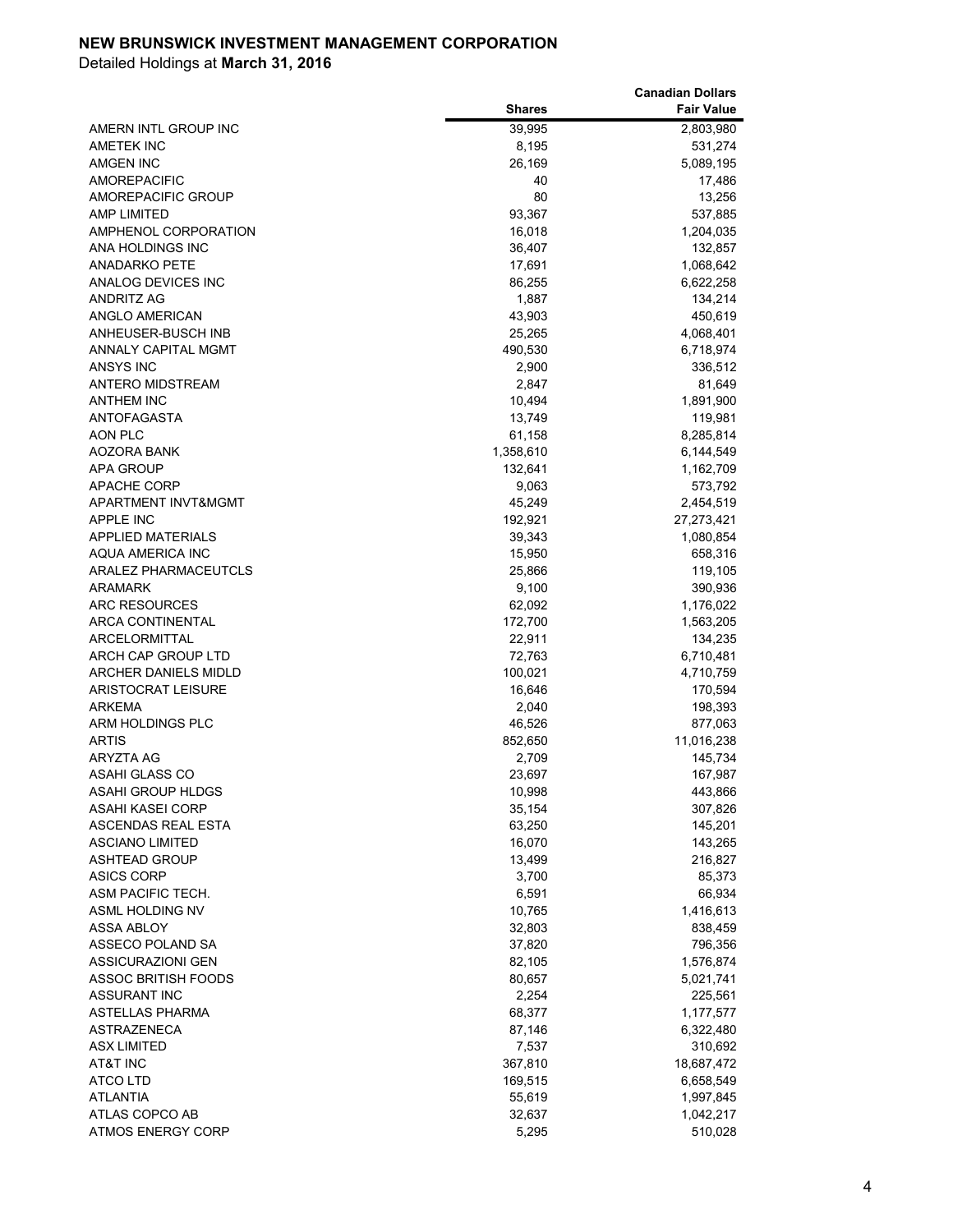**NEW BRUNSWICK INVESTMENT MANAGEMENT CORPORATION**

Detailed Holdings at **March 31, 2016**

| | Shares | Canadian Dollars Fair Value |
|---|---|---|
| AMERN INTL GROUP INC | 39,995 | 2,803,980 |
| AMETEK INC | 8,195 | 531,274 |
| AMGEN INC | 26,169 | 5,089,195 |
| AMOREPACIFIC | 40 | 17,486 |
| AMOREPACIFIC GROUP | 80 | 13,256 |
| AMP LIMITED | 93,367 | 537,885 |
| AMPHENOL CORPORATION | 16,018 | 1,204,035 |
| ANA HOLDINGS INC | 36,407 | 132,857 |
| ANADARKO PETE | 17,691 | 1,068,642 |
| ANALOG DEVICES INC | 86,255 | 6,622,258 |
| ANDRITZ AG | 1,887 | 134,214 |
| ANGLO AMERICAN | 43,903 | 450,619 |
| ANHEUSER-BUSCH INB | 25,265 | 4,068,401 |
| ANNALY CAPITAL MGMT | 490,530 | 6,718,974 |
| ANSYS INC | 2,900 | 336,512 |
| ANTERO MIDSTREAM | 2,847 | 81,649 |
| ANTHEM INC | 10,494 | 1,891,900 |
| ANTOFAGASTA | 13,749 | 119,981 |
| AON PLC | 61,158 | 8,285,814 |
| AOZORA BANK | 1,358,610 | 6,144,549 |
| APA GROUP | 132,641 | 1,162,709 |
| APACHE CORP | 9,063 | 573,792 |
| APARTMENT INVT&MGMT | 45,249 | 2,454,519 |
| APPLE INC | 192,921 | 27,273,421 |
| APPLIED MATERIALS | 39,343 | 1,080,854 |
| AQUA AMERICA INC | 15,950 | 658,316 |
| ARALEZ PHARMACEUTCLS | 25,866 | 119,105 |
| ARAMARK | 9,100 | 390,936 |
| ARC RESOURCES | 62,092 | 1,176,022 |
| ARCA CONTINENTAL | 172,700 | 1,563,205 |
| ARCELORMITTAL | 22,911 | 134,235 |
| ARCH CAP GROUP LTD | 72,763 | 6,710,481 |
| ARCHER DANIELS MIDLD | 100,021 | 4,710,759 |
| ARISTOCRAT LEISURE | 16,646 | 170,594 |
| ARKEMA | 2,040 | 198,393 |
| ARM HOLDINGS PLC | 46,526 | 877,063 |
| ARTIS | 852,650 | 11,016,238 |
| ARYZTA AG | 2,709 | 145,734 |
| ASAHI GLASS CO | 23,697 | 167,987 |
| ASAHI GROUP HLDGS | 10,998 | 443,866 |
| ASAHI KASEI CORP | 35,154 | 307,826 |
| ASCENDAS REAL ESTA | 63,250 | 145,201 |
| ASCIANO LIMITED | 16,070 | 143,265 |
| ASHTEAD GROUP | 13,499 | 216,827 |
| ASICS CORP | 3,700 | 85,373 |
| ASM PACIFIC TECH. | 6,591 | 66,934 |
| ASML HOLDING NV | 10,765 | 1,416,613 |
| ASSA ABLOY | 32,803 | 838,459 |
| ASSECO POLAND SA | 37,820 | 796,356 |
| ASSICURAZIONI GEN | 82,105 | 1,576,874 |
| ASSOC BRITISH FOODS | 80,657 | 5,021,741 |
| ASSURANT INC | 2,254 | 225,561 |
| ASTELLAS PHARMA | 68,377 | 1,177,577 |
| ASTRAZENECA | 87,146 | 6,322,480 |
| ASX LIMITED | 7,537 | 310,692 |
| AT&T INC | 367,810 | 18,687,472 |
| ATCO LTD | 169,515 | 6,658,549 |
| ATLANTIA | 55,619 | 1,997,845 |
| ATLAS COPCO AB | 32,637 | 1,042,217 |
| ATMOS ENERGY CORP | 5,295 | 510,028 |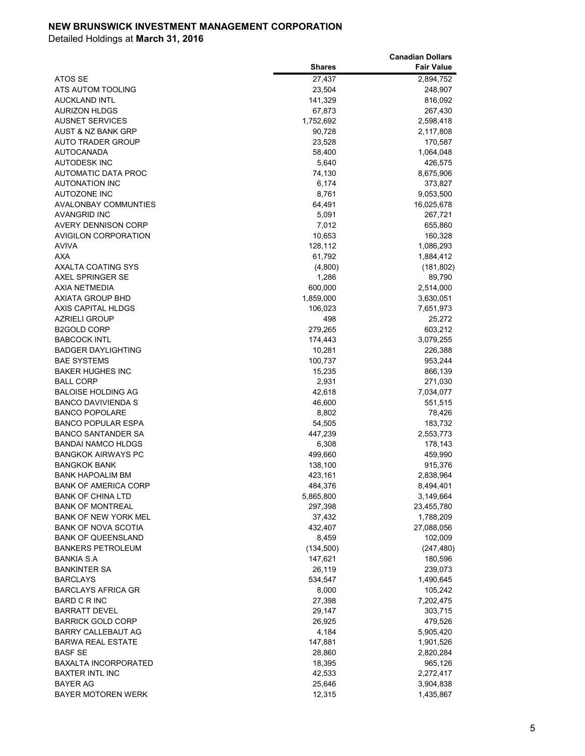**NEW BRUNSWICK INVESTMENT MANAGEMENT CORPORATION**

Detailed Holdings at **March 31, 2016**

| | Shares | Canadian Dollars Fair Value |
|---|---|---|
| ATOS SE | 27,437 | 2,894,752 |
| ATS AUTOM TOOLING | 23,504 | 248,907 |
| AUCKLAND INTL | 141,329 | 816,092 |
| AURIZON HLDGS | 67,873 | 267,430 |
| AUSNET SERVICES | 1,752,692 | 2,598,418 |
| AUST & NZ BANK GRP | 90,728 | 2,117,808 |
| AUTO TRADER GROUP | 23,528 | 170,587 |
| AUTOCANADA | 58,400 | 1,064,048 |
| AUTODESK INC | 5,640 | 426,575 |
| AUTOMATIC DATA PROC | 74,130 | 8,675,906 |
| AUTONATION INC | 6,174 | 373,827 |
| AUTOZONE INC | 8,761 | 9,053,500 |
| AVALONBAY COMMUNTIES | 64,491 | 16,025,678 |
| AVANGRID INC | 5,091 | 267,721 |
| AVERY DENNISON CORP | 7,012 | 655,860 |
| AVIGILON CORPORATION | 10,653 | 160,328 |
| AVIVA | 128,112 | 1,086,293 |
| AXA | 61,792 | 1,884,412 |
| AXALTA COATING SYS | (4,800) | (181,802) |
| AXEL SPRINGER SE | 1,286 | 89,790 |
| AXIA NETMEDIA | 600,000 | 2,514,000 |
| AXIATA GROUP BHD | 1,859,000 | 3,630,051 |
| AXIS CAPITAL HLDGS | 106,023 | 7,651,973 |
| AZRIELI GROUP | 498 | 25,272 |
| B2GOLD CORP | 279,265 | 603,212 |
| BABCOCK INTL | 174,443 | 3,079,255 |
| BADGER DAYLIGHTING | 10,281 | 226,388 |
| BAE SYSTEMS | 100,737 | 953,244 |
| BAKER HUGHES INC | 15,235 | 866,139 |
| BALL CORP | 2,931 | 271,030 |
| BALOISE HOLDING AG | 42,618 | 7,034,077 |
| BANCO DAVIVIENDA S | 46,600 | 551,515 |
| BANCO POPOLARE | 8,802 | 78,426 |
| BANCO POPULAR ESPA | 54,505 | 183,732 |
| BANCO SANTANDER SA | 447,239 | 2,553,773 |
| BANDAI NAMCO HLDGS | 6,308 | 178,143 |
| BANGKOK AIRWAYS PC | 499,660 | 459,990 |
| BANGKOK BANK | 138,100 | 915,376 |
| BANK HAPOALIM BM | 423,161 | 2,838,964 |
| BANK OF AMERICA CORP | 484,376 | 8,494,401 |
| BANK OF CHINA LTD | 5,865,800 | 3,149,664 |
| BANK OF MONTREAL | 297,398 | 23,455,780 |
| BANK OF NEW YORK MEL | 37,432 | 1,788,209 |
| BANK OF NOVA SCOTIA | 432,407 | 27,088,056 |
| BANK OF QUEENSLAND | 8,459 | 102,009 |
| BANKERS PETROLEUM | (134,500) | (247,480) |
| BANKIA S.A | 147,621 | 180,596 |
| BANKINTER SA | 26,119 | 239,073 |
| BARCLAYS | 534,547 | 1,490,645 |
| BARCLAYS AFRICA GR | 8,000 | 105,242 |
| BARD C R INC | 27,398 | 7,202,475 |
| BARRATT DEVEL | 29,147 | 303,715 |
| BARRICK GOLD CORP | 26,925 | 479,526 |
| BARRY CALLEBAUT AG | 4,184 | 5,905,420 |
| BARWA REAL ESTATE | 147,881 | 1,901,526 |
| BASF SE | 28,860 | 2,820,284 |
| BAXALTA INCORPORATED | 18,395 | 965,126 |
| BAXTER INTL INC | 42,533 | 2,272,417 |
| BAYER AG | 25,646 | 3,904,838 |
| BAYER MOTOREN WERK | 12,315 | 1,435,867 |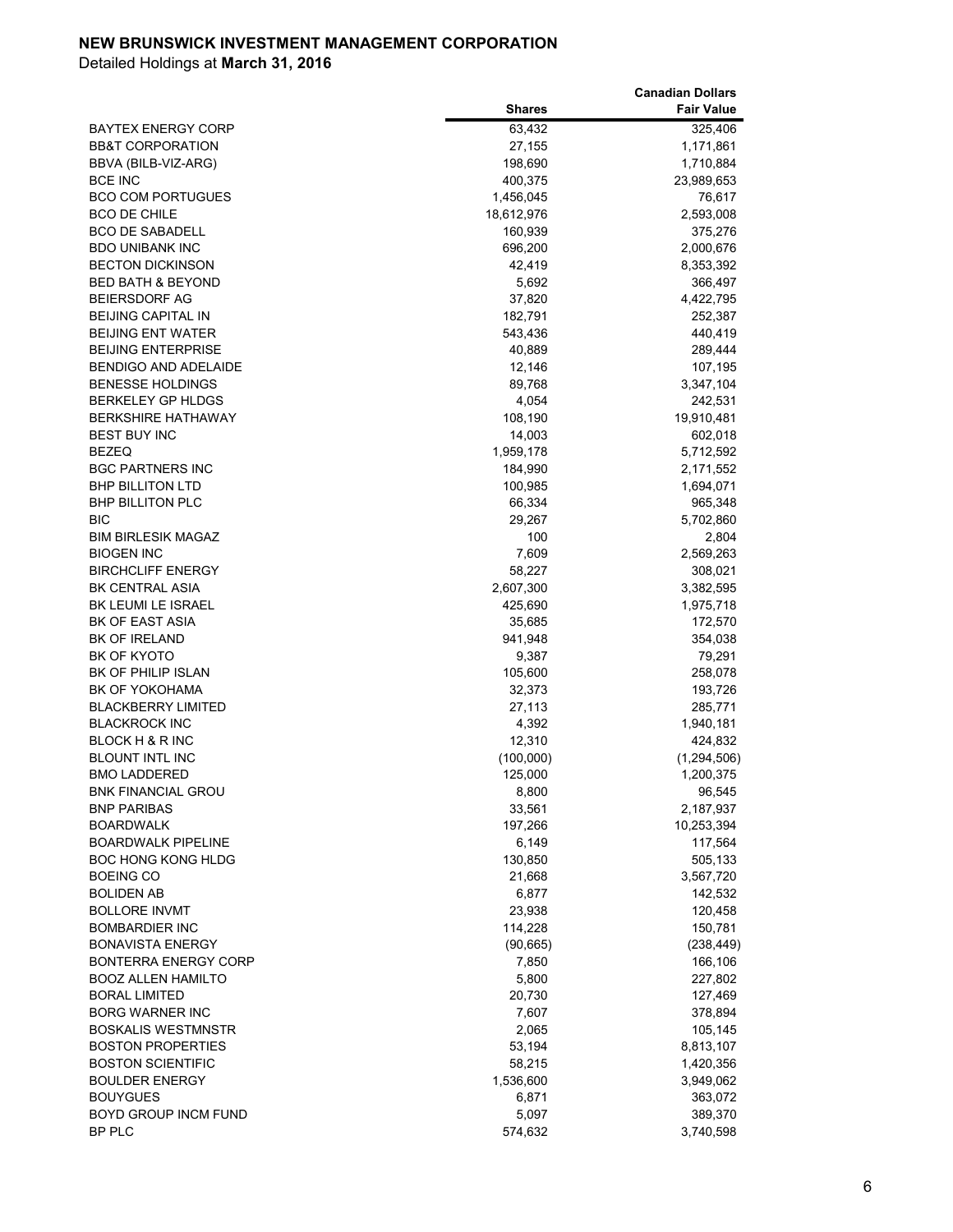**NEW BRUNSWICK INVESTMENT MANAGEMENT CORPORATION**

Detailed Holdings at **March 31, 2016**

| | Shares | Canadian Dollars Fair Value |
|---|---|---|
| BAYTEX ENERGY CORP | 63,432 | 325,406 |
| BB&T CORPORATION | 27,155 | 1,171,861 |
| BBVA (BILB-VIZ-ARG) | 198,690 | 1,710,884 |
| BCE INC | 400,375 | 23,989,653 |
| BCO COM PORTUGUES | 1,456,045 | 76,617 |
| BCO DE CHILE | 18,612,976 | 2,593,008 |
| BCO DE SABADELL | 160,939 | 375,276 |
| BDO UNIBANK INC | 696,200 | 2,000,676 |
| BECTON DICKINSON | 42,419 | 8,353,392 |
| BED BATH & BEYOND | 5,692 | 366,497 |
| BEIERSDORF AG | 37,820 | 4,422,795 |
| BEIJING CAPITAL IN | 182,791 | 252,387 |
| BEIJING ENT WATER | 543,436 | 440,419 |
| BEIJING ENTERPRISE | 40,889 | 289,444 |
| BENDIGO AND ADELAIDE | 12,146 | 107,195 |
| BENESSE HOLDINGS | 89,768 | 3,347,104 |
| BERKELEY GP HLDGS | 4,054 | 242,531 |
| BERKSHIRE HATHAWAY | 108,190 | 19,910,481 |
| BEST BUY INC | 14,003 | 602,018 |
| BEZEQ | 1,959,178 | 5,712,592 |
| BGC PARTNERS INC | 184,990 | 2,171,552 |
| BHP BILLITON LTD | 100,985 | 1,694,071 |
| BHP BILLITON PLC | 66,334 | 965,348 |
| BIC | 29,267 | 5,702,860 |
| BIM BIRLESIK MAGAZ | 100 | 2,804 |
| BIOGEN INC | 7,609 | 2,569,263 |
| BIRCHCLIFF ENERGY | 58,227 | 308,021 |
| BK CENTRAL ASIA | 2,607,300 | 3,382,595 |
| BK LEUMI LE ISRAEL | 425,690 | 1,975,718 |
| BK OF EAST ASIA | 35,685 | 172,570 |
| BK OF IRELAND | 941,948 | 354,038 |
| BK OF KYOTO | 9,387 | 79,291 |
| BK OF PHILIP ISLAN | 105,600 | 258,078 |
| BK OF YOKOHAMA | 32,373 | 193,726 |
| BLACKBERRY LIMITED | 27,113 | 285,771 |
| BLACKROCK INC | 4,392 | 1,940,181 |
| BLOCK H & R INC | 12,310 | 424,832 |
| BLOUNT INTL INC | (100,000) | (1,294,506) |
| BMO LADDERED | 125,000 | 1,200,375 |
| BNK FINANCIAL GROU | 8,800 | 96,545 |
| BNP PARIBAS | 33,561 | 2,187,937 |
| BOARDWALK | 197,266 | 10,253,394 |
| BOARDWALK PIPELINE | 6,149 | 117,564 |
| BOC HONG KONG HLDG | 130,850 | 505,133 |
| BOEING CO | 21,668 | 3,567,720 |
| BOLIDEN AB | 6,877 | 142,532 |
| BOLLORE INVMT | 23,938 | 120,458 |
| BOMBARDIER INC | 114,228 | 150,781 |
| BONAVISTA ENERGY | (90,665) | (238,449) |
| BONTERRA ENERGY CORP | 7,850 | 166,106 |
| BOOZ ALLEN HAMILTO | 5,800 | 227,802 |
| BORAL LIMITED | 20,730 | 127,469 |
| BORG WARNER INC | 7,607 | 378,894 |
| BOSKALIS WESTMNSTR | 2,065 | 105,145 |
| BOSTON PROPERTIES | 53,194 | 8,813,107 |
| BOSTON SCIENTIFIC | 58,215 | 1,420,356 |
| BOULDER ENERGY | 1,536,600 | 3,949,062 |
| BOUYGUES | 6,871 | 363,072 |
| BOYD GROUP INCM FUND | 5,097 | 389,370 |
| BP PLC | 574,632 | 3,740,598 |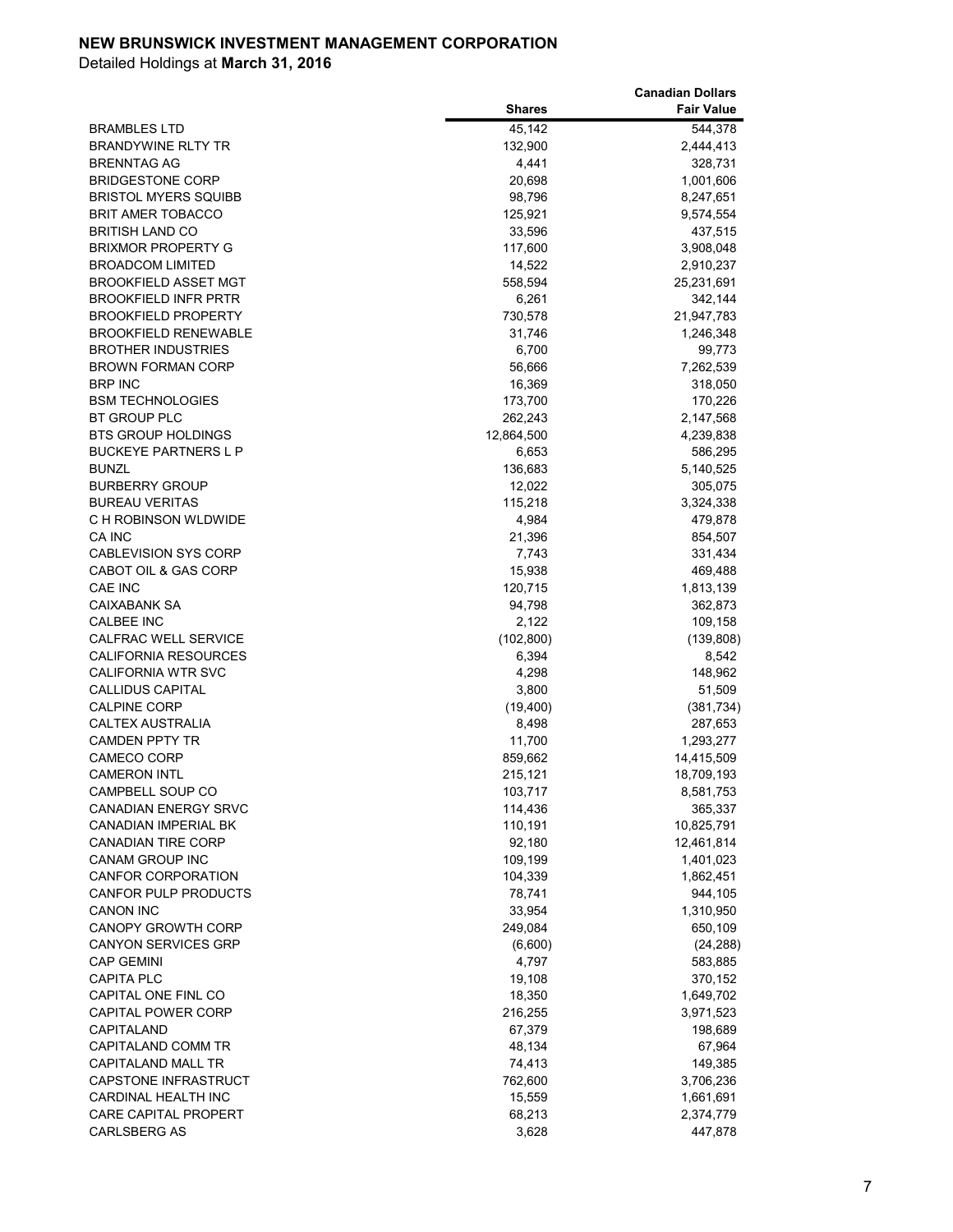**NEW BRUNSWICK INVESTMENT MANAGEMENT CORPORATION**

Detailed Holdings at **March 31, 2016**

| | Shares | Canadian Dollars Fair Value |
|---|---|---|
| BRAMBLES LTD | 45,142 | 544,378 |
| BRANDYWINE RLTY TR | 132,900 | 2,444,413 |
| BRENNTAG AG | 4,441 | 328,731 |
| BRIDGESTONE CORP | 20,698 | 1,001,606 |
| BRISTOL MYERS SQUIBB | 98,796 | 8,247,651 |
| BRIT AMER TOBACCO | 125,921 | 9,574,554 |
| BRITISH LAND CO | 33,596 | 437,515 |
| BRIXMOR PROPERTY G | 117,600 | 3,908,048 |
| BROADCOM LIMITED | 14,522 | 2,910,237 |
| BROOKFIELD ASSET MGT | 558,594 | 25,231,691 |
| BROOKFIELD INFR PRTR | 6,261 | 342,144 |
| BROOKFIELD PROPERTY | 730,578 | 21,947,783 |
| BROOKFIELD RENEWABLE | 31,746 | 1,246,348 |
| BROTHER INDUSTRIES | 6,700 | 99,773 |
| BROWN FORMAN CORP | 56,666 | 7,262,539 |
| BRP INC | 16,369 | 318,050 |
| BSM TECHNOLOGIES | 173,700 | 170,226 |
| BT GROUP PLC | 262,243 | 2,147,568 |
| BTS GROUP HOLDINGS | 12,864,500 | 4,239,838 |
| BUCKEYE PARTNERS L P | 6,653 | 586,295 |
| BUNZL | 136,683 | 5,140,525 |
| BURBERRY GROUP | 12,022 | 305,075 |
| BUREAU VERITAS | 115,218 | 3,324,338 |
| C H ROBINSON WLDWIDE | 4,984 | 479,878 |
| CA INC | 21,396 | 854,507 |
| CABLEVISION SYS CORP | 7,743 | 331,434 |
| CABOT OIL & GAS CORP | 15,938 | 469,488 |
| CAE INC | 120,715 | 1,813,139 |
| CAIXABANK SA | 94,798 | 362,873 |
| CALBEE INC | 2,122 | 109,158 |
| CALFRAC WELL SERVICE | (102,800) | (139,808) |
| CALIFORNIA RESOURCES | 6,394 | 8,542 |
| CALIFORNIA WTR SVC | 4,298 | 148,962 |
| CALLIDUS CAPITAL | 3,800 | 51,509 |
| CALPINE CORP | (19,400) | (381,734) |
| CALTEX AUSTRALIA | 8,498 | 287,653 |
| CAMDEN PPTY TR | 11,700 | 1,293,277 |
| CAMECO CORP | 859,662 | 14,415,509 |
| CAMERON INTL | 215,121 | 18,709,193 |
| CAMPBELL SOUP CO | 103,717 | 8,581,753 |
| CANADIAN ENERGY SRVC | 114,436 | 365,337 |
| CANADIAN IMPERIAL BK | 110,191 | 10,825,791 |
| CANADIAN TIRE CORP | 92,180 | 12,461,814 |
| CANAM GROUP INC | 109,199 | 1,401,023 |
| CANFOR CORPORATION | 104,339 | 1,862,451 |
| CANFOR PULP PRODUCTS | 78,741 | 944,105 |
| CANON INC | 33,954 | 1,310,950 |
| CANOPY GROWTH CORP | 249,084 | 650,109 |
| CANYON SERVICES GRP | (6,600) | (24,288) |
| CAP GEMINI | 4,797 | 583,885 |
| CAPITA PLC | 19,108 | 370,152 |
| CAPITAL ONE FINL CO | 18,350 | 1,649,702 |
| CAPITAL POWER CORP | 216,255 | 3,971,523 |
| CAPITALAND | 67,379 | 198,689 |
| CAPITALAND COMM TR | 48,134 | 67,964 |
| CAPITALAND MALL TR | 74,413 | 149,385 |
| CAPSTONE INFRASTRUCT | 762,600 | 3,706,236 |
| CARDINAL HEALTH INC | 15,559 | 1,661,691 |
| CARE CAPITAL PROPERT | 68,213 | 2,374,779 |
| CARLSBERG AS | 3,628 | 447,878 |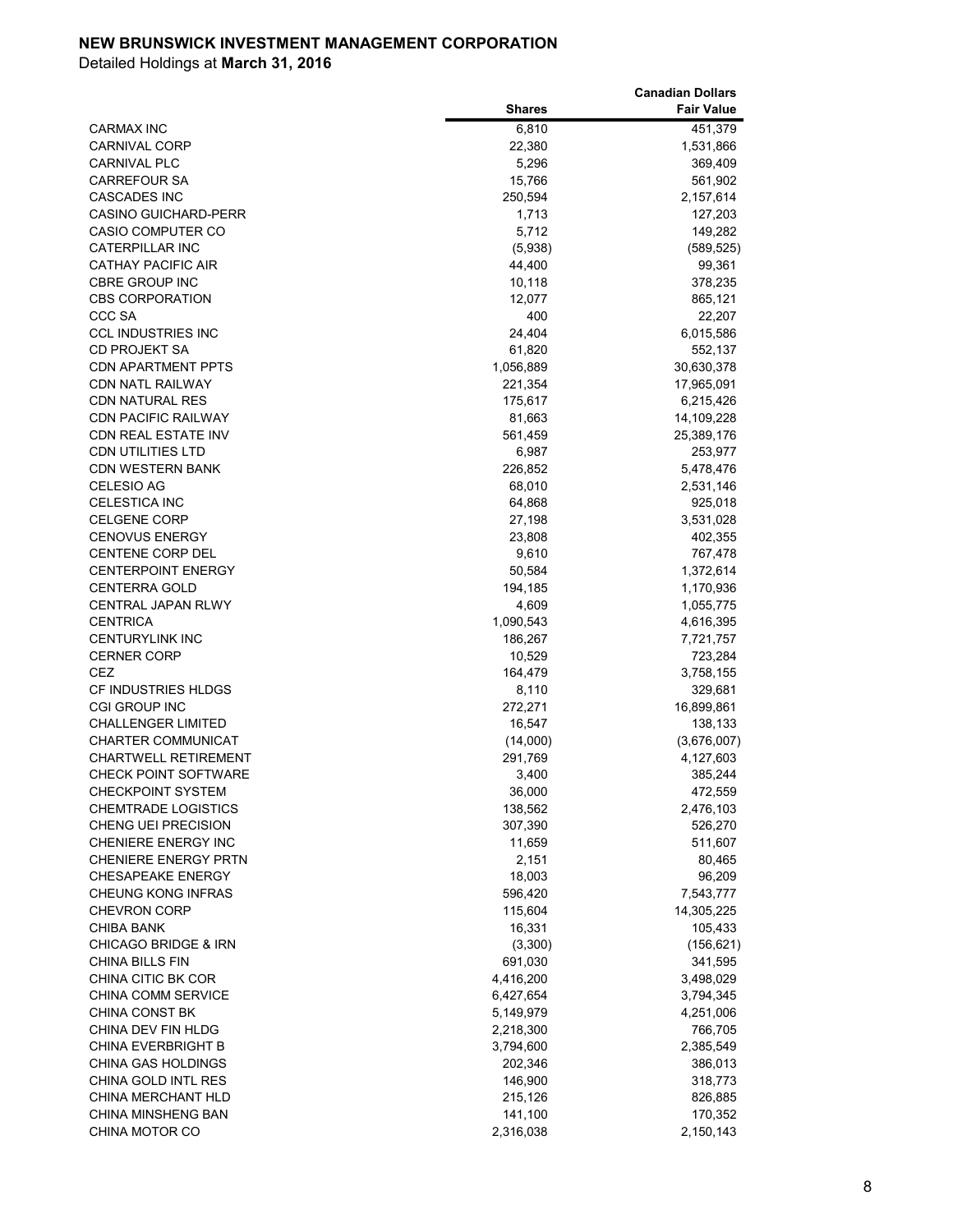**NEW BRUNSWICK INVESTMENT MANAGEMENT CORPORATION**

Detailed Holdings at **March 31, 2016**

| | Shares | Canadian Dollars Fair Value |
|---|---|---|
| CARMAX INC | 6,810 | 451,379 |
| CARNIVAL CORP | 22,380 | 1,531,866 |
| CARNIVAL PLC | 5,296 | 369,409 |
| CARREFOUR SA | 15,766 | 561,902 |
| CASCADES INC | 250,594 | 2,157,614 |
| CASINO GUICHARD-PERR | 1,713 | 127,203 |
| CASIO COMPUTER CO | 5,712 | 149,282 |
| CATERPILLAR INC | (5,938) | (589,525) |
| CATHAY PACIFIC AIR | 44,400 | 99,361 |
| CBRE GROUP INC | 10,118 | 378,235 |
| CBS CORPORATION | 12,077 | 865,121 |
| CCC SA | 400 | 22,207 |
| CCL INDUSTRIES INC | 24,404 | 6,015,586 |
| CD PROJEKT SA | 61,820 | 552,137 |
| CDN APARTMENT PPTS | 1,056,889 | 30,630,378 |
| CDN NATL RAILWAY | 221,354 | 17,965,091 |
| CDN NATURAL RES | 175,617 | 6,215,426 |
| CDN PACIFIC RAILWAY | 81,663 | 14,109,228 |
| CDN REAL ESTATE INV | 561,459 | 25,389,176 |
| CDN UTILITIES LTD | 6,987 | 253,977 |
| CDN WESTERN BANK | 226,852 | 5,478,476 |
| CELESIO AG | 68,010 | 2,531,146 |
| CELESTICA INC | 64,868 | 925,018 |
| CELGENE CORP | 27,198 | 3,531,028 |
| CENOVUS ENERGY | 23,808 | 402,355 |
| CENTENE CORP DEL | 9,610 | 767,478 |
| CENTERPOINT ENERGY | 50,584 | 1,372,614 |
| CENTERRA GOLD | 194,185 | 1,170,936 |
| CENTRAL JAPAN RLWY | 4,609 | 1,055,775 |
| CENTRICA | 1,090,543 | 4,616,395 |
| CENTURYLINK INC | 186,267 | 7,721,757 |
| CERNER CORP | 10,529 | 723,284 |
| CEZ | 164,479 | 3,758,155 |
| CF INDUSTRIES HLDGS | 8,110 | 329,681 |
| CGI GROUP INC | 272,271 | 16,899,861 |
| CHALLENGER LIMITED | 16,547 | 138,133 |
| CHARTER COMMUNICAT | (14,000) | (3,676,007) |
| CHARTWELL RETIREMENT | 291,769 | 4,127,603 |
| CHECK POINT SOFTWARE | 3,400 | 385,244 |
| CHECKPOINT SYSTEM | 36,000 | 472,559 |
| CHEMTRADE LOGISTICS | 138,562 | 2,476,103 |
| CHENG UEI PRECISION | 307,390 | 526,270 |
| CHENIERE ENERGY INC | 11,659 | 511,607 |
| CHENIERE ENERGY PRTN | 2,151 | 80,465 |
| CHESAPEAKE ENERGY | 18,003 | 96,209 |
| CHEUNG KONG INFRAS | 596,420 | 7,543,777 |
| CHEVRON CORP | 115,604 | 14,305,225 |
| CHIBA BANK | 16,331 | 105,433 |
| CHICAGO BRIDGE & IRN | (3,300) | (156,621) |
| CHINA BILLS FIN | 691,030 | 341,595 |
| CHINA CITIC BK COR | 4,416,200 | 3,498,029 |
| CHINA COMM SERVICE | 6,427,654 | 3,794,345 |
| CHINA CONST BK | 5,149,979 | 4,251,006 |
| CHINA DEV FIN HLDG | 2,218,300 | 766,705 |
| CHINA EVERBRIGHT B | 3,794,600 | 2,385,549 |
| CHINA GAS HOLDINGS | 202,346 | 386,013 |
| CHINA GOLD INTL RES | 146,900 | 318,773 |
| CHINA MERCHANT HLD | 215,126 | 826,885 |
| CHINA MINSHENG BAN | 141,100 | 170,352 |
| CHINA MOTOR CO | 2,316,038 | 2,150,143 |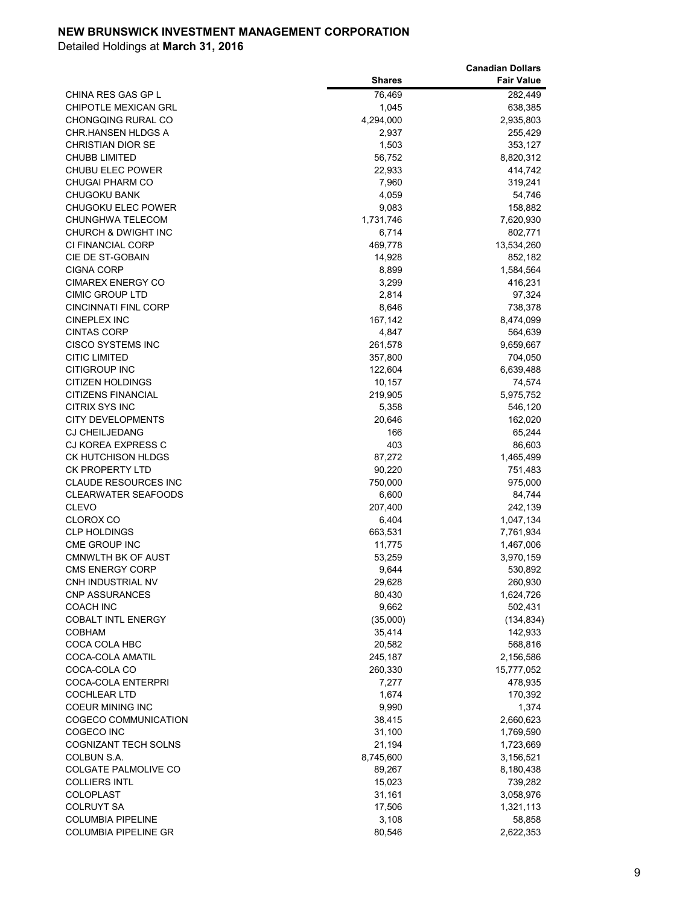**NEW BRUNSWICK INVESTMENT MANAGEMENT CORPORATION**

Detailed Holdings at **March 31, 2016**

| | Shares | Canadian Dollars Fair Value |
|---|---|---|
| CHINA RES GAS GP L | 76,469 | 282,449 |
| CHIPOTLE MEXICAN GRL | 1,045 | 638,385 |
| CHONGQING RURAL CO | 4,294,000 | 2,935,803 |
| CHR.HANSEN HLDGS A | 2,937 | 255,429 |
| CHRISTIAN DIOR SE | 1,503 | 353,127 |
| CHUBB LIMITED | 56,752 | 8,820,312 |
| CHUBU ELEC POWER | 22,933 | 414,742 |
| CHUGAI PHARM CO | 7,960 | 319,241 |
| CHUGOKU BANK | 4,059 | 54,746 |
| CHUGOKU ELEC POWER | 9,083 | 158,882 |
| CHUNGHWA TELECOM | 1,731,746 | 7,620,930 |
| CHURCH & DWIGHT INC | 6,714 | 802,771 |
| CI FINANCIAL CORP | 469,778 | 13,534,260 |
| CIE DE ST-GOBAIN | 14,928 | 852,182 |
| CIGNA CORP | 8,899 | 1,584,564 |
| CIMAREX ENERGY CO | 3,299 | 416,231 |
| CIMIC GROUP LTD | 2,814 | 97,324 |
| CINCINNATI FINL CORP | 8,646 | 738,378 |
| CINEPLEX INC | 167,142 | 8,474,099 |
| CINTAS CORP | 4,847 | 564,639 |
| CISCO SYSTEMS INC | 261,578 | 9,659,667 |
| CITIC LIMITED | 357,800 | 704,050 |
| CITIGROUP INC | 122,604 | 6,639,488 |
| CITIZEN HOLDINGS | 10,157 | 74,574 |
| CITIZENS FINANCIAL | 219,905 | 5,975,752 |
| CITRIX SYS INC | 5,358 | 546,120 |
| CITY DEVELOPMENTS | 20,646 | 162,020 |
| CJ CHEILJEDANG | 166 | 65,244 |
| CJ KOREA EXPRESS C | 403 | 86,603 |
| CK HUTCHISON HLDGS | 87,272 | 1,465,499 |
| CK PROPERTY LTD | 90,220 | 751,483 |
| CLAUDE RESOURCES INC | 750,000 | 975,000 |
| CLEARWATER SEAFOODS | 6,600 | 84,744 |
| CLEVO | 207,400 | 242,139 |
| CLOROX CO | 6,404 | 1,047,134 |
| CLP HOLDINGS | 663,531 | 7,761,934 |
| CME GROUP INC | 11,775 | 1,467,006 |
| CMNWLTH BK OF AUST | 53,259 | 3,970,159 |
| CMS ENERGY CORP | 9,644 | 530,892 |
| CNH INDUSTRIAL NV | 29,628 | 260,930 |
| CNP ASSURANCES | 80,430 | 1,624,726 |
| COACH INC | 9,662 | 502,431 |
| COBALT INTL ENERGY | (35,000) | (134,834) |
| COBHAM | 35,414 | 142,933 |
| COCA COLA HBC | 20,582 | 568,816 |
| COCA-COLA AMATIL | 245,187 | 2,156,586 |
| COCA-COLA CO | 260,330 | 15,777,052 |
| COCA-COLA ENTERPRI | 7,277 | 478,935 |
| COCHLEAR LTD | 1,674 | 170,392 |
| COEUR MINING INC | 9,990 | 1,374 |
| COGECO COMMUNICATION | 38,415 | 2,660,623 |
| COGECO INC | 31,100 | 1,769,590 |
| COGNIZANT TECH SOLNS | 21,194 | 1,723,669 |
| COLBUN S.A. | 8,745,600 | 3,156,521 |
| COLGATE PALMOLIVE CO | 89,267 | 8,180,438 |
| COLLIERS INTL | 15,023 | 739,282 |
| COLOPLAST | 31,161 | 3,058,976 |
| COLRUYT SA | 17,506 | 1,321,113 |
| COLUMBIA PIPELINE | 3,108 | 58,858 |
| COLUMBIA PIPELINE GR | 80,546 | 2,622,353 |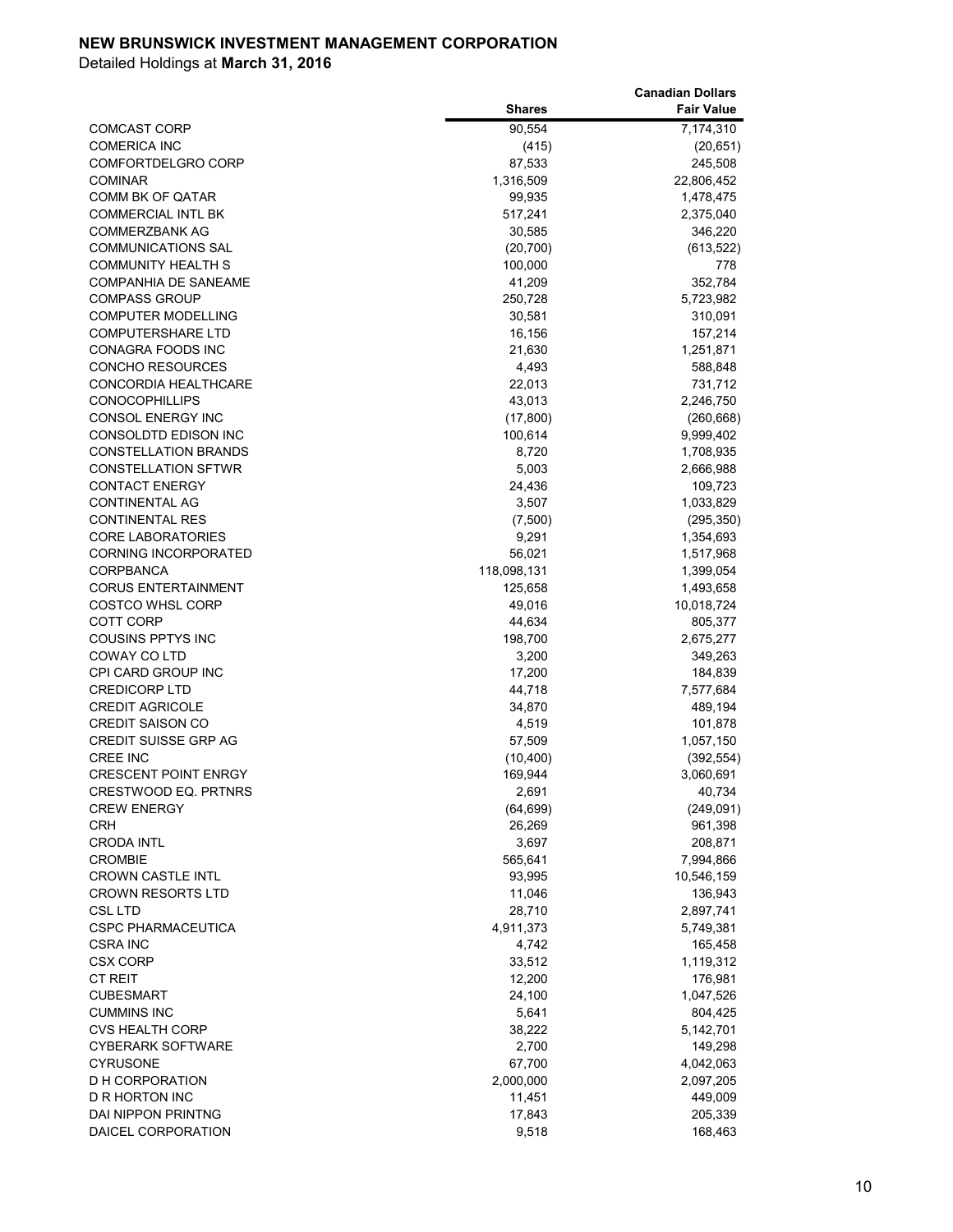**NEW BRUNSWICK INVESTMENT MANAGEMENT CORPORATION**

Detailed Holdings at **March 31, 2016**

| | Shares | Canadian Dollars Fair Value |
|---|---|---|
| COMCAST CORP | 90,554 | 7,174,310 |
| COMERICA INC | (415) | (20,651) |
| COMFORTDELGRO CORP | 87,533 | 245,508 |
| COMINAR | 1,316,509 | 22,806,452 |
| COMM BK OF QATAR | 99,935 | 1,478,475 |
| COMMERCIAL INTL BK | 517,241 | 2,375,040 |
| COMMERZBANK AG | 30,585 | 346,220 |
| COMMUNICATIONS SAL | (20,700) | (613,522) |
| COMMUNITY HEALTH S | 100,000 | 778 |
| COMPANHIA DE SANEAME | 41,209 | 352,784 |
| COMPASS GROUP | 250,728 | 5,723,982 |
| COMPUTER MODELLING | 30,581 | 310,091 |
| COMPUTERSHARE LTD | 16,156 | 157,214 |
| CONAGRA FOODS INC | 21,630 | 1,251,871 |
| CONCHO RESOURCES | 4,493 | 588,848 |
| CONCORDIA HEALTHCARE | 22,013 | 731,712 |
| CONOCOPHILLIPS | 43,013 | 2,246,750 |
| CONSOL ENERGY INC | (17,800) | (260,668) |
| CONSOLDTD EDISON INC | 100,614 | 9,999,402 |
| CONSTELLATION BRANDS | 8,720 | 1,708,935 |
| CONSTELLATION SFTWR | 5,003 | 2,666,988 |
| CONTACT ENERGY | 24,436 | 109,723 |
| CONTINENTAL AG | 3,507 | 1,033,829 |
| CONTINENTAL RES | (7,500) | (295,350) |
| CORE LABORATORIES | 9,291 | 1,354,693 |
| CORNING INCORPORATED | 56,021 | 1,517,968 |
| CORPBANCA | 118,098,131 | 1,399,054 |
| CORUS ENTERTAINMENT | 125,658 | 1,493,658 |
| COSTCO WHSL CORP | 49,016 | 10,018,724 |
| COTT CORP | 44,634 | 805,377 |
| COUSINS PPTYS INC | 198,700 | 2,675,277 |
| COWAY CO LTD | 3,200 | 349,263 |
| CPI CARD GROUP INC | 17,200 | 184,839 |
| CREDICORP LTD | 44,718 | 7,577,684 |
| CREDIT AGRICOLE | 34,870 | 489,194 |
| CREDIT SAISON CO | 4,519 | 101,878 |
| CREDIT SUISSE GRP AG | 57,509 | 1,057,150 |
| CREE INC | (10,400) | (392,554) |
| CRESCENT POINT ENRGY | 169,944 | 3,060,691 |
| CRESTWOOD EQ. PRTNRS | 2,691 | 40,734 |
| CREW ENERGY | (64,699) | (249,091) |
| CRH | 26,269 | 961,398 |
| CRODA INTL | 3,697 | 208,871 |
| CROMBIE | 565,641 | 7,994,866 |
| CROWN CASTLE INTL | 93,995 | 10,546,159 |
| CROWN RESORTS LTD | 11,046 | 136,943 |
| CSL LTD | 28,710 | 2,897,741 |
| CSPC PHARMACEUTICA | 4,911,373 | 5,749,381 |
| CSRA INC | 4,742 | 165,458 |
| CSX CORP | 33,512 | 1,119,312 |
| CT REIT | 12,200 | 176,981 |
| CUBESMART | 24,100 | 1,047,526 |
| CUMMINS INC | 5,641 | 804,425 |
| CVS HEALTH CORP | 38,222 | 5,142,701 |
| CYBERARK SOFTWARE | 2,700 | 149,298 |
| CYRUSONE | 67,700 | 4,042,063 |
| D H CORPORATION | 2,000,000 | 2,097,205 |
| D R HORTON INC | 11,451 | 449,009 |
| DAI NIPPON PRINTNG | 17,843 | 205,339 |
| DAICEL CORPORATION | 9,518 | 168,463 |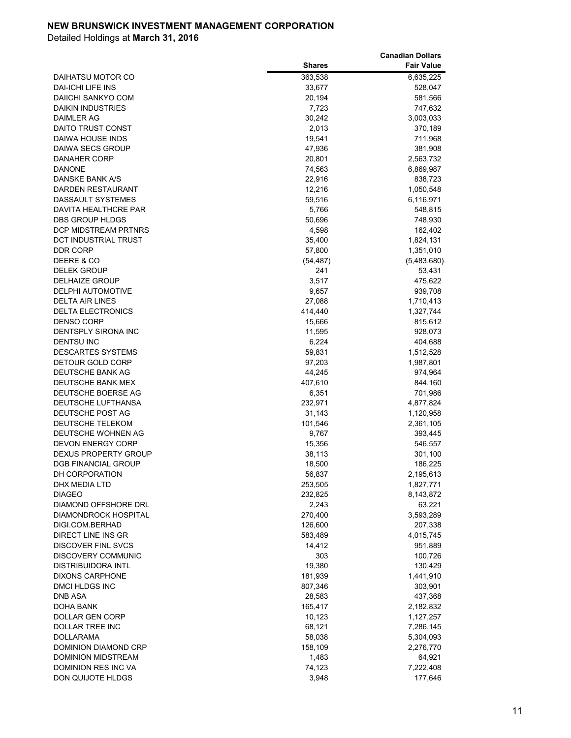**NEW BRUNSWICK INVESTMENT MANAGEMENT CORPORATION**

Detailed Holdings at **March 31, 2016**

| | Shares | Canadian Dollars Fair Value |
|---|---:|---:|
| DAIHATSU MOTOR CO | 363,538 | 6,635,225 |
| DAI-ICHI LIFE INS | 33,677 | 528,047 |
| DAIICHI SANKYO COM | 20,194 | 581,566 |
| DAIKIN INDUSTRIES | 7,723 | 747,632 |
| DAIMLER AG | 30,242 | 3,003,033 |
| DAITO TRUST CONST | 2,013 | 370,189 |
| DAIWA HOUSE INDS | 19,541 | 711,968 |
| DAIWA SECS GROUP | 47,936 | 381,908 |
| DANAHER CORP | 20,801 | 2,563,732 |
| DANONE | 74,563 | 6,869,987 |
| DANSKE BANK A/S | 22,916 | 838,723 |
| DARDEN RESTAURANT | 12,216 | 1,050,548 |
| DASSAULT SYSTEMES | 59,516 | 6,116,971 |
| DAVITA HEALTHCRE PAR | 5,766 | 548,815 |
| DBS GROUP HLDGS | 50,696 | 748,930 |
| DCP MIDSTREAM PRTNRS | 4,598 | 162,402 |
| DCT INDUSTRIAL TRUST | 35,400 | 1,824,131 |
| DDR CORP | 57,800 | 1,351,010 |
| DEERE & CO | (54,487) | (5,483,680) |
| DELEK GROUP | 241 | 53,431 |
| DELHAIZE GROUP | 3,517 | 475,622 |
| DELPHI AUTOMOTIVE | 9,657 | 939,708 |
| DELTA AIR LINES | 27,088 | 1,710,413 |
| DELTA ELECTRONICS | 414,440 | 1,327,744 |
| DENSO CORP | 15,666 | 815,612 |
| DENTSPLY SIRONA INC | 11,595 | 928,073 |
| DENTSU INC | 6,224 | 404,688 |
| DESCARTES SYSTEMS | 59,831 | 1,512,528 |
| DETOUR GOLD CORP | 97,203 | 1,987,801 |
| DEUTSCHE BANK AG | 44,245 | 974,964 |
| DEUTSCHE BANK MEX | 407,610 | 844,160 |
| DEUTSCHE BOERSE AG | 6,351 | 701,986 |
| DEUTSCHE LUFTHANSA | 232,971 | 4,877,824 |
| DEUTSCHE POST AG | 31,143 | 1,120,958 |
| DEUTSCHE TELEKOM | 101,546 | 2,361,105 |
| DEUTSCHE WOHNEN AG | 9,767 | 393,445 |
| DEVON ENERGY CORP | 15,356 | 546,557 |
| DEXUS PROPERTY GROUP | 38,113 | 301,100 |
| DGB FINANCIAL GROUP | 18,500 | 186,225 |
| DH CORPORATION | 56,837 | 2,195,613 |
| DHX MEDIA LTD | 253,505 | 1,827,771 |
| DIAGEO | 232,825 | 8,143,872 |
| DIAMOND OFFSHORE DRL | 2,243 | 63,221 |
| DIAMONDROCK HOSPITAL | 270,400 | 3,593,289 |
| DIGI.COM.BERHAD | 126,600 | 207,338 |
| DIRECT LINE INS GR | 583,489 | 4,015,745 |
| DISCOVER FINL SVCS | 14,412 | 951,889 |
| DISCOVERY COMMUNIC | 303 | 100,726 |
| DISTRIBUIDORA INTL | 19,380 | 130,429 |
| DIXONS CARPHONE | 181,939 | 1,441,910 |
| DMCI HLDGS INC | 807,346 | 303,901 |
| DNB ASA | 28,583 | 437,368 |
| DOHA BANK | 165,417 | 2,182,832 |
| DOLLAR GEN CORP | 10,123 | 1,127,257 |
| DOLLAR TREE INC | 68,121 | 7,286,145 |
| DOLLARAMA | 58,038 | 5,304,093 |
| DOMINION DIAMOND CRP | 158,109 | 2,276,770 |
| DOMINION MIDSTREAM | 1,483 | 64,921 |
| DOMINION RES INC VA | 74,123 | 7,222,408 |
| DON QUIJOTE HLDGS | 3,948 | 177,646 |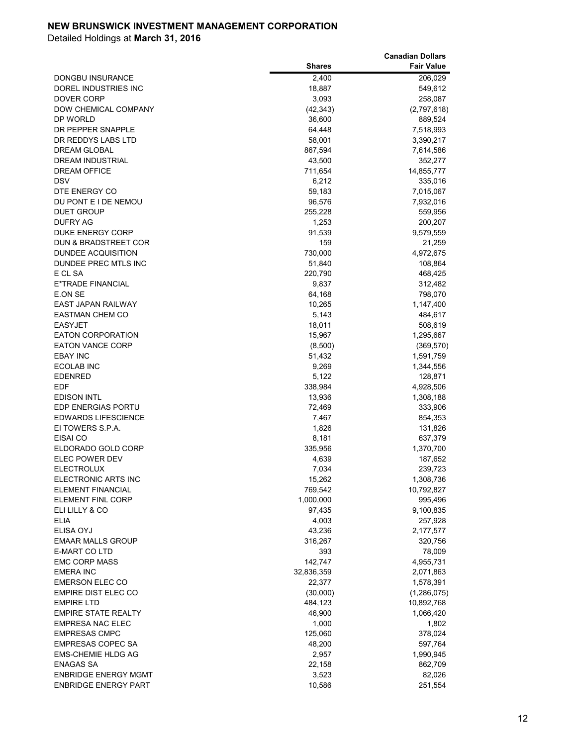**NEW BRUNSWICK INVESTMENT MANAGEMENT CORPORATION**

Detailed Holdings at **March 31, 2016**

| | Shares | Canadian Dollars Fair Value |
|---|---|---|
| DONGBU INSURANCE | 2,400 | 206,029 |
| DOREL INDUSTRIES INC | 18,887 | 549,612 |
| DOVER CORP | 3,093 | 258,087 |
| DOW CHEMICAL COMPANY | (42,343) | (2,797,618) |
| DP WORLD | 36,600 | 889,524 |
| DR PEPPER SNAPPLE | 64,448 | 7,518,993 |
| DR REDDYS LABS LTD | 58,001 | 3,390,217 |
| DREAM GLOBAL | 867,594 | 7,614,586 |
| DREAM INDUSTRIAL | 43,500 | 352,277 |
| DREAM OFFICE | 711,654 | 14,855,777 |
| DSV | 6,212 | 335,016 |
| DTE ENERGY CO | 59,183 | 7,015,067 |
| DU PONT E I DE NEMOU | 96,576 | 7,932,016 |
| DUET GROUP | 255,228 | 559,956 |
| DUFRY AG | 1,253 | 200,207 |
| DUKE ENERGY CORP | 91,539 | 9,579,559 |
| DUN & BRADSTREET COR | 159 | 21,259 |
| DUNDEE ACQUISITION | 730,000 | 4,972,675 |
| DUNDEE PREC MTLS INC | 51,840 | 108,864 |
| E CL SA | 220,790 | 468,425 |
| E*TRADE FINANCIAL | 9,837 | 312,482 |
| E.ON SE | 64,168 | 798,070 |
| EAST JAPAN RAILWAY | 10,265 | 1,147,400 |
| EASTMAN CHEM CO | 5,143 | 484,617 |
| EASYJET | 18,011 | 508,619 |
| EATON CORPORATION | 15,967 | 1,295,667 |
| EATON VANCE CORP | (8,500) | (369,570) |
| EBAY INC | 51,432 | 1,591,759 |
| ECOLAB INC | 9,269 | 1,344,556 |
| EDENRED | 5,122 | 128,871 |
| EDF | 338,984 | 4,928,506 |
| EDISON INTL | 13,936 | 1,308,188 |
| EDP ENERGIAS PORTU | 72,469 | 333,906 |
| EDWARDS LIFESCIENCE | 7,467 | 854,353 |
| EI TOWERS S.P.A. | 1,826 | 131,826 |
| EISAI CO | 8,181 | 637,379 |
| ELDORADO GOLD CORP | 335,956 | 1,370,700 |
| ELEC POWER DEV | 4,639 | 187,652 |
| ELECTROLUX | 7,034 | 239,723 |
| ELECTRONIC ARTS INC | 15,262 | 1,308,736 |
| ELEMENT FINANCIAL | 769,542 | 10,792,827 |
| ELEMENT FINL CORP | 1,000,000 | 995,496 |
| ELI LILLY & CO | 97,435 | 9,100,835 |
| ELIA | 4,003 | 257,928 |
| ELISA OYJ | 43,236 | 2,177,577 |
| EMAAR MALLS GROUP | 316,267 | 320,756 |
| E-MART CO LTD | 393 | 78,009 |
| EMC CORP MASS | 142,747 | 4,955,731 |
| EMERA INC | 32,836,359 | 2,071,863 |
| EMERSON ELEC CO | 22,377 | 1,578,391 |
| EMPIRE DIST ELEC CO | (30,000) | (1,286,075) |
| EMPIRE LTD | 484,123 | 10,892,768 |
| EMPIRE STATE REALTY | 46,900 | 1,066,420 |
| EMPRESA NAC ELEC | 1,000 | 1,802 |
| EMPRESAS CMPC | 125,060 | 378,024 |
| EMPRESAS COPEC SA | 48,200 | 597,764 |
| EMS-CHEMIE HLDG AG | 2,957 | 1,990,945 |
| ENAGAS SA | 22,158 | 862,709 |
| ENBRIDGE ENERGY MGMT | 3,523 | 82,026 |
| ENBRIDGE ENERGY PART | 10,586 | 251,554 |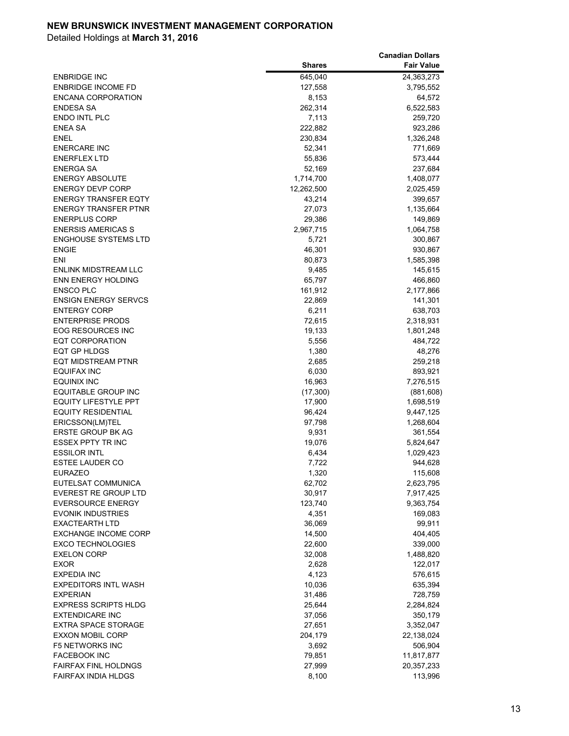**NEW BRUNSWICK INVESTMENT MANAGEMENT CORPORATION**

Detailed Holdings at **March 31, 2016**

| | Shares | Canadian Dollars Fair Value |
|---|---|---|
| ENBRIDGE INC | 645,040 | 24,363,273 |
| ENBRIDGE INCOME FD | 127,558 | 3,795,552 |
| ENCANA CORPORATION | 8,153 | 64,572 |
| ENDESA SA | 262,314 | 6,522,583 |
| ENDO INTL PLC | 7,113 | 259,720 |
| ENEA SA | 222,882 | 923,286 |
| ENEL | 230,834 | 1,326,248 |
| ENERCARE INC | 52,341 | 771,669 |
| ENERFLEX LTD | 55,836 | 573,444 |
| ENERGA SA | 52,169 | 237,684 |
| ENERGY ABSOLUTE | 1,714,700 | 1,408,077 |
| ENERGY DEVP CORP | 12,262,500 | 2,025,459 |
| ENERGY TRANSFER EQTY | 43,214 | 399,657 |
| ENERGY TRANSFER PTNR | 27,073 | 1,135,664 |
| ENERPLUS CORP | 29,386 | 149,869 |
| ENERSIS AMERICAS S | 2,967,715 | 1,064,758 |
| ENGHOUSE SYSTEMS LTD | 5,721 | 300,867 |
| ENGIE | 46,301 | 930,867 |
| ENI | 80,873 | 1,585,398 |
| ENLINK MIDSTREAM LLC | 9,485 | 145,615 |
| ENN ENERGY HOLDING | 65,797 | 466,860 |
| ENSCO PLC | 161,912 | 2,177,866 |
| ENSIGN ENERGY SERVCS | 22,869 | 141,301 |
| ENTERGY CORP | 6,211 | 638,703 |
| ENTERPRISE PRODS | 72,615 | 2,318,931 |
| EOG RESOURCES INC | 19,133 | 1,801,248 |
| EQT CORPORATION | 5,556 | 484,722 |
| EQT GP HLDGS | 1,380 | 48,276 |
| EQT MIDSTREAM PTNR | 2,685 | 259,218 |
| EQUIFAX INC | 6,030 | 893,921 |
| EQUINIX INC | 16,963 | 7,276,515 |
| EQUITABLE GROUP INC | (17,300) | (881,608) |
| EQUITY LIFESTYLE PPT | 17,900 | 1,698,519 |
| EQUITY RESIDENTIAL | 96,424 | 9,447,125 |
| ERICSSON(LM)TEL | 97,798 | 1,268,604 |
| ERSTE GROUP BK AG | 9,931 | 361,554 |
| ESSEX PPTY TR INC | 19,076 | 5,824,647 |
| ESSILOR INTL | 6,434 | 1,029,423 |
| ESTEE LAUDER CO | 7,722 | 944,628 |
| EURAZEO | 1,320 | 115,608 |
| EUTELSAT COMMUNICA | 62,702 | 2,623,795 |
| EVEREST RE GROUP LTD | 30,917 | 7,917,425 |
| EVERSOURCE ENERGY | 123,740 | 9,363,754 |
| EVONIK INDUSTRIES | 4,351 | 169,083 |
| EXACTEARTH LTD | 36,069 | 99,911 |
| EXCHANGE INCOME CORP | 14,500 | 404,405 |
| EXCO TECHNOLOGIES | 22,600 | 339,000 |
| EXELON CORP | 32,008 | 1,488,820 |
| EXOR | 2,628 | 122,017 |
| EXPEDIA INC | 4,123 | 576,615 |
| EXPEDITORS INTL WASH | 10,036 | 635,394 |
| EXPERIAN | 31,486 | 728,759 |
| EXPRESS SCRIPTS HLDG | 25,644 | 2,284,824 |
| EXTENDICARE INC | 37,056 | 350,179 |
| EXTRA SPACE STORAGE | 27,651 | 3,352,047 |
| EXXON MOBIL CORP | 204,179 | 22,138,024 |
| F5 NETWORKS INC | 3,692 | 506,904 |
| FACEBOOK INC | 79,851 | 11,817,877 |
| FAIRFAX FINL HOLDNGS | 27,999 | 20,357,233 |
| FAIRFAX INDIA HLDGS | 8,100 | 113,996 |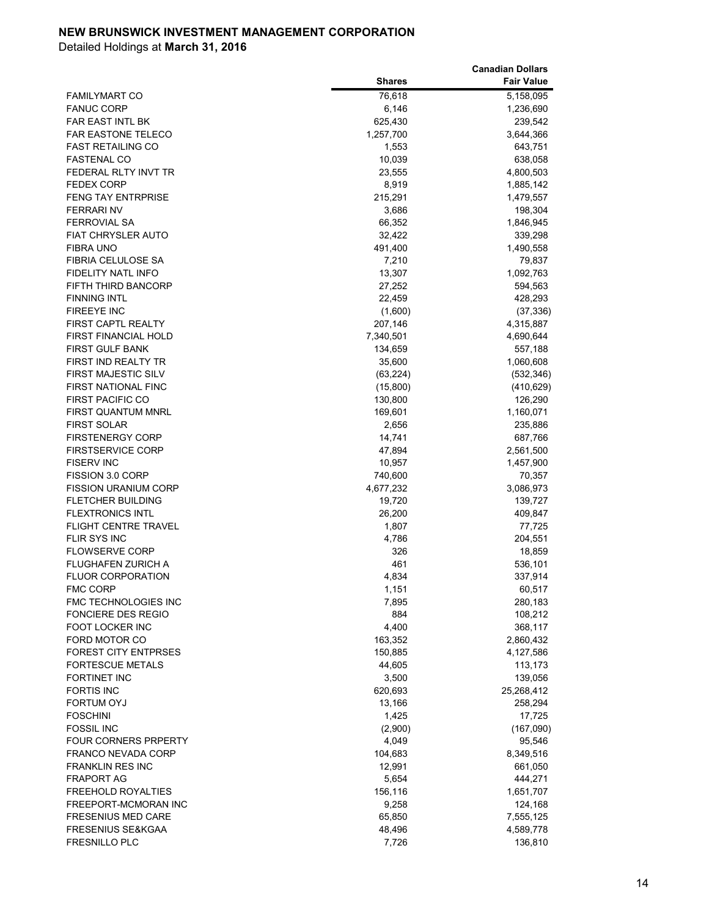**NEW BRUNSWICK INVESTMENT MANAGEMENT CORPORATION**

Detailed Holdings at **March 31, 2016**

| | Shares | Canadian Dollars Fair Value |
|---|---|---|
| FAMILYMART CO | 76,618 | 5,158,095 |
| FANUC CORP | 6,146 | 1,236,690 |
| FAR EAST INTL BK | 625,430 | 239,542 |
| FAR EASTONE TELECO | 1,257,700 | 3,644,366 |
| FAST RETAILING CO | 1,553 | 643,751 |
| FASTENAL CO | 10,039 | 638,058 |
| FEDERAL RLTY INVT TR | 23,555 | 4,800,503 |
| FEDEX CORP | 8,919 | 1,885,142 |
| FENG TAY ENTRPRISE | 215,291 | 1,479,557 |
| FERRARI NV | 3,686 | 198,304 |
| FERROVIAL SA | 66,352 | 1,846,945 |
| FIAT CHRYSLER AUTO | 32,422 | 339,298 |
| FIBRA UNO | 491,400 | 1,490,558 |
| FIBRIA CELULOSE SA | 7,210 | 79,837 |
| FIDELITY NATL INFO | 13,307 | 1,092,763 |
| FIFTH THIRD BANCORP | 27,252 | 594,563 |
| FINNING INTL | 22,459 | 428,293 |
| FIREEYE INC | (1,600) | (37,336) |
| FIRST CAPTL REALTY | 207,146 | 4,315,887 |
| FIRST FINANCIAL HOLD | 7,340,501 | 4,690,644 |
| FIRST GULF BANK | 134,659 | 557,188 |
| FIRST IND REALTY TR | 35,600 | 1,060,608 |
| FIRST MAJESTIC SILV | (63,224) | (532,346) |
| FIRST NATIONAL FINC | (15,800) | (410,629) |
| FIRST PACIFIC CO | 130,800 | 126,290 |
| FIRST QUANTUM MNRL | 169,601 | 1,160,071 |
| FIRST SOLAR | 2,656 | 235,886 |
| FIRSTENERGY CORP | 14,741 | 687,766 |
| FIRSTSERVICE CORP | 47,894 | 2,561,500 |
| FISERV INC | 10,957 | 1,457,900 |
| FISSION 3.0 CORP | 740,600 | 70,357 |
| FISSION URANIUM CORP | 4,677,232 | 3,086,973 |
| FLETCHER BUILDING | 19,720 | 139,727 |
| FLEXTRONICS INTL | 26,200 | 409,847 |
| FLIGHT CENTRE TRAVEL | 1,807 | 77,725 |
| FLIR SYS INC | 4,786 | 204,551 |
| FLOWSERVE CORP | 326 | 18,859 |
| FLUGHAFEN ZURICH A | 461 | 536,101 |
| FLUOR CORPORATION | 4,834 | 337,914 |
| FMC CORP | 1,151 | 60,517 |
| FMC TECHNOLOGIES INC | 7,895 | 280,183 |
| FONCIERE DES REGIO | 884 | 108,212 |
| FOOT LOCKER INC | 4,400 | 368,117 |
| FORD MOTOR CO | 163,352 | 2,860,432 |
| FOREST CITY ENTPRSES | 150,885 | 4,127,586 |
| FORTESCUE METALS | 44,605 | 113,173 |
| FORTINET INC | 3,500 | 139,056 |
| FORTIS INC | 620,693 | 25,268,412 |
| FORTUM OYJ | 13,166 | 258,294 |
| FOSCHINI | 1,425 | 17,725 |
| FOSSIL INC | (2,900) | (167,090) |
| FOUR CORNERS PRPERTY | 4,049 | 95,546 |
| FRANCO NEVADA CORP | 104,683 | 8,349,516 |
| FRANKLIN RES INC | 12,991 | 661,050 |
| FRAPORT AG | 5,654 | 444,271 |
| FREEHOLD ROYALTIES | 156,116 | 1,651,707 |
| FREEPORT-MCMORAN INC | 9,258 | 124,168 |
| FRESENIUS MED CARE | 65,850 | 7,555,125 |
| FRESENIUS SE&KGAA | 48,496 | 4,589,778 |
| FRESNILLO PLC | 7,726 | 136,810 |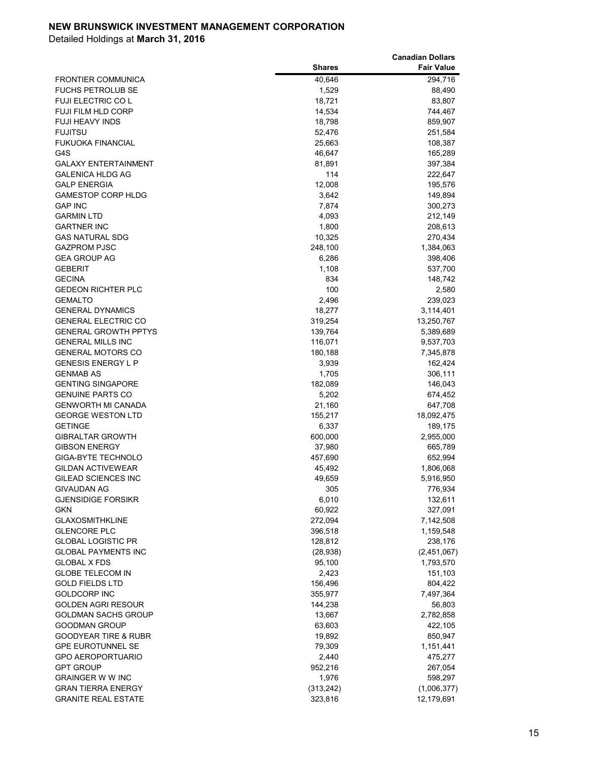**NEW BRUNSWICK INVESTMENT MANAGEMENT CORPORATION**

Detailed Holdings at **March 31, 2016**

| | Shares | Canadian Dollars Fair Value |
|---|---|---|
| FRONTIER COMMUNICA | 40,646 | 294,716 |
| FUCHS PETROLUB SE | 1,529 | 88,490 |
| FUJI ELECTRIC CO L | 18,721 | 83,807 |
| FUJI FILM HLD CORP | 14,534 | 744,467 |
| FUJI HEAVY INDS | 18,798 | 859,907 |
| FUJITSU | 52,476 | 251,584 |
| FUKUOKA FINANCIAL | 25,663 | 108,387 |
| G4S | 46,647 | 165,289 |
| GALAXY ENTERTAINMENT | 81,891 | 397,384 |
| GALENICA HLDG AG | 114 | 222,647 |
| GALP ENERGIA | 12,008 | 195,576 |
| GAMESTOP CORP HLDG | 3,642 | 149,894 |
| GAP INC | 7,874 | 300,273 |
| GARMIN LTD | 4,093 | 212,149 |
| GARTNER INC | 1,800 | 208,613 |
| GAS NATURAL SDG | 10,325 | 270,434 |
| GAZPROM PJSC | 248,100 | 1,384,063 |
| GEA GROUP AG | 6,286 | 398,406 |
| GEBERIT | 1,108 | 537,700 |
| GECINA | 834 | 148,742 |
| GEDEON RICHTER PLC | 100 | 2,580 |
| GEMALTO | 2,496 | 239,023 |
| GENERAL DYNAMICS | 18,277 | 3,114,401 |
| GENERAL ELECTRIC CO | 319,254 | 13,250,767 |
| GENERAL GROWTH PPTYS | 139,764 | 5,389,689 |
| GENERAL MILLS INC | 116,071 | 9,537,703 |
| GENERAL MOTORS CO | 180,188 | 7,345,878 |
| GENESIS ENERGY L P | 3,939 | 162,424 |
| GENMAB AS | 1,705 | 306,111 |
| GENTING SINGAPORE | 182,089 | 146,043 |
| GENUINE PARTS CO | 5,202 | 674,452 |
| GENWORTH MI CANADA | 21,160 | 647,708 |
| GEORGE WESTON LTD | 155,217 | 18,092,475 |
| GETINGE | 6,337 | 189,175 |
| GIBRALTAR GROWTH | 600,000 | 2,955,000 |
| GIBSON ENERGY | 37,980 | 665,789 |
| GIGA-BYTE TECHNOLO | 457,690 | 652,994 |
| GILDAN ACTIVEWEAR | 45,492 | 1,806,068 |
| GILEAD SCIENCES INC | 49,659 | 5,916,950 |
| GIVAUDAN AG | 305 | 776,934 |
| GJENSIDIGE FORSIKR | 6,010 | 132,611 |
| GKN | 60,922 | 327,091 |
| GLAXOSMITHKLINE | 272,094 | 7,142,508 |
| GLENCORE PLC | 396,518 | 1,159,548 |
| GLOBAL LOGISTIC PR | 128,812 | 238,176 |
| GLOBAL PAYMENTS INC | (28,938) | (2,451,067) |
| GLOBAL X FDS | 95,100 | 1,793,570 |
| GLOBE TELECOM IN | 2,423 | 151,103 |
| GOLD FIELDS LTD | 156,496 | 804,422 |
| GOLDCORP INC | 355,977 | 7,497,364 |
| GOLDEN AGRI RESOUR | 144,238 | 56,803 |
| GOLDMAN SACHS GROUP | 13,667 | 2,782,858 |
| GOODMAN GROUP | 63,603 | 422,105 |
| GOODYEAR TIRE & RUBR | 19,892 | 850,947 |
| GPE EUROTUNNEL SE | 79,309 | 1,151,441 |
| GPO AEROPORTUARIO | 2,440 | 475,277 |
| GPT GROUP | 952,216 | 267,054 |
| GRAINGER W W INC | 1,976 | 598,297 |
| GRAN TIERRA ENERGY | (313,242) | (1,006,377) |
| GRANITE REAL ESTATE | 323,816 | 12,179,691 |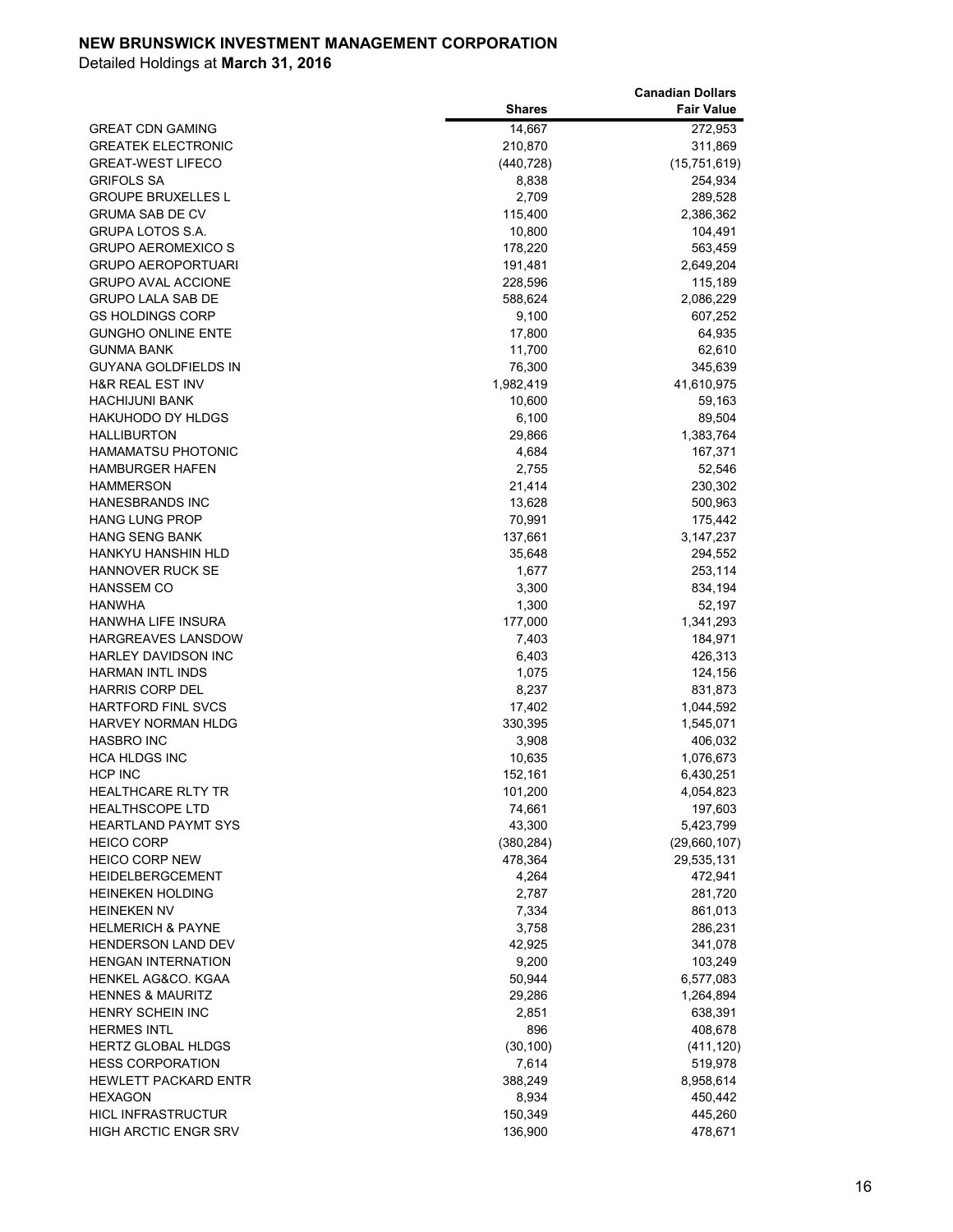**NEW BRUNSWICK INVESTMENT MANAGEMENT CORPORATION**

Detailed Holdings at **March 31, 2016**

| | Shares | Canadian Dollars Fair Value |
|---|---|---|
| GREAT CDN GAMING | 14,667 | 272,953 |
| GREATEK ELECTRONIC | 210,870 | 311,869 |
| GREAT-WEST LIFECO | (440,728) | (15,751,619) |
| GRIFOLS SA | 8,838 | 254,934 |
| GROUPE BRUXELLES L | 2,709 | 289,528 |
| GRUMA SAB DE CV | 115,400 | 2,386,362 |
| GRUPA LOTOS S.A. | 10,800 | 104,491 |
| GRUPO AEROMEXICO S | 178,220 | 563,459 |
| GRUPO AEROPORTUARI | 191,481 | 2,649,204 |
| GRUPO AVAL ACCIONE | 228,596 | 115,189 |
| GRUPO LALA SAB DE | 588,624 | 2,086,229 |
| GS HOLDINGS CORP | 9,100 | 607,252 |
| GUNGHO ONLINE ENTE | 17,800 | 64,935 |
| GUNMA BANK | 11,700 | 62,610 |
| GUYANA GOLDFIELDS IN | 76,300 | 345,639 |
| H&R REAL EST INV | 1,982,419 | 41,610,975 |
| HACHIJUNI BANK | 10,600 | 59,163 |
| HAKUHODO DY HLDGS | 6,100 | 89,504 |
| HALLIBURTON | 29,866 | 1,383,764 |
| HAMAMATSU PHOTONIC | 4,684 | 167,371 |
| HAMBURGER HAFEN | 2,755 | 52,546 |
| HAMMERSON | 21,414 | 230,302 |
| HANESBRANDS INC | 13,628 | 500,963 |
| HANG LUNG PROP | 70,991 | 175,442 |
| HANG SENG BANK | 137,661 | 3,147,237 |
| HANKYU HANSHIN HLD | 35,648 | 294,552 |
| HANNOVER RUCK SE | 1,677 | 253,114 |
| HANSSEM CO | 3,300 | 834,194 |
| HANWHA | 1,300 | 52,197 |
| HANWHA LIFE INSURA | 177,000 | 1,341,293 |
| HARGREAVES LANSDOW | 7,403 | 184,971 |
| HARLEY DAVIDSON INC | 6,403 | 426,313 |
| HARMAN INTL INDS | 1,075 | 124,156 |
| HARRIS CORP DEL | 8,237 | 831,873 |
| HARTFORD FINL SVCS | 17,402 | 1,044,592 |
| HARVEY NORMAN HLDG | 330,395 | 1,545,071 |
| HASBRO INC | 3,908 | 406,032 |
| HCA HLDGS INC | 10,635 | 1,076,673 |
| HCP INC | 152,161 | 6,430,251 |
| HEALTHCARE RLTY TR | 101,200 | 4,054,823 |
| HEALTHSCOPE LTD | 74,661 | 197,603 |
| HEARTLAND PAYMT SYS | 43,300 | 5,423,799 |
| HEICO CORP | (380,284) | (29,660,107) |
| HEICO CORP NEW | 478,364 | 29,535,131 |
| HEIDELBERGCEMENT | 4,264 | 472,941 |
| HEINEKEN HOLDING | 2,787 | 281,720 |
| HEINEKEN NV | 7,334 | 861,013 |
| HELMERICH & PAYNE | 3,758 | 286,231 |
| HENDERSON LAND DEV | 42,925 | 341,078 |
| HENGAN INTERNATION | 9,200 | 103,249 |
| HENKEL AG&CO. KGAA | 50,944 | 6,577,083 |
| HENNES & MAURITZ | 29,286 | 1,264,894 |
| HENRY SCHEIN INC | 2,851 | 638,391 |
| HERMES INTL | 896 | 408,678 |
| HERTZ GLOBAL HLDGS | (30,100) | (411,120) |
| HESS CORPORATION | 7,614 | 519,978 |
| HEWLETT PACKARD ENTR | 388,249 | 8,958,614 |
| HEXAGON | 8,934 | 450,442 |
| HICL INFRASTRUCTUR | 150,349 | 445,260 |
| HIGH ARCTIC ENGR SRV | 136,900 | 478,671 |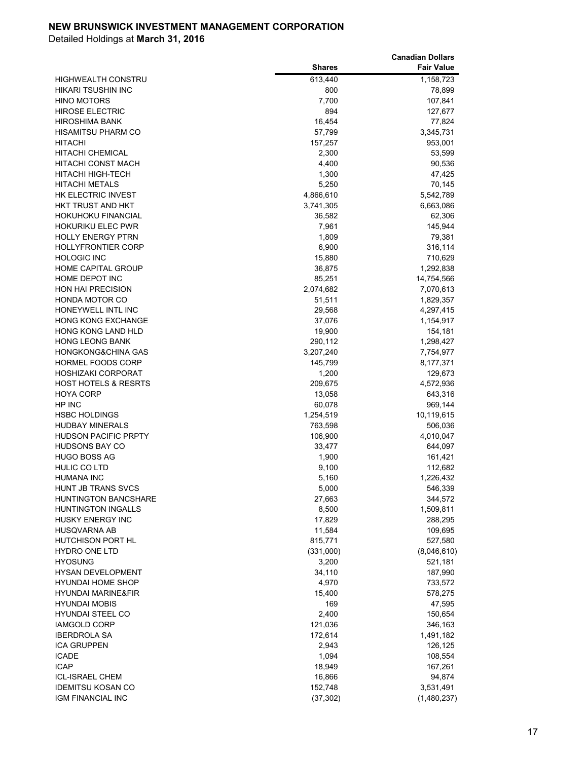**NEW BRUNSWICK INVESTMENT MANAGEMENT CORPORATION**

Detailed Holdings at **March 31, 2016**

| | Shares | Canadian Dollars Fair Value |
|---|---|---|
| HIGHWEALTH CONSTRU | 613,440 | 1,158,723 |
| HIKARI TSUSHIN INC | 800 | 78,899 |
| HINO MOTORS | 7,700 | 107,841 |
| HIROSE ELECTRIC | 894 | 127,677 |
| HIROSHIMA BANK | 16,454 | 77,824 |
| HISAMITSU PHARM CO | 57,799 | 3,345,731 |
| HITACHI | 157,257 | 953,001 |
| HITACHI CHEMICAL | 2,300 | 53,599 |
| HITACHI CONST MACH | 4,400 | 90,536 |
| HITACHI HIGH-TECH | 1,300 | 47,425 |
| HITACHI METALS | 5,250 | 70,145 |
| HK ELECTRIC INVEST | 4,866,610 | 5,542,789 |
| HKT TRUST AND HKT | 3,741,305 | 6,663,086 |
| HOKUHOKU FINANCIAL | 36,582 | 62,306 |
| HOKURIKU ELEC PWR | 7,961 | 145,944 |
| HOLLY ENERGY PTRN | 1,809 | 79,381 |
| HOLLYFRONTIER CORP | 6,900 | 316,114 |
| HOLOGIC INC | 15,880 | 710,629 |
| HOME CAPITAL GROUP | 36,875 | 1,292,838 |
| HOME DEPOT INC | 85,251 | 14,754,566 |
| HON HAI PRECISION | 2,074,682 | 7,070,613 |
| HONDA MOTOR CO | 51,511 | 1,829,357 |
| HONEYWELL INTL INC | 29,568 | 4,297,415 |
| HONG KONG EXCHANGE | 37,076 | 1,154,917 |
| HONG KONG LAND HLD | 19,900 | 154,181 |
| HONG LEONG BANK | 290,112 | 1,298,427 |
| HONGKONG&CHINA GAS | 3,207,240 | 7,754,977 |
| HORMEL FOODS CORP | 145,799 | 8,177,371 |
| HOSHIZAKI CORPORAT | 1,200 | 129,673 |
| HOST HOTELS & RESRTS | 209,675 | 4,572,936 |
| HOYA CORP | 13,058 | 643,316 |
| HP INC | 60,078 | 969,144 |
| HSBC HOLDINGS | 1,254,519 | 10,119,615 |
| HUDBAY MINERALS | 763,598 | 506,036 |
| HUDSON PACIFIC PRPTY | 106,900 | 4,010,047 |
| HUDSONS BAY CO | 33,477 | 644,097 |
| HUGO BOSS AG | 1,900 | 161,421 |
| HULIC CO LTD | 9,100 | 112,682 |
| HUMANA INC | 5,160 | 1,226,432 |
| HUNT JB TRANS SVCS | 5,000 | 546,339 |
| HUNTINGTON BANCSHARE | 27,663 | 344,572 |
| HUNTINGTON INGALLS | 8,500 | 1,509,811 |
| HUSKY ENERGY INC | 17,829 | 288,295 |
| HUSQVARNA AB | 11,584 | 109,695 |
| HUTCHISON PORT HL | 815,771 | 527,580 |
| HYDRO ONE LTD | (331,000) | (8,046,610) |
| HYOSUNG | 3,200 | 521,181 |
| HYSAN DEVELOPMENT | 34,110 | 187,990 |
| HYUNDAI HOME SHOP | 4,970 | 733,572 |
| HYUNDAI MARINE&FIR | 15,400 | 578,275 |
| HYUNDAI MOBIS | 169 | 47,595 |
| HYUNDAI STEEL CO | 2,400 | 150,654 |
| IAMGOLD CORP | 121,036 | 346,163 |
| IBERDROLA SA | 172,614 | 1,491,182 |
| ICA GRUPPEN | 2,943 | 126,125 |
| ICADE | 1,094 | 108,554 |
| ICAP | 18,949 | 167,261 |
| ICL-ISRAEL CHEM | 16,866 | 94,874 |
| IDEMITSU KOSAN CO | 152,748 | 3,531,491 |
| IGM FINANCIAL INC | (37,302) | (1,480,237) |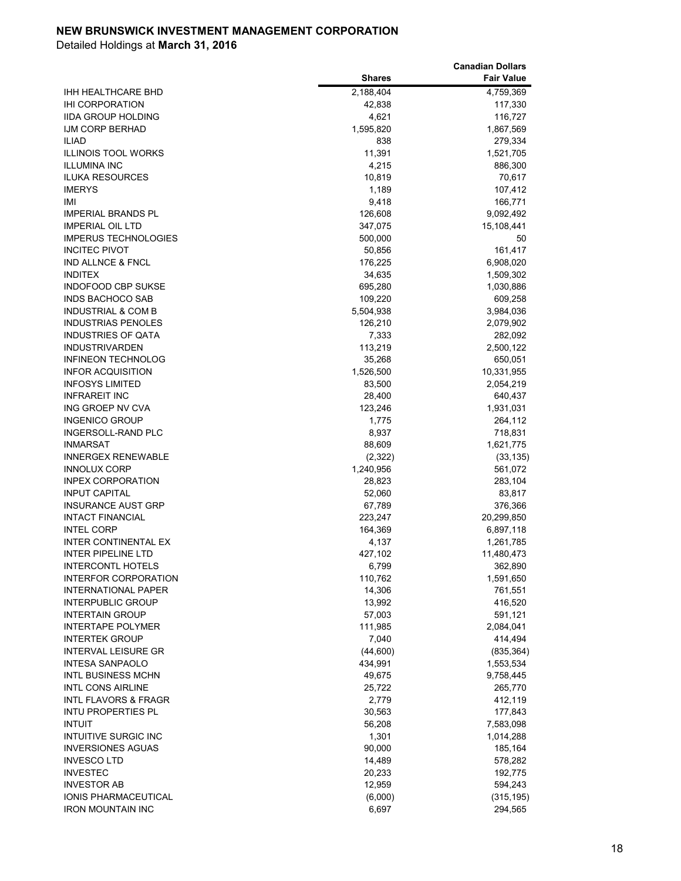**NEW BRUNSWICK INVESTMENT MANAGEMENT CORPORATION**

Detailed Holdings at **March 31, 2016**

| | Shares | Canadian Dollars Fair Value |
|---|---|---|
| IHH HEALTHCARE BHD | 2,188,404 | 4,759,369 |
| IHI CORPORATION | 42,838 | 117,330 |
| IIDA GROUP HOLDING | 4,621 | 116,727 |
| IJM CORP BERHAD | 1,595,820 | 1,867,569 |
| ILIAD | 838 | 279,334 |
| ILLINOIS TOOL WORKS | 11,391 | 1,521,705 |
| ILLUMINA INC | 4,215 | 886,300 |
| ILUKA RESOURCES | 10,819 | 70,617 |
| IMERYS | 1,189 | 107,412 |
| IMI | 9,418 | 166,771 |
| IMPERIAL BRANDS PL | 126,608 | 9,092,492 |
| IMPERIAL OIL LTD | 347,075 | 15,108,441 |
| IMPERUS TECHNOLOGIES | 500,000 | 50 |
| INCITEC PIVOT | 50,856 | 161,417 |
| IND ALLNCE & FNCL | 176,225 | 6,908,020 |
| INDITEX | 34,635 | 1,509,302 |
| INDOFOOD CBP SUKSE | 695,280 | 1,030,886 |
| INDS BACHOCO SAB | 109,220 | 609,258 |
| INDUSTRIAL & COM B | 5,504,938 | 3,984,036 |
| INDUSTRIAS PENOLES | 126,210 | 2,079,902 |
| INDUSTRIES OF QATA | 7,333 | 282,092 |
| INDUSTRIVARDEN | 113,219 | 2,500,122 |
| INFINEON TECHNOLOG | 35,268 | 650,051 |
| INFOR ACQUISITION | 1,526,500 | 10,331,955 |
| INFOSYS LIMITED | 83,500 | 2,054,219 |
| INFRAREIT INC | 28,400 | 640,437 |
| ING GROEP NV CVA | 123,246 | 1,931,031 |
| INGENICO GROUP | 1,775 | 264,112 |
| INGERSOLL-RAND PLC | 8,937 | 718,831 |
| INMARSAT | 88,609 | 1,621,775 |
| INNERGEX RENEWABLE | (2,322) | (33,135) |
| INNOLUX CORP | 1,240,956 | 561,072 |
| INPEX CORPORATION | 28,823 | 283,104 |
| INPUT CAPITAL | 52,060 | 83,817 |
| INSURANCE AUST GRP | 67,789 | 376,366 |
| INTACT FINANCIAL | 223,247 | 20,299,850 |
| INTEL CORP | 164,369 | 6,897,118 |
| INTER CONTINENTAL EX | 4,137 | 1,261,785 |
| INTER PIPELINE LTD | 427,102 | 11,480,473 |
| INTERCONTL HOTELS | 6,799 | 362,890 |
| INTERFOR CORPORATION | 110,762 | 1,591,650 |
| INTERNATIONAL PAPER | 14,306 | 761,551 |
| INTERPUBLIC GROUP | 13,992 | 416,520 |
| INTERTAIN GROUP | 57,003 | 591,121 |
| INTERTAPE POLYMER | 111,985 | 2,084,041 |
| INTERTEK GROUP | 7,040 | 414,494 |
| INTERVAL LEISURE GR | (44,600) | (835,364) |
| INTESA SANPAOLO | 434,991 | 1,553,534 |
| INTL BUSINESS MCHN | 49,675 | 9,758,445 |
| INTL CONS AIRLINE | 25,722 | 265,770 |
| INTL FLAVORS & FRAGR | 2,779 | 412,119 |
| INTU PROPERTIES PL | 30,563 | 177,843 |
| INTUIT | 56,208 | 7,583,098 |
| INTUITIVE SURGIC INC | 1,301 | 1,014,288 |
| INVERSIONES AGUAS | 90,000 | 185,164 |
| INVESCO LTD | 14,489 | 578,282 |
| INVESTEC | 20,233 | 192,775 |
| INVESTOR AB | 12,959 | 594,243 |
| IONIS PHARMACEUTICAL | (6,000) | (315,195) |
| IRON MOUNTAIN INC | 6,697 | 294,565 |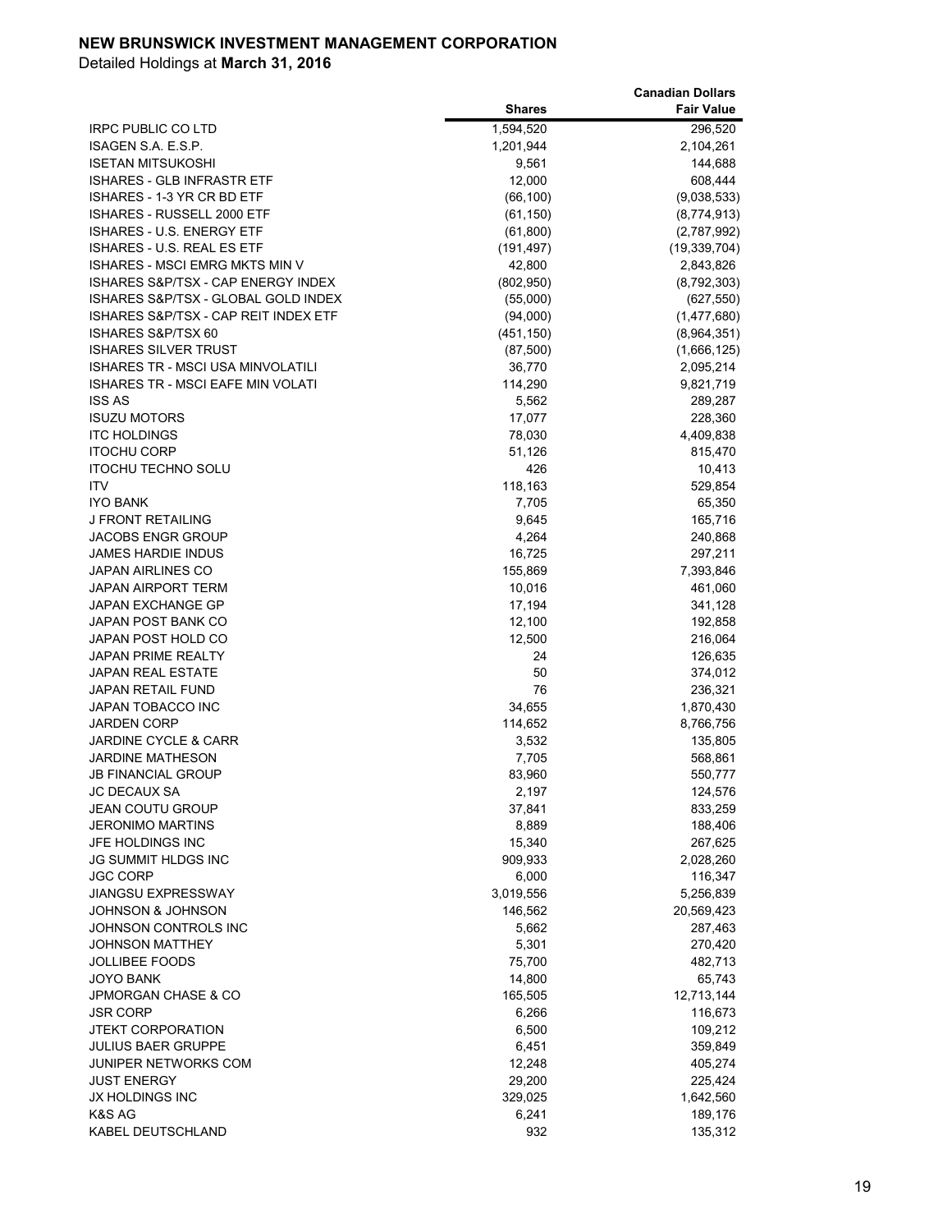**NEW BRUNSWICK INVESTMENT MANAGEMENT CORPORATION**

Detailed Holdings at **March 31, 2016**

| | Shares | Canadian Dollars Fair Value |
|---|---|---|
| IRPC PUBLIC CO LTD | 1,594,520 | 296,520 |
| ISAGEN S.A. E.S.P. | 1,201,944 | 2,104,261 |
| ISETAN MITSUKOSHI | 9,561 | 144,688 |
| ISHARES - GLB INFRASTR ETF | 12,000 | 608,444 |
| ISHARES - 1-3 YR CR BD ETF | (66,100) | (9,038,533) |
| ISHARES - RUSSELL 2000 ETF | (61,150) | (8,774,913) |
| ISHARES - U.S. ENERGY ETF | (61,800) | (2,787,992) |
| ISHARES - U.S. REAL ES ETF | (191,497) | (19,339,704) |
| ISHARES - MSCI EMRG MKTS MIN V | 42,800 | 2,843,826 |
| ISHARES S&P/TSX - CAP ENERGY INDEX | (802,950) | (8,792,303) |
| ISHARES S&P/TSX - GLOBAL GOLD INDEX | (55,000) | (627,550) |
| ISHARES S&P/TSX - CAP REIT INDEX ETF | (94,000) | (1,477,680) |
| ISHARES S&P/TSX 60 | (451,150) | (8,964,351) |
| ISHARES SILVER TRUST | (87,500) | (1,666,125) |
| ISHARES TR - MSCI USA MINVOLATILI | 36,770 | 2,095,214 |
| ISHARES TR - MSCI EAFE MIN VOLATI | 114,290 | 9,821,719 |
| ISS AS | 5,562 | 289,287 |
| ISUZU MOTORS | 17,077 | 228,360 |
| ITC HOLDINGS | 78,030 | 4,409,838 |
| ITOCHU CORP | 51,126 | 815,470 |
| ITOCHU TECHNO SOLU | 426 | 10,413 |
| ITV | 118,163 | 529,854 |
| IYO BANK | 7,705 | 65,350 |
| J FRONT RETAILING | 9,645 | 165,716 |
| JACOBS ENGR GROUP | 4,264 | 240,868 |
| JAMES HARDIE INDUS | 16,725 | 297,211 |
| JAPAN AIRLINES CO | 155,869 | 7,393,846 |
| JAPAN AIRPORT TERM | 10,016 | 461,060 |
| JAPAN EXCHANGE GP | 17,194 | 341,128 |
| JAPAN POST BANK CO | 12,100 | 192,858 |
| JAPAN POST HOLD CO | 12,500 | 216,064 |
| JAPAN PRIME REALTY | 24 | 126,635 |
| JAPAN REAL ESTATE | 50 | 374,012 |
| JAPAN RETAIL FUND | 76 | 236,321 |
| JAPAN TOBACCO INC | 34,655 | 1,870,430 |
| JARDEN CORP | 114,652 | 8,766,756 |
| JARDINE CYCLE & CARR | 3,532 | 135,805 |
| JARDINE MATHESON | 7,705 | 568,861 |
| JB FINANCIAL GROUP | 83,960 | 550,777 |
| JC DECAUX SA | 2,197 | 124,576 |
| JEAN COUTU GROUP | 37,841 | 833,259 |
| JERONIMO MARTINS | 8,889 | 188,406 |
| JFE HOLDINGS INC | 15,340 | 267,625 |
| JG SUMMIT HLDGS INC | 909,933 | 2,028,260 |
| JGC CORP | 6,000 | 116,347 |
| JIANGSU EXPRESSWAY | 3,019,556 | 5,256,839 |
| JOHNSON & JOHNSON | 146,562 | 20,569,423 |
| JOHNSON CONTROLS INC | 5,662 | 287,463 |
| JOHNSON MATTHEY | 5,301 | 270,420 |
| JOLLIBEE FOODS | 75,700 | 482,713 |
| JOYO BANK | 14,800 | 65,743 |
| JPMORGAN CHASE & CO | 165,505 | 12,713,144 |
| JSR CORP | 6,266 | 116,673 |
| JTEKT CORPORATION | 6,500 | 109,212 |
| JULIUS BAER GRUPPE | 6,451 | 359,849 |
| JUNIPER NETWORKS COM | 12,248 | 405,274 |
| JUST ENERGY | 29,200 | 225,424 |
| JX HOLDINGS INC | 329,025 | 1,642,560 |
| K&S AG | 6,241 | 189,176 |
| KABEL DEUTSCHLAND | 932 | 135,312 |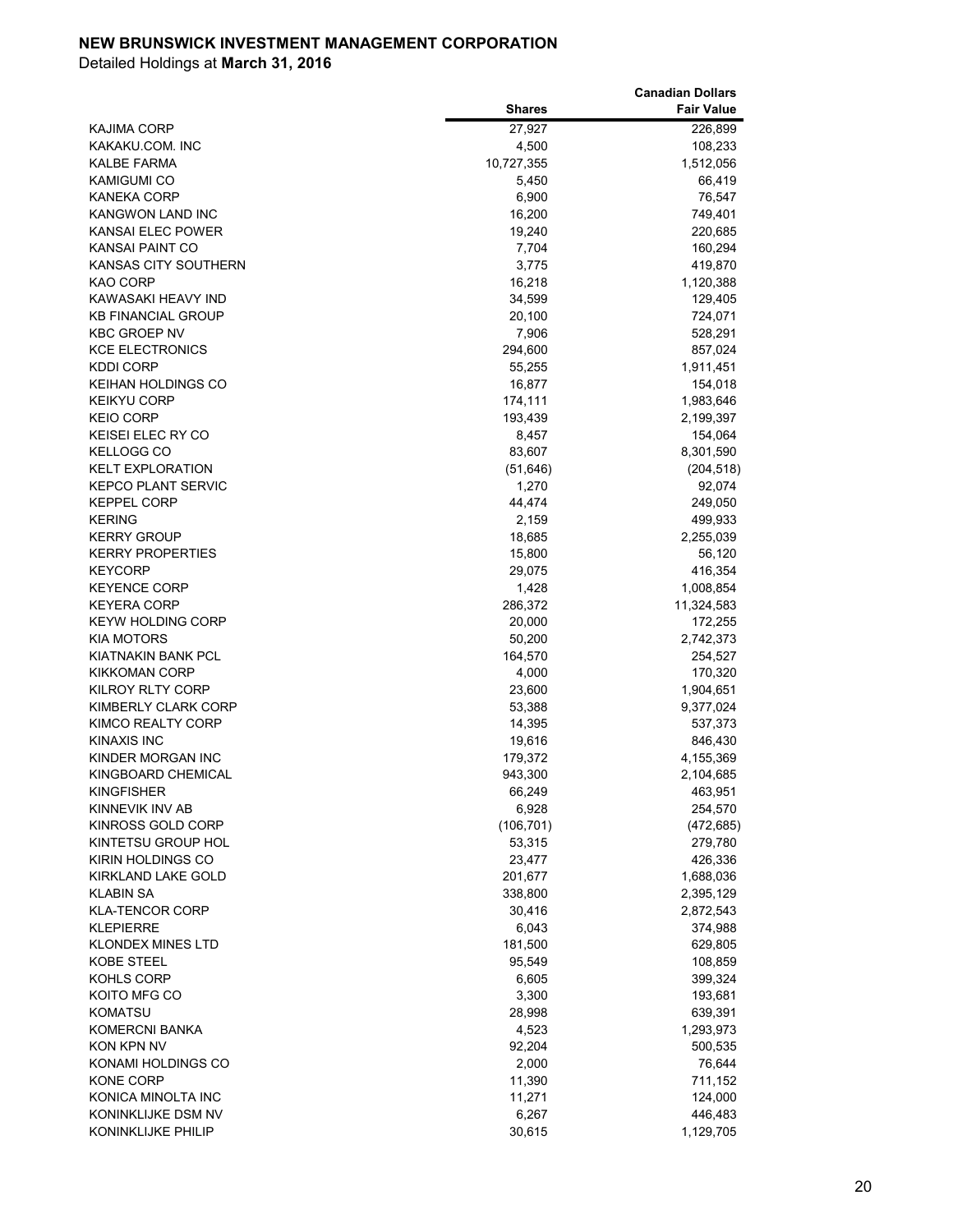**NEW BRUNSWICK INVESTMENT MANAGEMENT CORPORATION**

Detailed Holdings at **March 31, 2016**

| | Shares | Canadian Dollars Fair Value |
|---|---|---|
| KAJIMA CORP | 27,927 | 226,899 |
| KAKAKU.COM. INC | 4,500 | 108,233 |
| KALBE FARMA | 10,727,355 | 1,512,056 |
| KAMIGUMI CO | 5,450 | 66,419 |
| KANEKA CORP | 6,900 | 76,547 |
| KANGWON LAND INC | 16,200 | 749,401 |
| KANSAI ELEC POWER | 19,240 | 220,685 |
| KANSAI PAINT CO | 7,704 | 160,294 |
| KANSAS CITY SOUTHERN | 3,775 | 419,870 |
| KAO CORP | 16,218 | 1,120,388 |
| KAWASAKI HEAVY IND | 34,599 | 129,405 |
| KB FINANCIAL GROUP | 20,100 | 724,071 |
| KBC GROEP NV | 7,906 | 528,291 |
| KCE ELECTRONICS | 294,600 | 857,024 |
| KDDI CORP | 55,255 | 1,911,451 |
| KEIHAN HOLDINGS CO | 16,877 | 154,018 |
| KEIKYU CORP | 174,111 | 1,983,646 |
| KEIO CORP | 193,439 | 2,199,397 |
| KEISEI ELEC RY CO | 8,457 | 154,064 |
| KELLOGG CO | 83,607 | 8,301,590 |
| KELT EXPLORATION | (51,646) | (204,518) |
| KEPCO PLANT SERVIC | 1,270 | 92,074 |
| KEPPEL CORP | 44,474 | 249,050 |
| KERING | 2,159 | 499,933 |
| KERRY GROUP | 18,685 | 2,255,039 |
| KERRY PROPERTIES | 15,800 | 56,120 |
| KEYCORP | 29,075 | 416,354 |
| KEYENCE CORP | 1,428 | 1,008,854 |
| KEYERA CORP | 286,372 | 11,324,583 |
| KEYW HOLDING CORP | 20,000 | 172,255 |
| KIA MOTORS | 50,200 | 2,742,373 |
| KIATNAKIN BANK PCL | 164,570 | 254,527 |
| KIKKOMAN CORP | 4,000 | 170,320 |
| KILROY RLTY CORP | 23,600 | 1,904,651 |
| KIMBERLY CLARK CORP | 53,388 | 9,377,024 |
| KIMCO REALTY CORP | 14,395 | 537,373 |
| KINAXIS INC | 19,616 | 846,430 |
| KINDER MORGAN INC | 179,372 | 4,155,369 |
| KINGBOARD CHEMICAL | 943,300 | 2,104,685 |
| KINGFISHER | 66,249 | 463,951 |
| KINNEVIK INV AB | 6,928 | 254,570 |
| KINROSS GOLD CORP | (106,701) | (472,685) |
| KINTETSU GROUP HOL | 53,315 | 279,780 |
| KIRIN HOLDINGS CO | 23,477 | 426,336 |
| KIRKLAND LAKE GOLD | 201,677 | 1,688,036 |
| KLABIN SA | 338,800 | 2,395,129 |
| KLA-TENCOR CORP | 30,416 | 2,872,543 |
| KLEPIERRE | 6,043 | 374,988 |
| KLONDEX MINES LTD | 181,500 | 629,805 |
| KOBE STEEL | 95,549 | 108,859 |
| KOHLS CORP | 6,605 | 399,324 |
| KOITO MFG CO | 3,300 | 193,681 |
| KOMATSU | 28,998 | 639,391 |
| KOMERCNI BANKA | 4,523 | 1,293,973 |
| KON KPN NV | 92,204 | 500,535 |
| KONAMI HOLDINGS CO | 2,000 | 76,644 |
| KONE CORP | 11,390 | 711,152 |
| KONICA MINOLTA INC | 11,271 | 124,000 |
| KONINKLIJKE DSM NV | 6,267 | 446,483 |
| KONINKLIJKE PHILIP | 30,615 | 1,129,705 |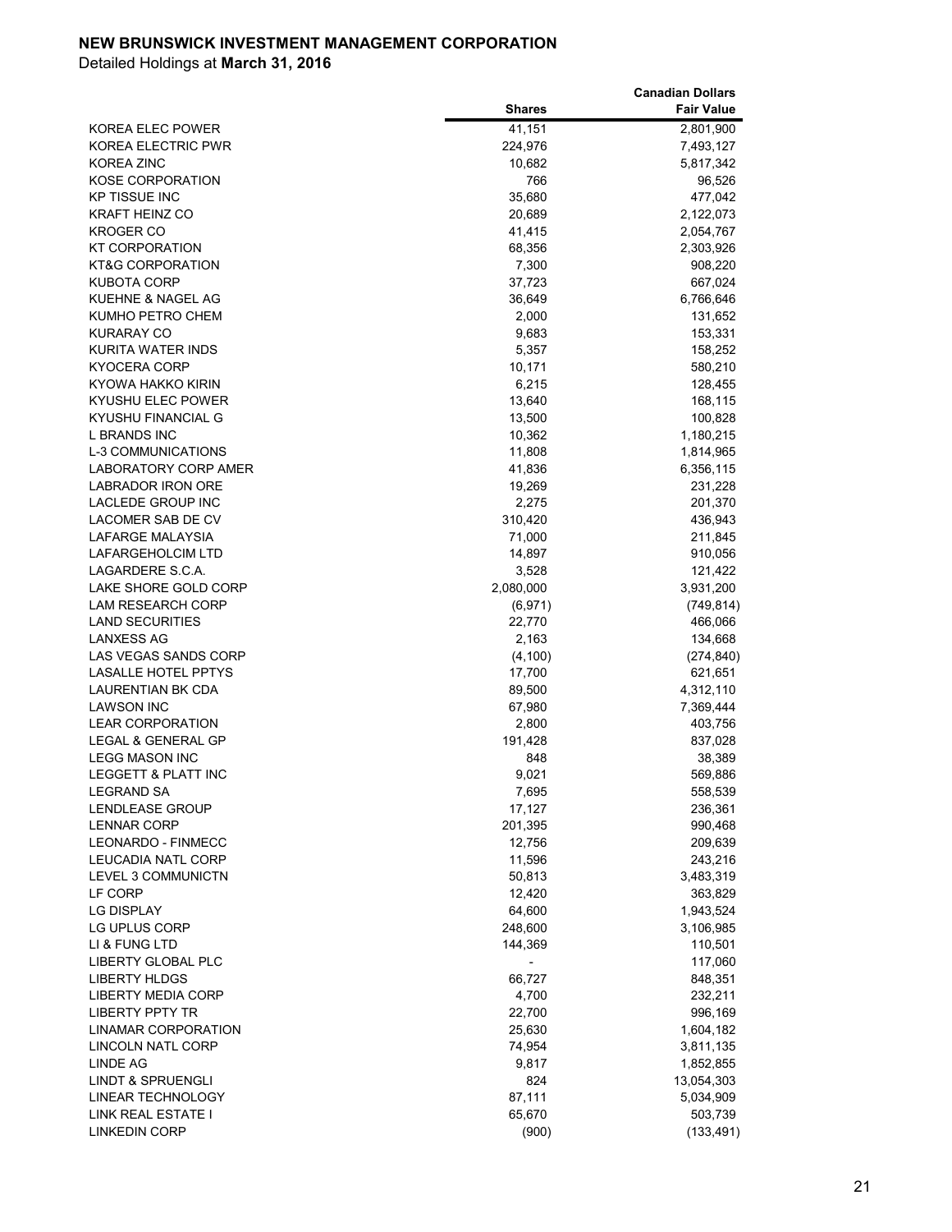**NEW BRUNSWICK INVESTMENT MANAGEMENT CORPORATION**

Detailed Holdings at **March 31, 2016**

| | Shares | Canadian Dollars Fair Value |
|---|---|---|
| KOREA ELEC POWER | 41,151 | 2,801,900 |
| KOREA ELECTRIC PWR | 224,976 | 7,493,127 |
| KOREA ZINC | 10,682 | 5,817,342 |
| KOSE CORPORATION | 766 | 96,526 |
| KP TISSUE INC | 35,680 | 477,042 |
| KRAFT HEINZ CO | 20,689 | 2,122,073 |
| KROGER CO | 41,415 | 2,054,767 |
| KT CORPORATION | 68,356 | 2,303,926 |
| KT&G CORPORATION | 7,300 | 908,220 |
| KUBOTA CORP | 37,723 | 667,024 |
| KUEHNE & NAGEL AG | 36,649 | 6,766,646 |
| KUMHO PETRO CHEM | 2,000 | 131,652 |
| KURARAY CO | 9,683 | 153,331 |
| KURITA WATER INDS | 5,357 | 158,252 |
| KYOCERA CORP | 10,171 | 580,210 |
| KYOWA HAKKO KIRIN | 6,215 | 128,455 |
| KYUSHU ELEC POWER | 13,640 | 168,115 |
| KYUSHU FINANCIAL G | 13,500 | 100,828 |
| L BRANDS INC | 10,362 | 1,180,215 |
| L-3 COMMUNICATIONS | 11,808 | 1,814,965 |
| LABORATORY CORP AMER | 41,836 | 6,356,115 |
| LABRADOR IRON ORE | 19,269 | 231,228 |
| LACLEDE GROUP INC | 2,275 | 201,370 |
| LACOMER SAB DE CV | 310,420 | 436,943 |
| LAFARGE MALAYSIA | 71,000 | 211,845 |
| LAFARGEHOLCIM LTD | 14,897 | 910,056 |
| LAGARDERE S.C.A. | 3,528 | 121,422 |
| LAKE SHORE GOLD CORP | 2,080,000 | 3,931,200 |
| LAM RESEARCH CORP | (6,971) | (749,814) |
| LAND SECURITIES | 22,770 | 466,066 |
| LANXESS AG | 2,163 | 134,668 |
| LAS VEGAS SANDS CORP | (4,100) | (274,840) |
| LASALLE HOTEL PPTYS | 17,700 | 621,651 |
| LAURENTIAN BK CDA | 89,500 | 4,312,110 |
| LAWSON INC | 67,980 | 7,369,444 |
| LEAR CORPORATION | 2,800 | 403,756 |
| LEGAL & GENERAL GP | 191,428 | 837,028 |
| LEGG MASON INC | 848 | 38,389 |
| LEGGETT & PLATT INC | 9,021 | 569,886 |
| LEGRAND SA | 7,695 | 558,539 |
| LENDLEASE GROUP | 17,127 | 236,361 |
| LENNAR CORP | 201,395 | 990,468 |
| LEONARDO - FINMECC | 12,756 | 209,639 |
| LEUCADIA NATL CORP | 11,596 | 243,216 |
| LEVEL 3 COMMUNICTN | 50,813 | 3,483,319 |
| LF CORP | 12,420 | 363,829 |
| LG DISPLAY | 64,600 | 1,943,524 |
| LG UPLUS CORP | 248,600 | 3,106,985 |
| LI & FUNG LTD | 144,369 | 110,501 |
| LIBERTY GLOBAL PLC | - | 117,060 |
| LIBERTY HLDGS | 66,727 | 848,351 |
| LIBERTY MEDIA CORP | 4,700 | 232,211 |
| LIBERTY PPTY TR | 22,700 | 996,169 |
| LINAMAR CORPORATION | 25,630 | 1,604,182 |
| LINCOLN NATL CORP | 74,954 | 3,811,135 |
| LINDE AG | 9,817 | 1,852,855 |
| LINDT & SPRUENGLI | 824 | 13,054,303 |
| LINEAR TECHNOLOGY | 87,111 | 5,034,909 |
| LINK REAL ESTATE I | 65,670 | 503,739 |
| LINKEDIN CORP | (900) | (133,491) |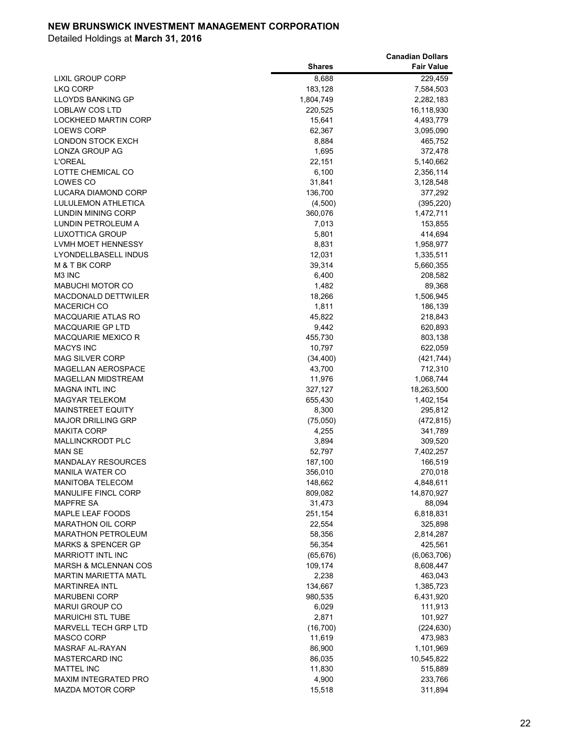**NEW BRUNSWICK INVESTMENT MANAGEMENT CORPORATION**

Detailed Holdings at **March 31, 2016**

| | Shares | Canadian Dollars Fair Value |
|---|---|---|
| LIXIL GROUP CORP | 8,688 | 229,459 |
| LKQ CORP | 183,128 | 7,584,503 |
| LLOYDS BANKING GP | 1,804,749 | 2,282,183 |
| LOBLAW COS LTD | 220,525 | 16,118,930 |
| LOCKHEED MARTIN CORP | 15,641 | 4,493,779 |
| LOEWS CORP | 62,367 | 3,095,090 |
| LONDON STOCK EXCH | 8,884 | 465,752 |
| LONZA GROUP AG | 1,695 | 372,478 |
| L'OREAL | 22,151 | 5,140,662 |
| LOTTE CHEMICAL CO | 6,100 | 2,356,114 |
| LOWES CO | 31,841 | 3,128,548 |
| LUCARA DIAMOND CORP | 136,700 | 377,292 |
| LULULEMON ATHLETICA | (4,500) | (395,220) |
| LUNDIN MINING CORP | 360,076 | 1,472,711 |
| LUNDIN PETROLEUM A | 7,013 | 153,855 |
| LUXOTTICA GROUP | 5,801 | 414,694 |
| LVMH MOET HENNESSY | 8,831 | 1,958,977 |
| LYONDELLBASELL INDUS | 12,031 | 1,335,511 |
| M & T BK CORP | 39,314 | 5,660,355 |
| M3 INC | 6,400 | 208,582 |
| MABUCHI MOTOR CO | 1,482 | 89,368 |
| MACDONALD DETTWILER | 18,266 | 1,506,945 |
| MACERICH CO | 1,811 | 186,139 |
| MACQUARIE ATLAS RO | 45,822 | 218,843 |
| MACQUARIE GP LTD | 9,442 | 620,893 |
| MACQUARIE MEXICO R | 455,730 | 803,138 |
| MACYS INC | 10,797 | 622,059 |
| MAG SILVER CORP | (34,400) | (421,744) |
| MAGELLAN AEROSPACE | 43,700 | 712,310 |
| MAGELLAN MIDSTREAM | 11,976 | 1,068,744 |
| MAGNA INTL INC | 327,127 | 18,263,500 |
| MAGYAR TELEKOM | 655,430 | 1,402,154 |
| MAINSTREET EQUITY | 8,300 | 295,812 |
| MAJOR DRILLING GRP | (75,050) | (472,815) |
| MAKITA CORP | 4,255 | 341,789 |
| MALLINCKRODT PLC | 3,894 | 309,520 |
| MAN SE | 52,797 | 7,402,257 |
| MANDALAY RESOURCES | 187,100 | 166,519 |
| MANILA WATER CO | 356,010 | 270,018 |
| MANITOBA TELECOM | 148,662 | 4,848,611 |
| MANULIFE FINCL CORP | 809,082 | 14,870,927 |
| MAPFRE SA | 31,473 | 88,094 |
| MAPLE LEAF FOODS | 251,154 | 6,818,831 |
| MARATHON OIL CORP | 22,554 | 325,898 |
| MARATHON PETROLEUM | 58,356 | 2,814,287 |
| MARKS & SPENCER GP | 56,354 | 425,561 |
| MARRIOTT INTL INC | (65,676) | (6,063,706) |
| MARSH & MCLENNAN COS | 109,174 | 8,608,447 |
| MARTIN MARIETTA MATL | 2,238 | 463,043 |
| MARTINREA INTL | 134,667 | 1,385,723 |
| MARUBENI CORP | 980,535 | 6,431,920 |
| MARUI GROUP CO | 6,029 | 111,913 |
| MARUICHI STL TUBE | 2,871 | 101,927 |
| MARVELL TECH GRP LTD | (16,700) | (224,630) |
| MASCO CORP | 11,619 | 473,983 |
| MASRAF AL-RAYAN | 86,900 | 1,101,969 |
| MASTERCARD INC | 86,035 | 10,545,822 |
| MATTEL INC | 11,830 | 515,889 |
| MAXIM INTEGRATED PRO | 4,900 | 233,766 |
| MAZDA MOTOR CORP | 15,518 | 311,894 |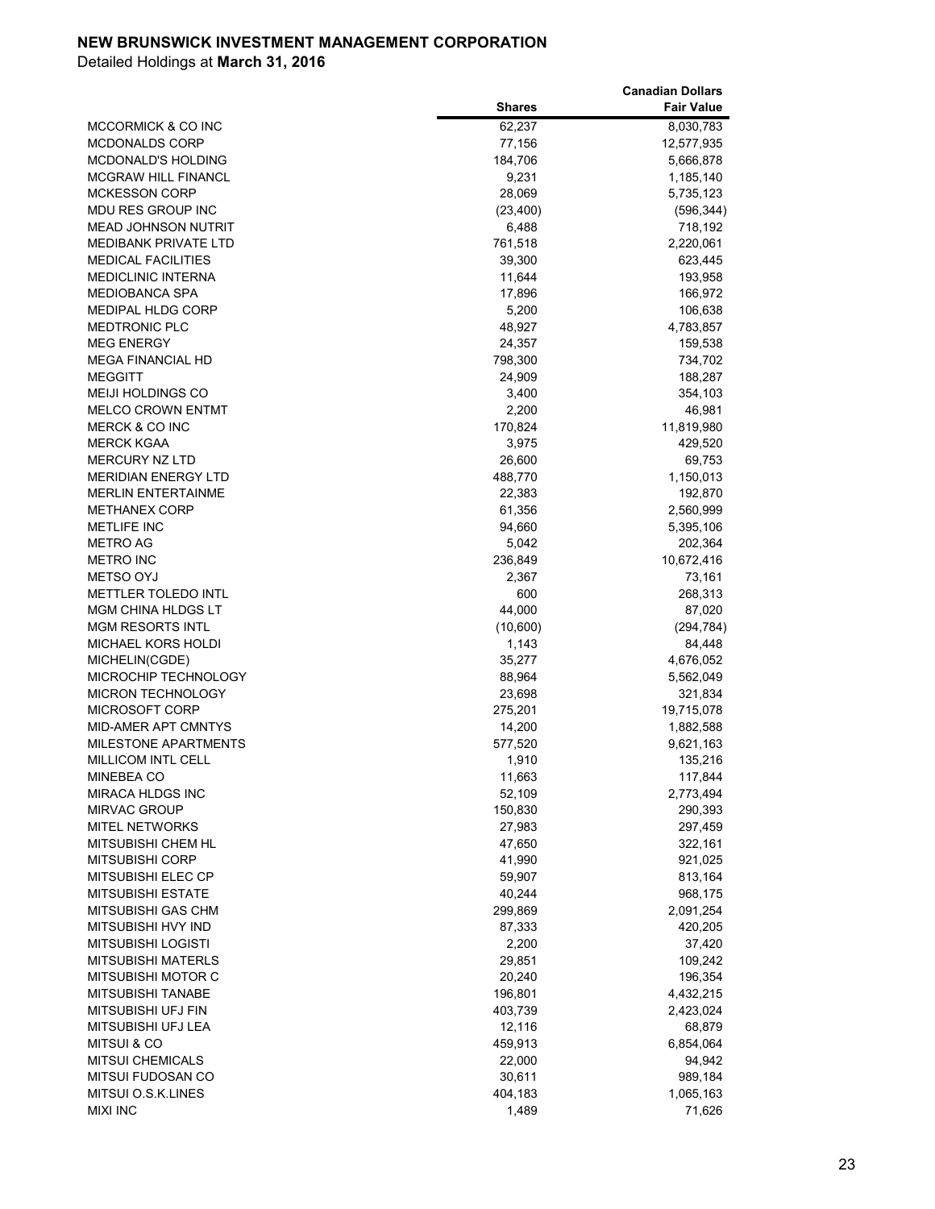**NEW BRUNSWICK INVESTMENT MANAGEMENT CORPORATION**

Detailed Holdings at **March 31, 2016**

| | Shares | Canadian Dollars Fair Value |
|---|---|---|
| MCCORMICK & CO INC | 62,237 | 8,030,783 |
| MCDONALDS CORP | 77,156 | 12,577,935 |
| MCDONALD'S HOLDING | 184,706 | 5,666,878 |
| MCGRAW HILL FINANCL | 9,231 | 1,185,140 |
| MCKESSON CORP | 28,069 | 5,735,123 |
| MDU RES GROUP INC | (23,400) | (596,344) |
| MEAD JOHNSON NUTRIT | 6,488 | 718,192 |
| MEDIBANK PRIVATE LTD | 761,518 | 2,220,061 |
| MEDICAL FACILITIES | 39,300 | 623,445 |
| MEDICLINIC INTERNA | 11,644 | 193,958 |
| MEDIOBANCA SPA | 17,896 | 166,972 |
| MEDIPAL HLDG CORP | 5,200 | 106,638 |
| MEDTRONIC PLC | 48,927 | 4,783,857 |
| MEG ENERGY | 24,357 | 159,538 |
| MEGA FINANCIAL HD | 798,300 | 734,702 |
| MEGGITT | 24,909 | 188,287 |
| MEIJI HOLDINGS CO | 3,400 | 354,103 |
| MELCO CROWN ENTMT | 2,200 | 46,981 |
| MERCK & CO INC | 170,824 | 11,819,980 |
| MERCK KGAA | 3,975 | 429,520 |
| MERCURY NZ LTD | 26,600 | 69,753 |
| MERIDIAN ENERGY LTD | 488,770 | 1,150,013 |
| MERLIN ENTERTAINME | 22,383 | 192,870 |
| METHANEX CORP | 61,356 | 2,560,999 |
| METLIFE INC | 94,660 | 5,395,106 |
| METRO AG | 5,042 | 202,364 |
| METRO INC | 236,849 | 10,672,416 |
| METSO OYJ | 2,367 | 73,161 |
| METTLER TOLEDO INTL | 600 | 268,313 |
| MGM CHINA HLDGS LT | 44,000 | 87,020 |
| MGM RESORTS INTL | (10,600) | (294,784) |
| MICHAEL KORS HOLDI | 1,143 | 84,448 |
| MICHELIN(CGDE) | 35,277 | 4,676,052 |
| MICROCHIP TECHNOLOGY | 88,964 | 5,562,049 |
| MICRON TECHNOLOGY | 23,698 | 321,834 |
| MICROSOFT CORP | 275,201 | 19,715,078 |
| MID-AMER APT CMNTYS | 14,200 | 1,882,588 |
| MILESTONE APARTMENTS | 577,520 | 9,621,163 |
| MILLICOM INTL CELL | 1,910 | 135,216 |
| MINEBEA CO | 11,663 | 117,844 |
| MIRACA HLDGS INC | 52,109 | 2,773,494 |
| MIRVAC GROUP | 150,830 | 290,393 |
| MITEL NETWORKS | 27,983 | 297,459 |
| MITSUBISHI CHEM HL | 47,650 | 322,161 |
| MITSUBISHI CORP | 41,990 | 921,025 |
| MITSUBISHI ELEC CP | 59,907 | 813,164 |
| MITSUBISHI ESTATE | 40,244 | 968,175 |
| MITSUBISHI GAS CHM | 299,869 | 2,091,254 |
| MITSUBISHI HVY IND | 87,333 | 420,205 |
| MITSUBISHI LOGISTI | 2,200 | 37,420 |
| MITSUBISHI MATERLS | 29,851 | 109,242 |
| MITSUBISHI MOTOR C | 20,240 | 196,354 |
| MITSUBISHI TANABE | 196,801 | 4,432,215 |
| MITSUBISHI UFJ FIN | 403,739 | 2,423,024 |
| MITSUBISHI UFJ LEA | 12,116 | 68,879 |
| MITSUI & CO | 459,913 | 6,854,064 |
| MITSUI CHEMICALS | 22,000 | 94,942 |
| MITSUI FUDOSAN CO | 30,611 | 989,184 |
| MITSUI O.S.K.LINES | 404,183 | 1,065,163 |
| MIXI INC | 1,489 | 71,626 |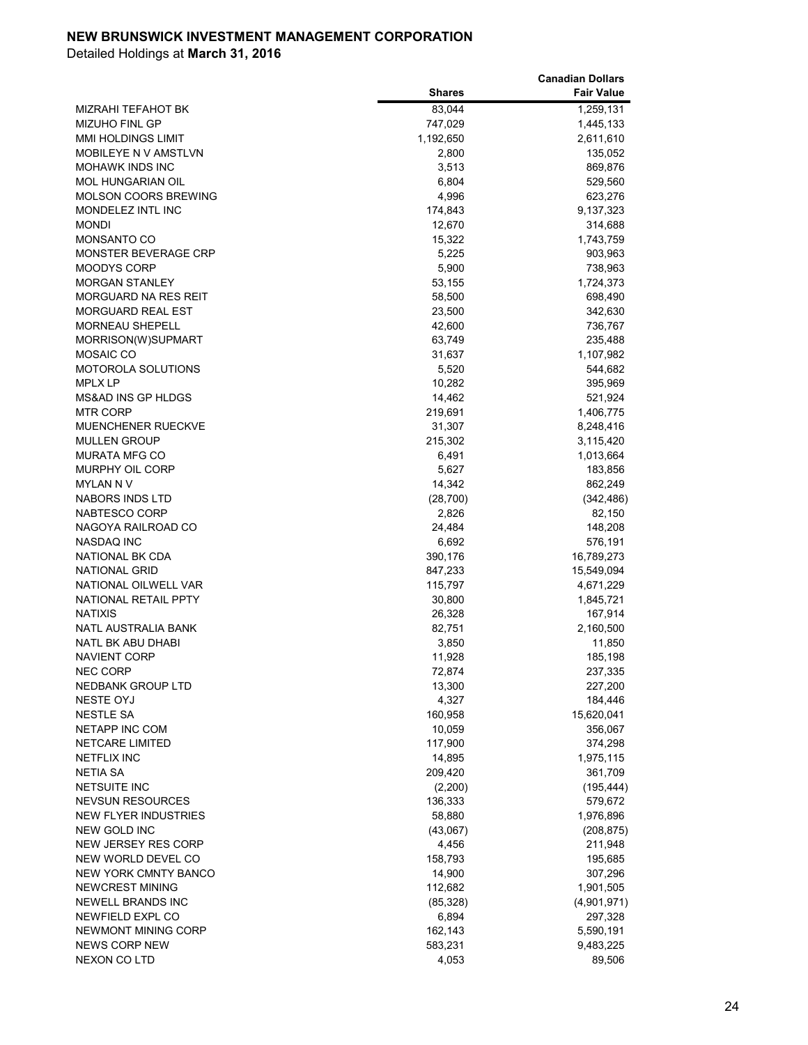**NEW BRUNSWICK INVESTMENT MANAGEMENT CORPORATION**

Detailed Holdings at **March 31, 2016**

| | Shares | Canadian Dollars Fair Value |
|---|---|---|
| MIZRAHI TEFAHOT BK | 83,044 | 1,259,131 |
| MIZUHO FINL GP | 747,029 | 1,445,133 |
| MMI HOLDINGS LIMIT | 1,192,650 | 2,611,610 |
| MOBILEYE N V AMSTLVN | 2,800 | 135,052 |
| MOHAWK INDS INC | 3,513 | 869,876 |
| MOL HUNGARIAN OIL | 6,804 | 529,560 |
| MOLSON COORS BREWING | 4,996 | 623,276 |
| MONDELEZ INTL INC | 174,843 | 9,137,323 |
| MONDI | 12,670 | 314,688 |
| MONSANTO CO | 15,322 | 1,743,759 |
| MONSTER BEVERAGE CRP | 5,225 | 903,963 |
| MOODYS CORP | 5,900 | 738,963 |
| MORGAN STANLEY | 53,155 | 1,724,373 |
| MORGUARD NA RES REIT | 58,500 | 698,490 |
| MORGUARD REAL EST | 23,500 | 342,630 |
| MORNEAU SHEPELL | 42,600 | 736,767 |
| MORRISON(W)SUPMART | 63,749 | 235,488 |
| MOSAIC CO | 31,637 | 1,107,982 |
| MOTOROLA SOLUTIONS | 5,520 | 544,682 |
| MPLX LP | 10,282 | 395,969 |
| MS&AD INS GP HLDGS | 14,462 | 521,924 |
| MTR CORP | 219,691 | 1,406,775 |
| MUENCHENER RUECKVE | 31,307 | 8,248,416 |
| MULLEN GROUP | 215,302 | 3,115,420 |
| MURATA MFG CO | 6,491 | 1,013,664 |
| MURPHY OIL CORP | 5,627 | 183,856 |
| MYLAN N V | 14,342 | 862,249 |
| NABORS INDS LTD | (28,700) | (342,486) |
| NABTESCO CORP | 2,826 | 82,150 |
| NAGOYA RAILROAD CO | 24,484 | 148,208 |
| NASDAQ INC | 6,692 | 576,191 |
| NATIONAL BK CDA | 390,176 | 16,789,273 |
| NATIONAL GRID | 847,233 | 15,549,094 |
| NATIONAL OILWELL VAR | 115,797 | 4,671,229 |
| NATIONAL RETAIL PPTY | 30,800 | 1,845,721 |
| NATIXIS | 26,328 | 167,914 |
| NATL AUSTRALIA BANK | 82,751 | 2,160,500 |
| NATL BK ABU DHABI | 3,850 | 11,850 |
| NAVIENT CORP | 11,928 | 185,198 |
| NEC CORP | 72,874 | 237,335 |
| NEDBANK GROUP LTD | 13,300 | 227,200 |
| NESTE OYJ | 4,327 | 184,446 |
| NESTLE SA | 160,958 | 15,620,041 |
| NETAPP INC COM | 10,059 | 356,067 |
| NETCARE LIMITED | 117,900 | 374,298 |
| NETFLIX INC | 14,895 | 1,975,115 |
| NETIA SA | 209,420 | 361,709 |
| NETSUITE INC | (2,200) | (195,444) |
| NEVSUN RESOURCES | 136,333 | 579,672 |
| NEW FLYER INDUSTRIES | 58,880 | 1,976,896 |
| NEW GOLD INC | (43,067) | (208,875) |
| NEW JERSEY RES CORP | 4,456 | 211,948 |
| NEW WORLD DEVEL CO | 158,793 | 195,685 |
| NEW YORK CMNTY BANCO | 14,900 | 307,296 |
| NEWCREST MINING | 112,682 | 1,901,505 |
| NEWELL BRANDS INC | (85,328) | (4,901,971) |
| NEWFIELD EXPL CO | 6,894 | 297,328 |
| NEWMONT MINING CORP | 162,143 | 5,590,191 |
| NEWS CORP NEW | 583,231 | 9,483,225 |
| NEXON CO LTD | 4,053 | 89,506 |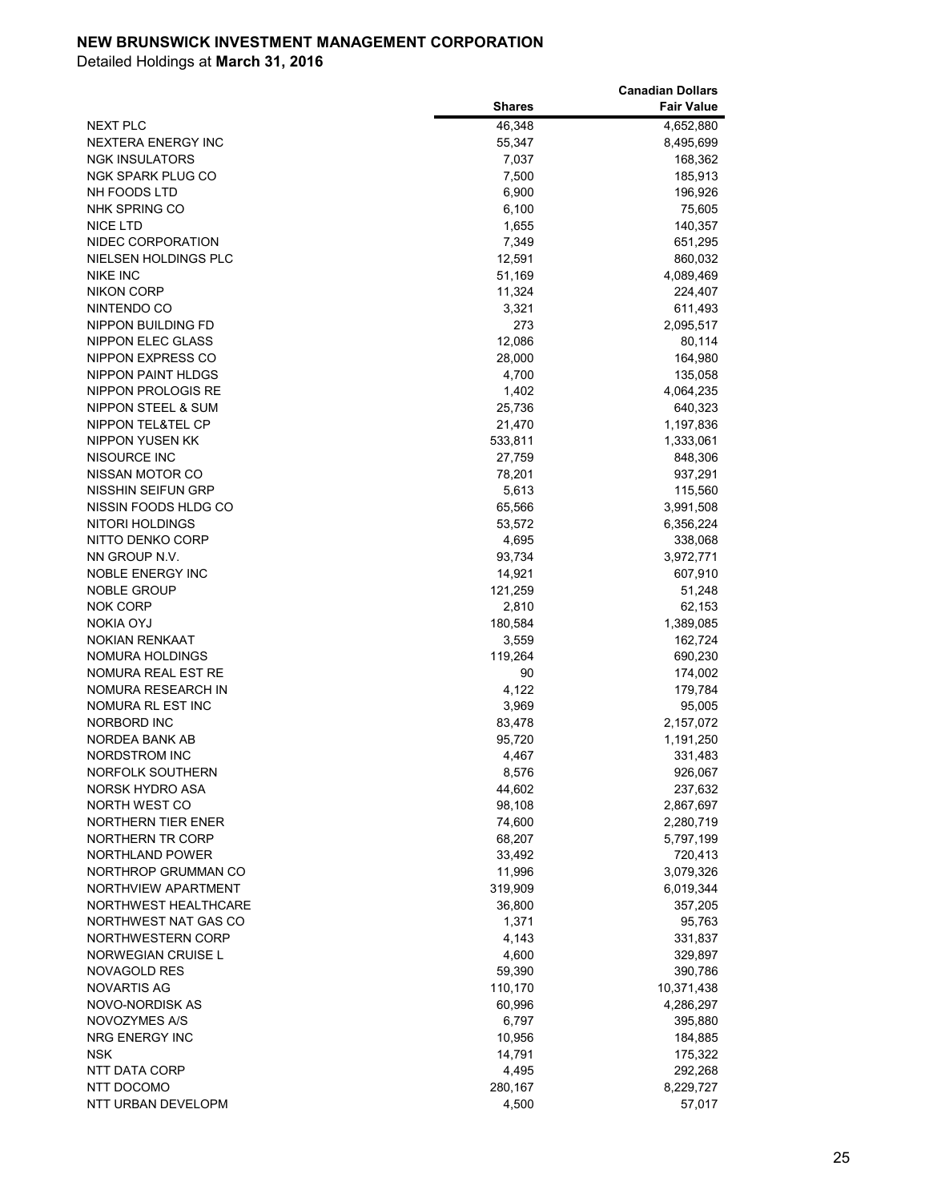**NEW BRUNSWICK INVESTMENT MANAGEMENT CORPORATION**

Detailed Holdings at **March 31, 2016**

| | Shares | Canadian Dollars Fair Value |
|---|---|---|
| NEXT PLC | 46,348 | 4,652,880 |
| NEXTERA ENERGY INC | 55,347 | 8,495,699 |
| NGK INSULATORS | 7,037 | 168,362 |
| NGK SPARK PLUG CO | 7,500 | 185,913 |
| NH FOODS LTD | 6,900 | 196,926 |
| NHK SPRING CO | 6,100 | 75,605 |
| NICE LTD | 1,655 | 140,357 |
| NIDEC CORPORATION | 7,349 | 651,295 |
| NIELSEN HOLDINGS PLC | 12,591 | 860,032 |
| NIKE INC | 51,169 | 4,089,469 |
| NIKON CORP | 11,324 | 224,407 |
| NINTENDO CO | 3,321 | 611,493 |
| NIPPON BUILDING FD | 273 | 2,095,517 |
| NIPPON ELEC GLASS | 12,086 | 80,114 |
| NIPPON EXPRESS CO | 28,000 | 164,980 |
| NIPPON PAINT HLDGS | 4,700 | 135,058 |
| NIPPON PROLOGIS RE | 1,402 | 4,064,235 |
| NIPPON STEEL & SUM | 25,736 | 640,323 |
| NIPPON TEL&TEL CP | 21,470 | 1,197,836 |
| NIPPON YUSEN KK | 533,811 | 1,333,061 |
| NISOURCE INC | 27,759 | 848,306 |
| NISSAN MOTOR CO | 78,201 | 937,291 |
| NISSHIN SEIFUN GRP | 5,613 | 115,560 |
| NISSIN FOODS HLDG CO | 65,566 | 3,991,508 |
| NITORI HOLDINGS | 53,572 | 6,356,224 |
| NITTO DENKO CORP | 4,695 | 338,068 |
| NN GROUP N.V. | 93,734 | 3,972,771 |
| NOBLE ENERGY INC | 14,921 | 607,910 |
| NOBLE GROUP | 121,259 | 51,248 |
| NOK CORP | 2,810 | 62,153 |
| NOKIA OYJ | 180,584 | 1,389,085 |
| NOKIAN RENKAAT | 3,559 | 162,724 |
| NOMURA HOLDINGS | 119,264 | 690,230 |
| NOMURA REAL EST RE | 90 | 174,002 |
| NOMURA RESEARCH IN | 4,122 | 179,784 |
| NOMURA RL EST INC | 3,969 | 95,005 |
| NORBORD INC | 83,478 | 2,157,072 |
| NORDEA BANK AB | 95,720 | 1,191,250 |
| NORDSTROM INC | 4,467 | 331,483 |
| NORFOLK SOUTHERN | 8,576 | 926,067 |
| NORSK HYDRO ASA | 44,602 | 237,632 |
| NORTH WEST CO | 98,108 | 2,867,697 |
| NORTHERN TIER ENER | 74,600 | 2,280,719 |
| NORTHERN TR CORP | 68,207 | 5,797,199 |
| NORTHLAND POWER | 33,492 | 720,413 |
| NORTHROP GRUMMAN CO | 11,996 | 3,079,326 |
| NORTHVIEW APARTMENT | 319,909 | 6,019,344 |
| NORTHWEST HEALTHCARE | 36,800 | 357,205 |
| NORTHWEST NAT GAS CO | 1,371 | 95,763 |
| NORTHWESTERN CORP | 4,143 | 331,837 |
| NORWEGIAN CRUISE L | 4,600 | 329,897 |
| NOVAGOLD RES | 59,390 | 390,786 |
| NOVARTIS AG | 110,170 | 10,371,438 |
| NOVO-NORDISK AS | 60,996 | 4,286,297 |
| NOVOZYMES A/S | 6,797 | 395,880 |
| NRG ENERGY INC | 10,956 | 184,885 |
| NSK | 14,791 | 175,322 |
| NTT DATA CORP | 4,495 | 292,268 |
| NTT DOCOMO | 280,167 | 8,229,727 |
| NTT URBAN DEVELOPM | 4,500 | 57,017 |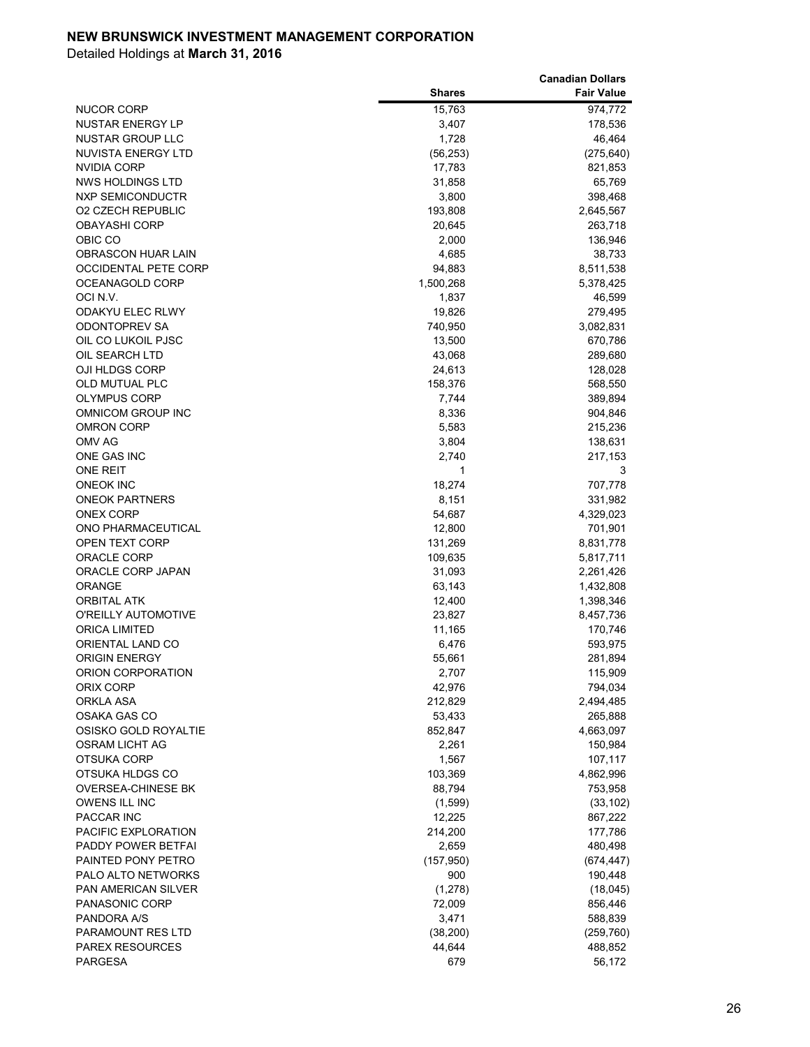**NEW BRUNSWICK INVESTMENT MANAGEMENT CORPORATION**

Detailed Holdings at **March 31, 2016**

| | Shares | Canadian Dollars Fair Value |
|---|---|---|
| NUCOR CORP | 15,763 | 974,772 |
| NUSTAR ENERGY LP | 3,407 | 178,536 |
| NUSTAR GROUP LLC | 1,728 | 46,464 |
| NUVISTA ENERGY LTD | (56,253) | (275,640) |
| NVIDIA CORP | 17,783 | 821,853 |
| NWS HOLDINGS LTD | 31,858 | 65,769 |
| NXP SEMICONDUCTR | 3,800 | 398,468 |
| O2 CZECH REPUBLIC | 193,808 | 2,645,567 |
| OBAYASHI CORP | 20,645 | 263,718 |
| OBIC CO | 2,000 | 136,946 |
| OBRASCON HUAR LAIN | 4,685 | 38,733 |
| OCCIDENTAL PETE CORP | 94,883 | 8,511,538 |
| OCEANAGOLD CORP | 1,500,268 | 5,378,425 |
| OCI N.V. | 1,837 | 46,599 |
| ODAKYU ELEC RLWY | 19,826 | 279,495 |
| ODONTOPREV SA | 740,950 | 3,082,831 |
| OIL CO LUKOIL PJSC | 13,500 | 670,786 |
| OIL SEARCH LTD | 43,068 | 289,680 |
| OJI HLDGS CORP | 24,613 | 128,028 |
| OLD MUTUAL PLC | 158,376 | 568,550 |
| OLYMPUS CORP | 7,744 | 389,894 |
| OMNICOM GROUP INC | 8,336 | 904,846 |
| OMRON CORP | 5,583 | 215,236 |
| OMV AG | 3,804 | 138,631 |
| ONE GAS INC | 2,740 | 217,153 |
| ONE REIT | 1 | 3 |
| ONEOK INC | 18,274 | 707,778 |
| ONEOK PARTNERS | 8,151 | 331,982 |
| ONEX CORP | 54,687 | 4,329,023 |
| ONO PHARMACEUTICAL | 12,800 | 701,901 |
| OPEN TEXT CORP | 131,269 | 8,831,778 |
| ORACLE CORP | 109,635 | 5,817,711 |
| ORACLE CORP JAPAN | 31,093 | 2,261,426 |
| ORANGE | 63,143 | 1,432,808 |
| ORBITAL ATK | 12,400 | 1,398,346 |
| O'REILLY AUTOMOTIVE | 23,827 | 8,457,736 |
| ORICA LIMITED | 11,165 | 170,746 |
| ORIENTAL LAND CO | 6,476 | 593,975 |
| ORIGIN ENERGY | 55,661 | 281,894 |
| ORION CORPORATION | 2,707 | 115,909 |
| ORIX CORP | 42,976 | 794,034 |
| ORKLA ASA | 212,829 | 2,494,485 |
| OSAKA GAS CO | 53,433 | 265,888 |
| OSISKO GOLD ROYALTIE | 852,847 | 4,663,097 |
| OSRAM LICHT AG | 2,261 | 150,984 |
| OTSUKA CORP | 1,567 | 107,117 |
| OTSUKA HLDGS CO | 103,369 | 4,862,996 |
| OVERSEA-CHINESE BK | 88,794 | 753,958 |
| OWENS ILL INC | (1,599) | (33,102) |
| PACCAR INC | 12,225 | 867,222 |
| PACIFIC EXPLORATION | 214,200 | 177,786 |
| PADDY POWER BETFAI | 2,659 | 480,498 |
| PAINTED PONY PETRO | (157,950) | (674,447) |
| PALO ALTO NETWORKS | 900 | 190,448 |
| PAN AMERICAN SILVER | (1,278) | (18,045) |
| PANASONIC CORP | 72,009 | 856,446 |
| PANDORA A/S | 3,471 | 588,839 |
| PARAMOUNT RES LTD | (38,200) | (259,760) |
| PAREX RESOURCES | 44,644 | 488,852 |
| PARGESA | 679 | 56,172 |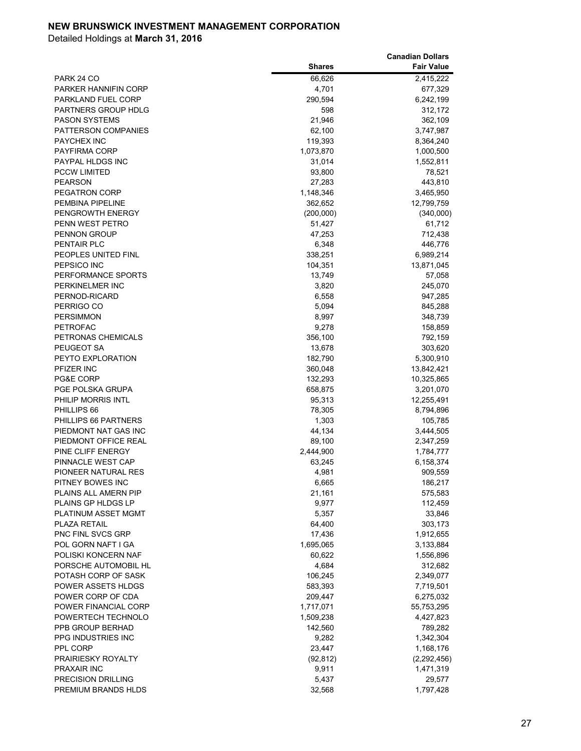**NEW BRUNSWICK INVESTMENT MANAGEMENT CORPORATION**

Detailed Holdings at **March 31, 2016**

| | Shares | Canadian Dollars Fair Value |
|---|---|---|
| PARK 24 CO | 66,626 | 2,415,222 |
| PARKER HANNIFIN CORP | 4,701 | 677,329 |
| PARKLAND FUEL CORP | 290,594 | 6,242,199 |
| PARTNERS GROUP HDLG | 598 | 312,172 |
| PASON SYSTEMS | 21,946 | 362,109 |
| PATTERSON COMPANIES | 62,100 | 3,747,987 |
| PAYCHEX INC | 119,393 | 8,364,240 |
| PAYFIRMA CORP | 1,073,870 | 1,000,500 |
| PAYPAL HLDGS INC | 31,014 | 1,552,811 |
| PCCW LIMITED | 93,800 | 78,521 |
| PEARSON | 27,283 | 443,810 |
| PEGATRON CORP | 1,148,346 | 3,465,950 |
| PEMBINA PIPELINE | 362,652 | 12,799,759 |
| PENGROWTH ENERGY | (200,000) | (340,000) |
| PENN WEST PETRO | 51,427 | 61,712 |
| PENNON GROUP | 47,253 | 712,438 |
| PENTAIR PLC | 6,348 | 446,776 |
| PEOPLES UNITED FINL | 338,251 | 6,989,214 |
| PEPSICO INC | 104,351 | 13,871,045 |
| PERFORMANCE SPORTS | 13,749 | 57,058 |
| PERKINELMER INC | 3,820 | 245,070 |
| PERNOD-RICARD | 6,558 | 947,285 |
| PERRIGO CO | 5,094 | 845,288 |
| PERSIMMON | 8,997 | 348,739 |
| PETROFAC | 9,278 | 158,859 |
| PETRONAS CHEMICALS | 356,100 | 792,159 |
| PEUGEOT SA | 13,678 | 303,620 |
| PEYTO EXPLORATION | 182,790 | 5,300,910 |
| PFIZER INC | 360,048 | 13,842,421 |
| PG&E CORP | 132,293 | 10,325,865 |
| PGE POLSKA GRUPA | 658,875 | 3,201,070 |
| PHILIP MORRIS INTL | 95,313 | 12,255,491 |
| PHILLIPS 66 | 78,305 | 8,794,896 |
| PHILLIPS 66 PARTNERS | 1,303 | 105,785 |
| PIEDMONT NAT GAS INC | 44,134 | 3,444,505 |
| PIEDMONT OFFICE REAL | 89,100 | 2,347,259 |
| PINE CLIFF ENERGY | 2,444,900 | 1,784,777 |
| PINNACLE WEST CAP | 63,245 | 6,158,374 |
| PIONEER NATURAL RES | 4,981 | 909,559 |
| PITNEY BOWES INC | 6,665 | 186,217 |
| PLAINS ALL AMERN PIP | 21,161 | 575,583 |
| PLAINS GP HLDGS LP | 9,977 | 112,459 |
| PLATINUM ASSET MGMT | 5,357 | 33,846 |
| PLAZA RETAIL | 64,400 | 303,173 |
| PNC FINL SVCS GRP | 17,436 | 1,912,655 |
| POL GORN NAFT I GA | 1,695,065 | 3,133,884 |
| POLISKI KONCERN NAF | 60,622 | 1,556,896 |
| PORSCHE AUTOMOBIL HL | 4,684 | 312,682 |
| POTASH CORP OF SASK | 106,245 | 2,349,077 |
| POWER ASSETS HLDGS | 583,393 | 7,719,501 |
| POWER CORP OF CDA | 209,447 | 6,275,032 |
| POWER FINANCIAL CORP | 1,717,071 | 55,753,295 |
| POWERTECH TECHNOLO | 1,509,238 | 4,427,823 |
| PPB GROUP BERHAD | 142,560 | 789,282 |
| PPG INDUSTRIES INC | 9,282 | 1,342,304 |
| PPL CORP | 23,447 | 1,168,176 |
| PRAIRIESKY ROYALTY | (92,812) | (2,292,456) |
| PRAXAIR INC | 9,911 | 1,471,319 |
| PRECISION DRILLING | 5,437 | 29,577 |
| PREMIUM BRANDS HLDS | 32,568 | 1,797,428 |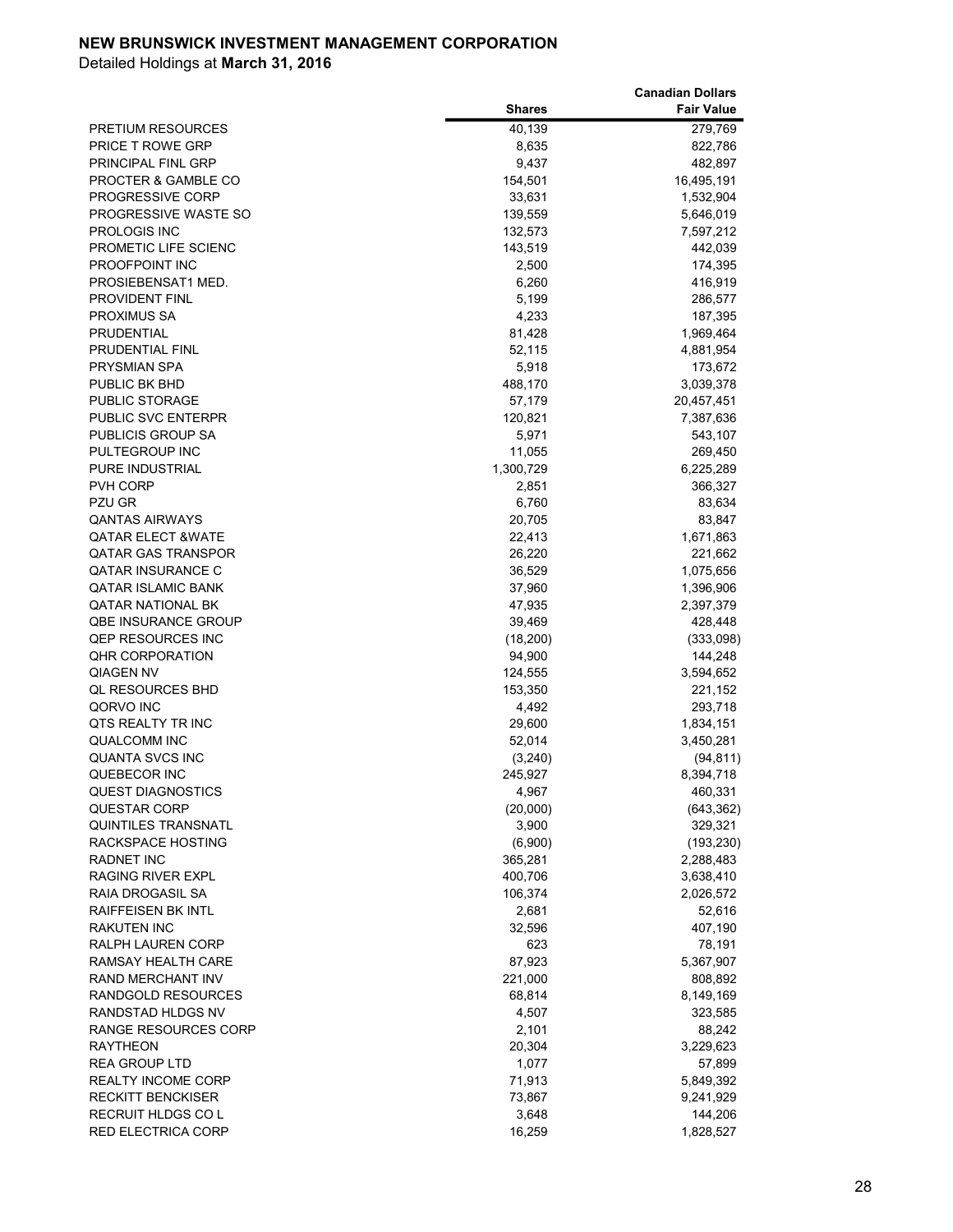**NEW BRUNSWICK INVESTMENT MANAGEMENT CORPORATION**

Detailed Holdings at **March 31, 2016**

| | Shares | Canadian Dollars Fair Value |
|---|---|---|
| PRETIUM RESOURCES | 40,139 | 279,769 |
| PRICE T ROWE GRP | 8,635 | 822,786 |
| PRINCIPAL FINL GRP | 9,437 | 482,897 |
| PROCTER & GAMBLE CO | 154,501 | 16,495,191 |
| PROGRESSIVE CORP | 33,631 | 1,532,904 |
| PROGRESSIVE WASTE SO | 139,559 | 5,646,019 |
| PROLOGIS INC | 132,573 | 7,597,212 |
| PROMETIC LIFE SCIENC | 143,519 | 442,039 |
| PROOFPOINT INC | 2,500 | 174,395 |
| PROSIEBENSAT1 MED. | 6,260 | 416,919 |
| PROVIDENT FINL | 5,199 | 286,577 |
| PROXIMUS SA | 4,233 | 187,395 |
| PRUDENTIAL | 81,428 | 1,969,464 |
| PRUDENTIAL FINL | 52,115 | 4,881,954 |
| PRYSMIAN SPA | 5,918 | 173,672 |
| PUBLIC BK BHD | 488,170 | 3,039,378 |
| PUBLIC STORAGE | 57,179 | 20,457,451 |
| PUBLIC SVC ENTERPR | 120,821 | 7,387,636 |
| PUBLICIS GROUP SA | 5,971 | 543,107 |
| PULTEGROUP INC | 11,055 | 269,450 |
| PURE INDUSTRIAL | 1,300,729 | 6,225,289 |
| PVH CORP | 2,851 | 366,327 |
| PZU GR | 6,760 | 83,634 |
| QANTAS AIRWAYS | 20,705 | 83,847 |
| QATAR ELECT &WATE | 22,413 | 1,671,863 |
| QATAR GAS TRANSPOR | 26,220 | 221,662 |
| QATAR INSURANCE C | 36,529 | 1,075,656 |
| QATAR ISLAMIC BANK | 37,960 | 1,396,906 |
| QATAR NATIONAL BK | 47,935 | 2,397,379 |
| QBE INSURANCE GROUP | 39,469 | 428,448 |
| QEP RESOURCES INC | (18,200) | (333,098) |
| QHR CORPORATION | 94,900 | 144,248 |
| QIAGEN NV | 124,555 | 3,594,652 |
| QL RESOURCES BHD | 153,350 | 221,152 |
| QORVO INC | 4,492 | 293,718 |
| QTS REALTY TR INC | 29,600 | 1,834,151 |
| QUALCOMM INC | 52,014 | 3,450,281 |
| QUANTA SVCS INC | (3,240) | (94,811) |
| QUEBECOR INC | 245,927 | 8,394,718 |
| QUEST DIAGNOSTICS | 4,967 | 460,331 |
| QUESTAR CORP | (20,000) | (643,362) |
| QUINTILES TRANSNATL | 3,900 | 329,321 |
| RACKSPACE HOSTING | (6,900) | (193,230) |
| RADNET INC | 365,281 | 2,288,483 |
| RAGING RIVER EXPL | 400,706 | 3,638,410 |
| RAIA DROGASIL SA | 106,374 | 2,026,572 |
| RAIFFEISEN BK INTL | 2,681 | 52,616 |
| RAKUTEN INC | 32,596 | 407,190 |
| RALPH LAUREN CORP | 623 | 78,191 |
| RAMSAY HEALTH CARE | 87,923 | 5,367,907 |
| RAND MERCHANT INV | 221,000 | 808,892 |
| RANDGOLD RESOURCES | 68,814 | 8,149,169 |
| RANDSTAD HLDGS NV | 4,507 | 323,585 |
| RANGE RESOURCES CORP | 2,101 | 88,242 |
| RAYTHEON | 20,304 | 3,229,623 |
| REA GROUP LTD | 1,077 | 57,899 |
| REALTY INCOME CORP | 71,913 | 5,849,392 |
| RECKITT BENCKISER | 73,867 | 9,241,929 |
| RECRUIT HLDGS CO L | 3,648 | 144,206 |
| RED ELECTRICA CORP | 16,259 | 1,828,527 |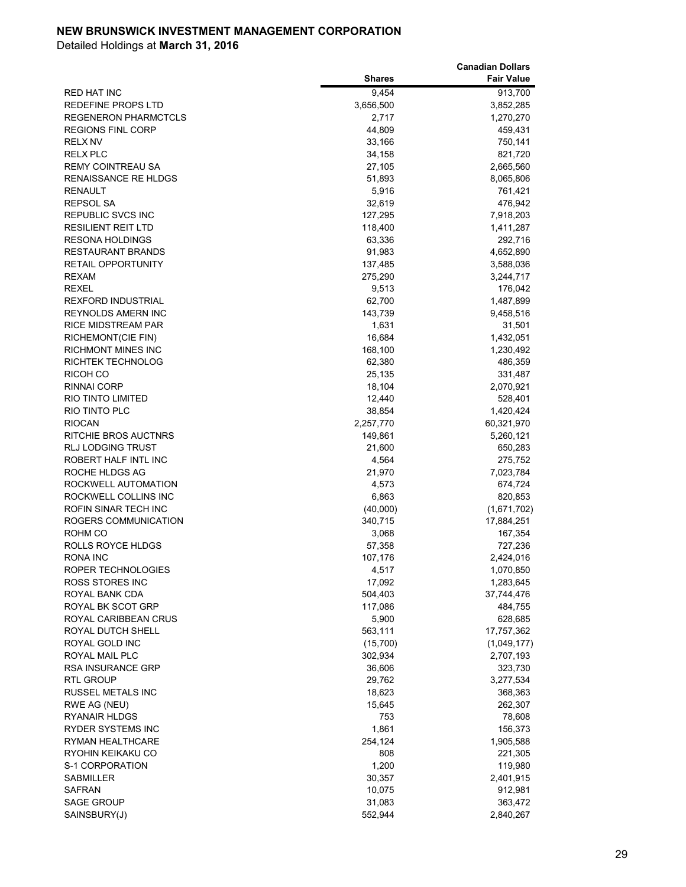**NEW BRUNSWICK INVESTMENT MANAGEMENT CORPORATION**

Detailed Holdings at **March 31, 2016**

| | Shares | Canadian Dollars Fair Value |
|---|---|---|
| RED HAT INC | 9,454 | 913,700 |
| REDEFINE PROPS LTD | 3,656,500 | 3,852,285 |
| REGENERON PHARMCTCLS | 2,717 | 1,270,270 |
| REGIONS FINL CORP | 44,809 | 459,431 |
| RELX NV | 33,166 | 750,141 |
| RELX PLC | 34,158 | 821,720 |
| REMY COINTREAU SA | 27,105 | 2,665,560 |
| RENAISSANCE RE HLDGS | 51,893 | 8,065,806 |
| RENAULT | 5,916 | 761,421 |
| REPSOL SA | 32,619 | 476,942 |
| REPUBLIC SVCS INC | 127,295 | 7,918,203 |
| RESILIENT REIT LTD | 118,400 | 1,411,287 |
| RESONA HOLDINGS | 63,336 | 292,716 |
| RESTAURANT BRANDS | 91,983 | 4,652,890 |
| RETAIL OPPORTUNITY | 137,485 | 3,588,036 |
| REXAM | 275,290 | 3,244,717 |
| REXEL | 9,513 | 176,042 |
| REXFORD INDUSTRIAL | 62,700 | 1,487,899 |
| REYNOLDS AMERN INC | 143,739 | 9,458,516 |
| RICE MIDSTREAM PAR | 1,631 | 31,501 |
| RICHEMONT(CIE FIN) | 16,684 | 1,432,051 |
| RICHMONT MINES INC | 168,100 | 1,230,492 |
| RICHTEK TECHNOLOG | 62,380 | 486,359 |
| RICOH CO | 25,135 | 331,487 |
| RINNAI CORP | 18,104 | 2,070,921 |
| RIO TINTO LIMITED | 12,440 | 528,401 |
| RIO TINTO PLC | 38,854 | 1,420,424 |
| RIOCAN | 2,257,770 | 60,321,970 |
| RITCHIE BROS AUCTNRS | 149,861 | 5,260,121 |
| RLJ LODGING TRUST | 21,600 | 650,283 |
| ROBERT HALF INTL INC | 4,564 | 275,752 |
| ROCHE HLDGS AG | 21,970 | 7,023,784 |
| ROCKWELL AUTOMATION | 4,573 | 674,724 |
| ROCKWELL COLLINS INC | 6,863 | 820,853 |
| ROFIN SINAR TECH INC | (40,000) | (1,671,702) |
| ROGERS COMMUNICATION | 340,715 | 17,884,251 |
| ROHM CO | 3,068 | 167,354 |
| ROLLS ROYCE HLDGS | 57,358 | 727,236 |
| RONA INC | 107,176 | 2,424,016 |
| ROPER TECHNOLOGIES | 4,517 | 1,070,850 |
| ROSS STORES INC | 17,092 | 1,283,645 |
| ROYAL BANK CDA | 504,403 | 37,744,476 |
| ROYAL BK SCOT GRP | 117,086 | 484,755 |
| ROYAL CARIBBEAN CRUS | 5,900 | 628,685 |
| ROYAL DUTCH SHELL | 563,111 | 17,757,362 |
| ROYAL GOLD INC | (15,700) | (1,049,177) |
| ROYAL MAIL PLC | 302,934 | 2,707,193 |
| RSA INSURANCE GRP | 36,606 | 323,730 |
| RTL GROUP | 29,762 | 3,277,534 |
| RUSSEL METALS INC | 18,623 | 368,363 |
| RWE AG (NEU) | 15,645 | 262,307 |
| RYANAIR HLDGS | 753 | 78,608 |
| RYDER SYSTEMS INC | 1,861 | 156,373 |
| RYMAN HEALTHCARE | 254,124 | 1,905,588 |
| RYOHIN KEIKAKU CO | 808 | 221,305 |
| S-1 CORPORATION | 1,200 | 119,980 |
| SABMILLER | 30,357 | 2,401,915 |
| SAFRAN | 10,075 | 912,981 |
| SAGE GROUP | 31,083 | 363,472 |
| SAINSBURY(J) | 552,944 | 2,840,267 |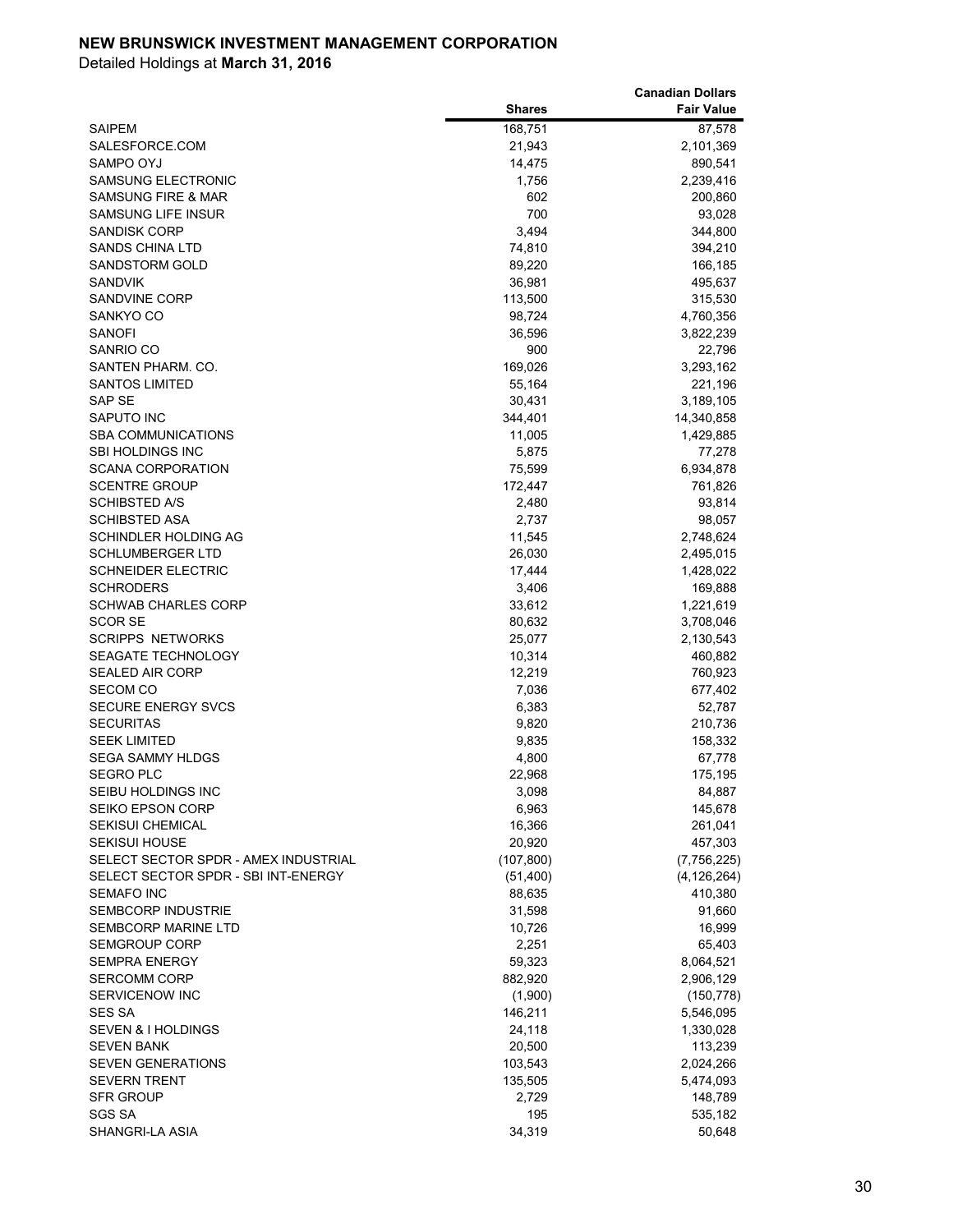**NEW BRUNSWICK INVESTMENT MANAGEMENT CORPORATION**

Detailed Holdings at **March 31, 2016**

| | Shares | Canadian Dollars Fair Value |
|---|---|---|
| SAIPEM | 168,751 | 87,578 |
| SALESFORCE.COM | 21,943 | 2,101,369 |
| SAMPO OYJ | 14,475 | 890,541 |
| SAMSUNG ELECTRONIC | 1,756 | 2,239,416 |
| SAMSUNG FIRE & MAR | 602 | 200,860 |
| SAMSUNG LIFE INSUR | 700 | 93,028 |
| SANDISK CORP | 3,494 | 344,800 |
| SANDS CHINA LTD | 74,810 | 394,210 |
| SANDSTORM GOLD | 89,220 | 166,185 |
| SANDVIK | 36,981 | 495,637 |
| SANDVINE CORP | 113,500 | 315,530 |
| SANKYO CO | 98,724 | 4,760,356 |
| SANOFI | 36,596 | 3,822,239 |
| SANRIO CO | 900 | 22,796 |
| SANTEN PHARM. CO. | 169,026 | 3,293,162 |
| SANTOS LIMITED | 55,164 | 221,196 |
| SAP SE | 30,431 | 3,189,105 |
| SAPUTO INC | 344,401 | 14,340,858 |
| SBA COMMUNICATIONS | 11,005 | 1,429,885 |
| SBI HOLDINGS INC | 5,875 | 77,278 |
| SCANA CORPORATION | 75,599 | 6,934,878 |
| SCENTRE GROUP | 172,447 | 761,826 |
| SCHIBSTED A/S | 2,480 | 93,814 |
| SCHIBSTED ASA | 2,737 | 98,057 |
| SCHINDLER HOLDING AG | 11,545 | 2,748,624 |
| SCHLUMBERGER LTD | 26,030 | 2,495,015 |
| SCHNEIDER ELECTRIC | 17,444 | 1,428,022 |
| SCHRODERS | 3,406 | 169,888 |
| SCHWAB CHARLES CORP | 33,612 | 1,221,619 |
| SCOR SE | 80,632 | 3,708,046 |
| SCRIPPS NETWORKS | 25,077 | 2,130,543 |
| SEAGATE TECHNOLOGY | 10,314 | 460,882 |
| SEALED AIR CORP | 12,219 | 760,923 |
| SECOM CO | 7,036 | 677,402 |
| SECURE ENERGY SVCS | 6,383 | 52,787 |
| SECURITAS | 9,820 | 210,736 |
| SEEK LIMITED | 9,835 | 158,332 |
| SEGA SAMMY HLDGS | 4,800 | 67,778 |
| SEGRO PLC | 22,968 | 175,195 |
| SEIBU HOLDINGS INC | 3,098 | 84,887 |
| SEIKO EPSON CORP | 6,963 | 145,678 |
| SEKISUI CHEMICAL | 16,366 | 261,041 |
| SEKISUI HOUSE | 20,920 | 457,303 |
| SELECT SECTOR SPDR - AMEX INDUSTRIAL | (107,800) | (7,756,225) |
| SELECT SECTOR SPDR - SBI INT-ENERGY | (51,400) | (4,126,264) |
| SEMAFO INC | 88,635 | 410,380 |
| SEMBCORP INDUSTRIE | 31,598 | 91,660 |
| SEMBCORP MARINE LTD | 10,726 | 16,999 |
| SEMGROUP CORP | 2,251 | 65,403 |
| SEMPRA ENERGY | 59,323 | 8,064,521 |
| SERCOMM CORP | 882,920 | 2,906,129 |
| SERVICENOW INC | (1,900) | (150,778) |
| SES SA | 146,211 | 5,546,095 |
| SEVEN & I HOLDINGS | 24,118 | 1,330,028 |
| SEVEN BANK | 20,500 | 113,239 |
| SEVEN GENERATIONS | 103,543 | 2,024,266 |
| SEVERN TRENT | 135,505 | 5,474,093 |
| SFR GROUP | 2,729 | 148,789 |
| SGS SA | 195 | 535,182 |
| SHANGRI-LA ASIA | 34,319 | 50,648 |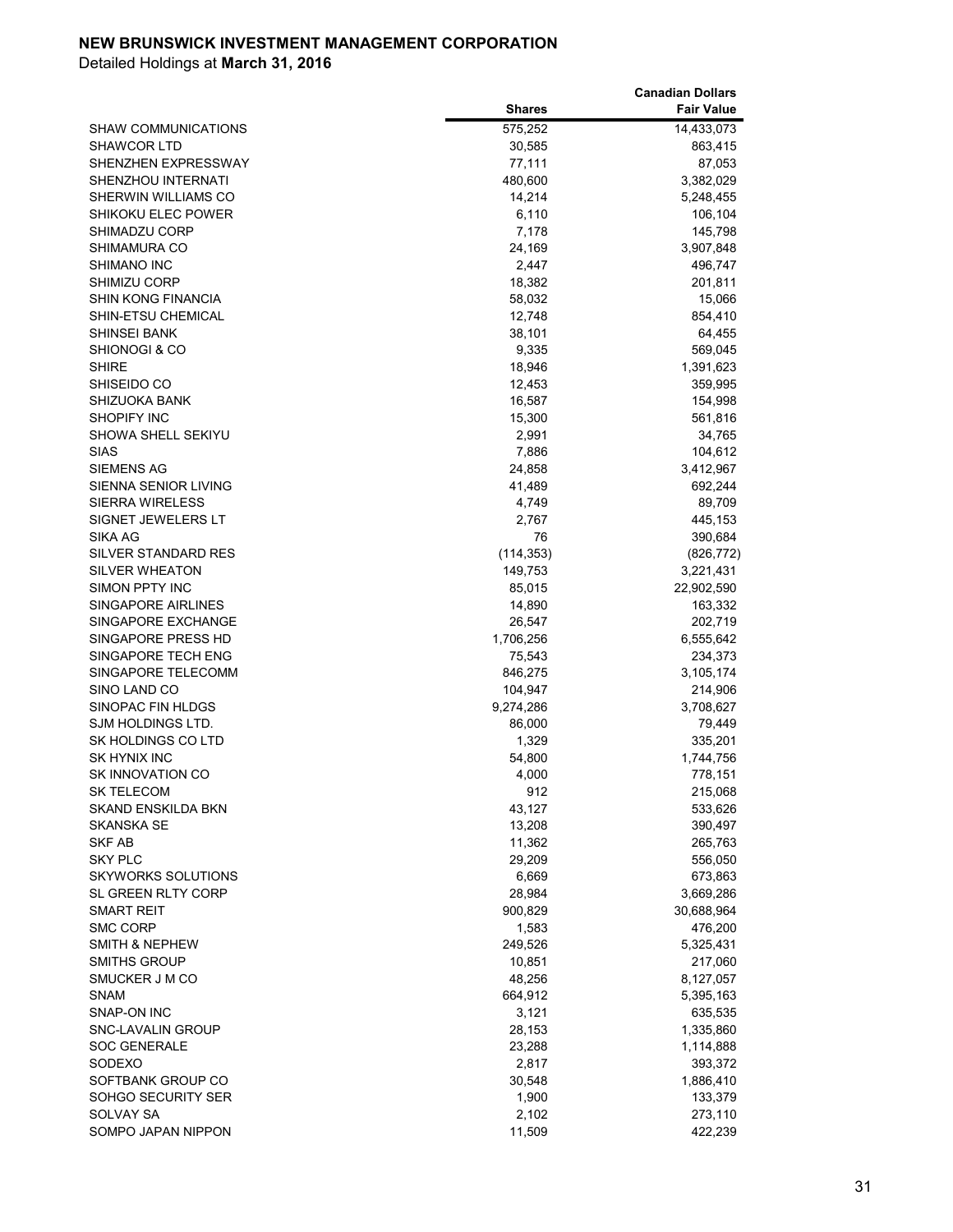**NEW BRUNSWICK INVESTMENT MANAGEMENT CORPORATION**

Detailed Holdings at **March 31, 2016**

| | Shares | Canadian Dollars Fair Value |
|---|---|---|
| SHAW COMMUNICATIONS | 575,252 | 14,433,073 |
| SHAWCOR LTD | 30,585 | 863,415 |
| SHENZHEN EXPRESSWAY | 77,111 | 87,053 |
| SHENZHOU INTERNATI | 480,600 | 3,382,029 |
| SHERWIN WILLIAMS CO | 14,214 | 5,248,455 |
| SHIKOKU ELEC POWER | 6,110 | 106,104 |
| SHIMADZU CORP | 7,178 | 145,798 |
| SHIMAMURA CO | 24,169 | 3,907,848 |
| SHIMANO INC | 2,447 | 496,747 |
| SHIMIZU CORP | 18,382 | 201,811 |
| SHIN KONG FINANCIA | 58,032 | 15,066 |
| SHIN-ETSU CHEMICAL | 12,748 | 854,410 |
| SHINSEI BANK | 38,101 | 64,455 |
| SHIONOGI & CO | 9,335 | 569,045 |
| SHIRE | 18,946 | 1,391,623 |
| SHISEIDO CO | 12,453 | 359,995 |
| SHIZUOKA BANK | 16,587 | 154,998 |
| SHOPIFY INC | 15,300 | 561,816 |
| SHOWA SHELL SEKIYU | 2,991 | 34,765 |
| SIAS | 7,886 | 104,612 |
| SIEMENS AG | 24,858 | 3,412,967 |
| SIENNA SENIOR LIVING | 41,489 | 692,244 |
| SIERRA WIRELESS | 4,749 | 89,709 |
| SIGNET JEWELERS LT | 2,767 | 445,153 |
| SIKA AG | 76 | 390,684 |
| SILVER STANDARD RES | (114,353) | (826,772) |
| SILVER WHEATON | 149,753 | 3,221,431 |
| SIMON PPTY INC | 85,015 | 22,902,590 |
| SINGAPORE AIRLINES | 14,890 | 163,332 |
| SINGAPORE EXCHANGE | 26,547 | 202,719 |
| SINGAPORE PRESS HD | 1,706,256 | 6,555,642 |
| SINGAPORE TECH ENG | 75,543 | 234,373 |
| SINGAPORE TELECOMM | 846,275 | 3,105,174 |
| SINO LAND CO | 104,947 | 214,906 |
| SINOPAC FIN HLDGS | 9,274,286 | 3,708,627 |
| SJM HOLDINGS LTD. | 86,000 | 79,449 |
| SK HOLDINGS CO LTD | 1,329 | 335,201 |
| SK HYNIX INC | 54,800 | 1,744,756 |
| SK INNOVATION CO | 4,000 | 778,151 |
| SK TELECOM | 912 | 215,068 |
| SKAND ENSKILDA BKN | 43,127 | 533,626 |
| SKANSKA SE | 13,208 | 390,497 |
| SKF AB | 11,362 | 265,763 |
| SKY PLC | 29,209 | 556,050 |
| SKYWORKS SOLUTIONS | 6,669 | 673,863 |
| SL GREEN RLTY CORP | 28,984 | 3,669,286 |
| SMART REIT | 900,829 | 30,688,964 |
| SMC CORP | 1,583 | 476,200 |
| SMITH & NEPHEW | 249,526 | 5,325,431 |
| SMITHS GROUP | 10,851 | 217,060 |
| SMUCKER J M CO | 48,256 | 8,127,057 |
| SNAM | 664,912 | 5,395,163 |
| SNAP-ON INC | 3,121 | 635,535 |
| SNC-LAVALIN GROUP | 28,153 | 1,335,860 |
| SOC GENERALE | 23,288 | 1,114,888 |
| SODEXO | 2,817 | 393,372 |
| SOFTBANK GROUP CO | 30,548 | 1,886,410 |
| SOHGO SECURITY SER | 1,900 | 133,379 |
| SOLVAY SA | 2,102 | 273,110 |
| SOMPO JAPAN NIPPON | 11,509 | 422,239 |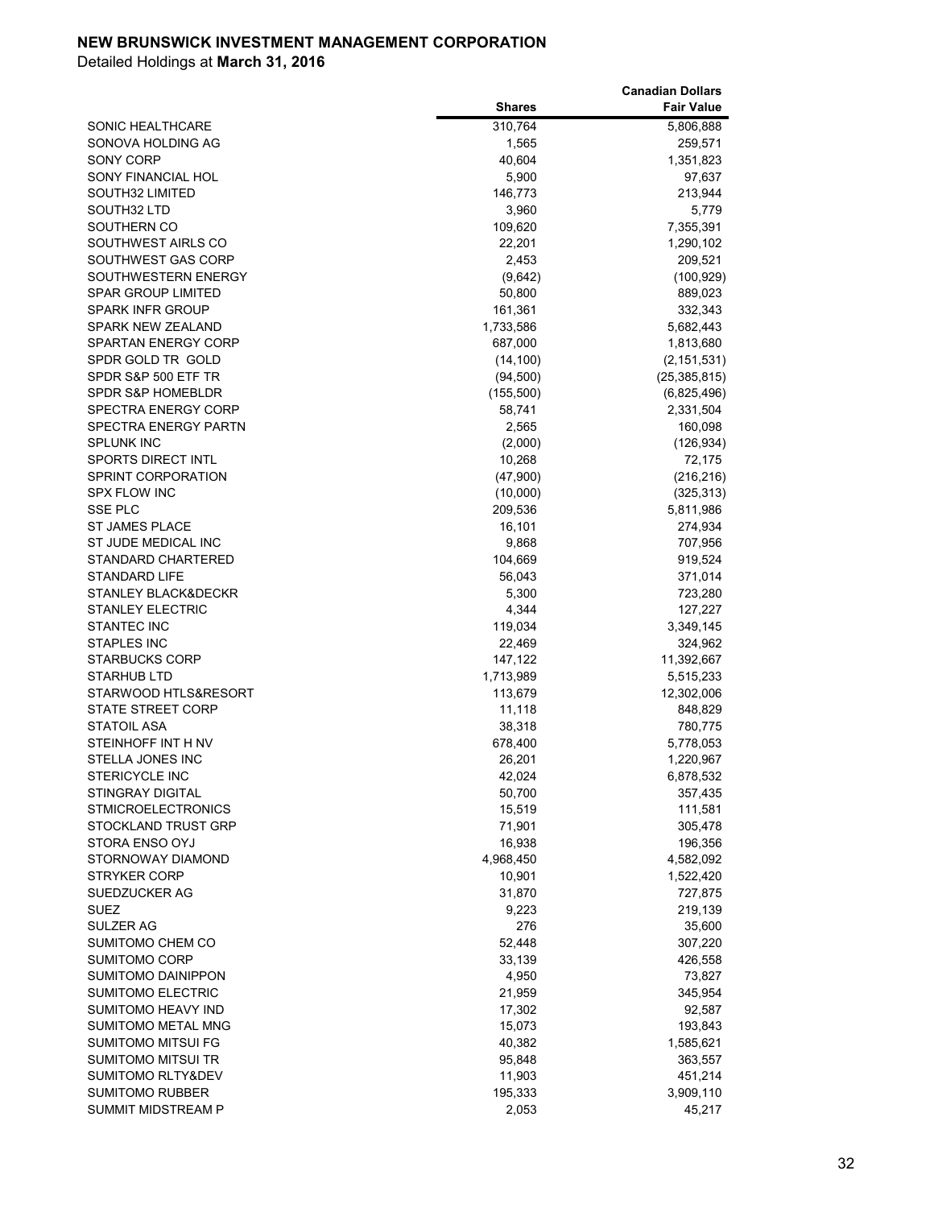**NEW BRUNSWICK INVESTMENT MANAGEMENT CORPORATION**

Detailed Holdings at **March 31, 2016**

| | Shares | Canadian Dollars Fair Value |
|---|---|---|
| SONIC HEALTHCARE | 310,764 | 5,806,888 |
| SONOVA HOLDING AG | 1,565 | 259,571 |
| SONY CORP | 40,604 | 1,351,823 |
| SONY FINANCIAL HOL | 5,900 | 97,637 |
| SOUTH32 LIMITED | 146,773 | 213,944 |
| SOUTH32 LTD | 3,960 | 5,779 |
| SOUTHERN CO | 109,620 | 7,355,391 |
| SOUTHWEST AIRLS CO | 22,201 | 1,290,102 |
| SOUTHWEST GAS CORP | 2,453 | 209,521 |
| SOUTHWESTERN ENERGY | (9,642) | (100,929) |
| SPAR GROUP LIMITED | 50,800 | 889,023 |
| SPARK INFR GROUP | 161,361 | 332,343 |
| SPARK NEW ZEALAND | 1,733,586 | 5,682,443 |
| SPARTAN ENERGY CORP | 687,000 | 1,813,680 |
| SPDR GOLD TR GOLD | (14,100) | (2,151,531) |
| SPDR S&P 500 ETF TR | (94,500) | (25,385,815) |
| SPDR S&P HOMEBLDR | (155,500) | (6,825,496) |
| SPECTRA ENERGY CORP | 58,741 | 2,331,504 |
| SPECTRA ENERGY PARTN | 2,565 | 160,098 |
| SPLUNK INC | (2,000) | (126,934) |
| SPORTS DIRECT INTL | 10,268 | 72,175 |
| SPRINT CORPORATION | (47,900) | (216,216) |
| SPX FLOW INC | (10,000) | (325,313) |
| SSE PLC | 209,536 | 5,811,986 |
| ST JAMES PLACE | 16,101 | 274,934 |
| ST JUDE MEDICAL INC | 9,868 | 707,956 |
| STANDARD CHARTERED | 104,669 | 919,524 |
| STANDARD LIFE | 56,043 | 371,014 |
| STANLEY BLACK&DECKR | 5,300 | 723,280 |
| STANLEY ELECTRIC | 4,344 | 127,227 |
| STANTEC INC | 119,034 | 3,349,145 |
| STAPLES INC | 22,469 | 324,962 |
| STARBUCKS CORP | 147,122 | 11,392,667 |
| STARHUB LTD | 1,713,989 | 5,515,233 |
| STARWOOD HTLS&RESORT | 113,679 | 12,302,006 |
| STATE STREET CORP | 11,118 | 848,829 |
| STATOIL ASA | 38,318 | 780,775 |
| STEINHOFF INT H NV | 678,400 | 5,778,053 |
| STELLA JONES INC | 26,201 | 1,220,967 |
| STERICYCLE INC | 42,024 | 6,878,532 |
| STINGRAY DIGITAL | 50,700 | 357,435 |
| STMICROELECTRONICS | 15,519 | 111,581 |
| STOCKLAND TRUST GRP | 71,901 | 305,478 |
| STORA ENSO OYJ | 16,938 | 196,356 |
| STORNOWAY DIAMOND | 4,968,450 | 4,582,092 |
| STRYKER CORP | 10,901 | 1,522,420 |
| SUEDZUCKER AG | 31,870 | 727,875 |
| SUEZ | 9,223 | 219,139 |
| SULZER AG | 276 | 35,600 |
| SUMITOMO CHEM CO | 52,448 | 307,220 |
| SUMITOMO CORP | 33,139 | 426,558 |
| SUMITOMO DAINIPPON | 4,950 | 73,827 |
| SUMITOMO ELECTRIC | 21,959 | 345,954 |
| SUMITOMO HEAVY IND | 17,302 | 92,587 |
| SUMITOMO METAL MNG | 15,073 | 193,843 |
| SUMITOMO MITSUI FG | 40,382 | 1,585,621 |
| SUMITOMO MITSUI TR | 95,848 | 363,557 |
| SUMITOMO RLTY&DEV | 11,903 | 451,214 |
| SUMITOMO RUBBER | 195,333 | 3,909,110 |
| SUMMIT MIDSTREAM P | 2,053 | 45,217 |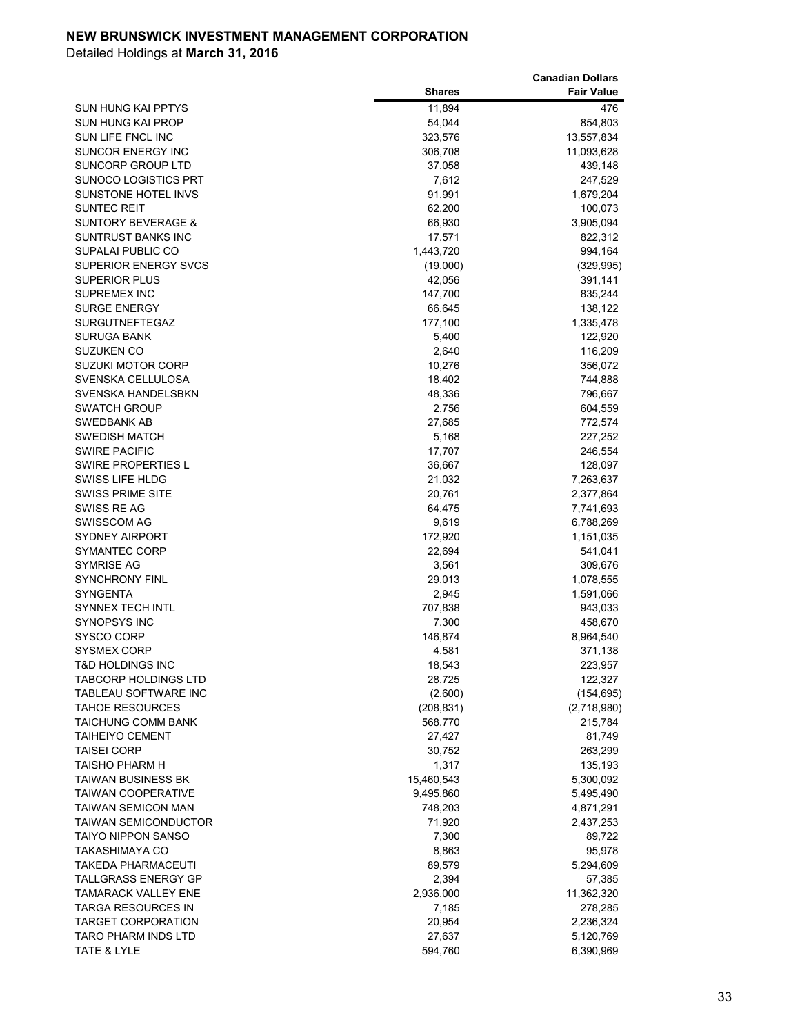**NEW BRUNSWICK INVESTMENT MANAGEMENT CORPORATION**

Detailed Holdings at **March 31, 2016**

| | Shares | Canadian Dollars Fair Value |
|---|---|---|
| SUN HUNG KAI PPTYS | 11,894 | 476 |
| SUN HUNG KAI PROP | 54,044 | 854,803 |
| SUN LIFE FNCL INC | 323,576 | 13,557,834 |
| SUNCOR ENERGY INC | 306,708 | 11,093,628 |
| SUNCORP GROUP LTD | 37,058 | 439,148 |
| SUNOCO LOGISTICS PRT | 7,612 | 247,529 |
| SUNSTONE HOTEL INVS | 91,991 | 1,679,204 |
| SUNTEC REIT | 62,200 | 100,073 |
| SUNTORY BEVERAGE & | 66,930 | 3,905,094 |
| SUNTRUST BANKS INC | 17,571 | 822,312 |
| SUPALAI PUBLIC CO | 1,443,720 | 994,164 |
| SUPERIOR ENERGY SVCS | (19,000) | (329,995) |
| SUPERIOR PLUS | 42,056 | 391,141 |
| SUPREMEX INC | 147,700 | 835,244 |
| SURGE ENERGY | 66,645 | 138,122 |
| SURGUTNEFTEGAZ | 177,100 | 1,335,478 |
| SURUGA BANK | 5,400 | 122,920 |
| SUZUKEN CO | 2,640 | 116,209 |
| SUZUKI MOTOR CORP | 10,276 | 356,072 |
| SVENSKA CELLULOSA | 18,402 | 744,888 |
| SVENSKA HANDELSBKN | 48,336 | 796,667 |
| SWATCH GROUP | 2,756 | 604,559 |
| SWEDBANK AB | 27,685 | 772,574 |
| SWEDISH MATCH | 5,168 | 227,252 |
| SWIRE PACIFIC | 17,707 | 246,554 |
| SWIRE PROPERTIES L | 36,667 | 128,097 |
| SWISS LIFE HLDG | 21,032 | 7,263,637 |
| SWISS PRIME SITE | 20,761 | 2,377,864 |
| SWISS RE AG | 64,475 | 7,741,693 |
| SWISSCOM AG | 9,619 | 6,788,269 |
| SYDNEY AIRPORT | 172,920 | 1,151,035 |
| SYMANTEC CORP | 22,694 | 541,041 |
| SYMRISE AG | 3,561 | 309,676 |
| SYNCHRONY FINL | 29,013 | 1,078,555 |
| SYNGENTA | 2,945 | 1,591,066 |
| SYNNEX TECH INTL | 707,838 | 943,033 |
| SYNOPSYS INC | 7,300 | 458,670 |
| SYSCO CORP | 146,874 | 8,964,540 |
| SYSMEX CORP | 4,581 | 371,138 |
| T&D HOLDINGS INC | 18,543 | 223,957 |
| TABCORP HOLDINGS LTD | 28,725 | 122,327 |
| TABLEAU SOFTWARE INC | (2,600) | (154,695) |
| TAHOE RESOURCES | (208,831) | (2,718,980) |
| TAICHUNG COMM BANK | 568,770 | 215,784 |
| TAIHEIYO CEMENT | 27,427 | 81,749 |
| TAISEI CORP | 30,752 | 263,299 |
| TAISHO PHARM H | 1,317 | 135,193 |
| TAIWAN BUSINESS BK | 15,460,543 | 5,300,092 |
| TAIWAN COOPERATIVE | 9,495,860 | 5,495,490 |
| TAIWAN SEMICON MAN | 748,203 | 4,871,291 |
| TAIWAN SEMICONDUCTOR | 71,920 | 2,437,253 |
| TAIYO NIPPON SANSO | 7,300 | 89,722 |
| TAKASHIMAYA CO | 8,863 | 95,978 |
| TAKEDA PHARMACEUTI | 89,579 | 5,294,609 |
| TALLGRASS ENERGY GP | 2,394 | 57,385 |
| TAMARACK VALLEY ENE | 2,936,000 | 11,362,320 |
| TARGA RESOURCES IN | 7,185 | 278,285 |
| TARGET CORPORATION | 20,954 | 2,236,324 |
| TARO PHARM INDS LTD | 27,637 | 5,120,769 |
| TATE & LYLE | 594,760 | 6,390,969 |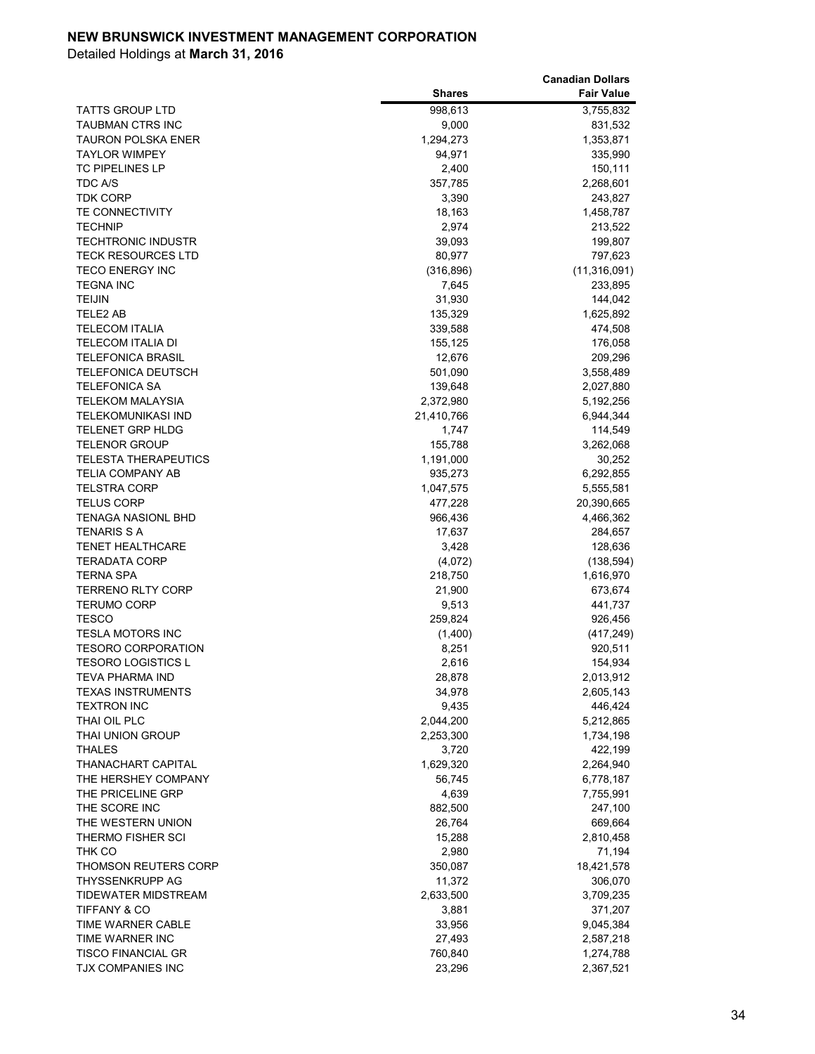**NEW BRUNSWICK INVESTMENT MANAGEMENT CORPORATION**

Detailed Holdings at **March 31, 2016**

| | Shares | Canadian Dollars Fair Value |
|---|---|---|
| TATTS GROUP LTD | 998,613 | 3,755,832 |
| TAUBMAN CTRS INC | 9,000 | 831,532 |
| TAURON POLSKA ENER | 1,294,273 | 1,353,871 |
| TAYLOR WIMPEY | 94,971 | 335,990 |
| TC PIPELINES LP | 2,400 | 150,111 |
| TDC A/S | 357,785 | 2,268,601 |
| TDK CORP | 3,390 | 243,827 |
| TE CONNECTIVITY | 18,163 | 1,458,787 |
| TECHNIP | 2,974 | 213,522 |
| TECHTRONIC INDUSTR | 39,093 | 199,807 |
| TECK RESOURCES LTD | 80,977 | 797,623 |
| TECO ENERGY INC | (316,896) | (11,316,091) |
| TEGNA INC | 7,645 | 233,895 |
| TEIJIN | 31,930 | 144,042 |
| TELE2 AB | 135,329 | 1,625,892 |
| TELECOM ITALIA | 339,588 | 474,508 |
| TELECOM ITALIA DI | 155,125 | 176,058 |
| TELEFONICA BRASIL | 12,676 | 209,296 |
| TELEFONICA DEUTSCH | 501,090 | 3,558,489 |
| TELEFONICA SA | 139,648 | 2,027,880 |
| TELEKOM MALAYSIA | 2,372,980 | 5,192,256 |
| TELEKOMUNIKASI IND | 21,410,766 | 6,944,344 |
| TELENET GRP HLDG | 1,747 | 114,549 |
| TELENOR GROUP | 155,788 | 3,262,068 |
| TELESTA THERAPEUTICS | 1,191,000 | 30,252 |
| TELIA COMPANY AB | 935,273 | 6,292,855 |
| TELSTRA CORP | 1,047,575 | 5,555,581 |
| TELUS CORP | 477,228 | 20,390,665 |
| TENAGA NASIONL BHD | 966,436 | 4,466,362 |
| TENARIS S A | 17,637 | 284,657 |
| TENET HEALTHCARE | 3,428 | 128,636 |
| TERADATA CORP | (4,072) | (138,594) |
| TERNA SPA | 218,750 | 1,616,970 |
| TERRENO RLTY CORP | 21,900 | 673,674 |
| TERUMO CORP | 9,513 | 441,737 |
| TESCO | 259,824 | 926,456 |
| TESLA MOTORS INC | (1,400) | (417,249) |
| TESORO CORPORATION | 8,251 | 920,511 |
| TESORO LOGISTICS L | 2,616 | 154,934 |
| TEVA PHARMA IND | 28,878 | 2,013,912 |
| TEXAS INSTRUMENTS | 34,978 | 2,605,143 |
| TEXTRON INC | 9,435 | 446,424 |
| THAI OIL PLC | 2,044,200 | 5,212,865 |
| THAI UNION GROUP | 2,253,300 | 1,734,198 |
| THALES | 3,720 | 422,199 |
| THANACHART CAPITAL | 1,629,320 | 2,264,940 |
| THE HERSHEY COMPANY | 56,745 | 6,778,187 |
| THE PRICELINE GRP | 4,639 | 7,755,991 |
| THE SCORE INC | 882,500 | 247,100 |
| THE WESTERN UNION | 26,764 | 669,664 |
| THERMO FISHER SCI | 15,288 | 2,810,458 |
| THK CO | 2,980 | 71,194 |
| THOMSON REUTERS CORP | 350,087 | 18,421,578 |
| THYSSENKRUPP AG | 11,372 | 306,070 |
| TIDEWATER MIDSTREAM | 2,633,500 | 3,709,235 |
| TIFFANY & CO | 3,881 | 371,207 |
| TIME WARNER CABLE | 33,956 | 9,045,384 |
| TIME WARNER INC | 27,493 | 2,587,218 |
| TISCO FINANCIAL GR | 760,840 | 1,274,788 |
| TJX COMPANIES INC | 23,296 | 2,367,521 |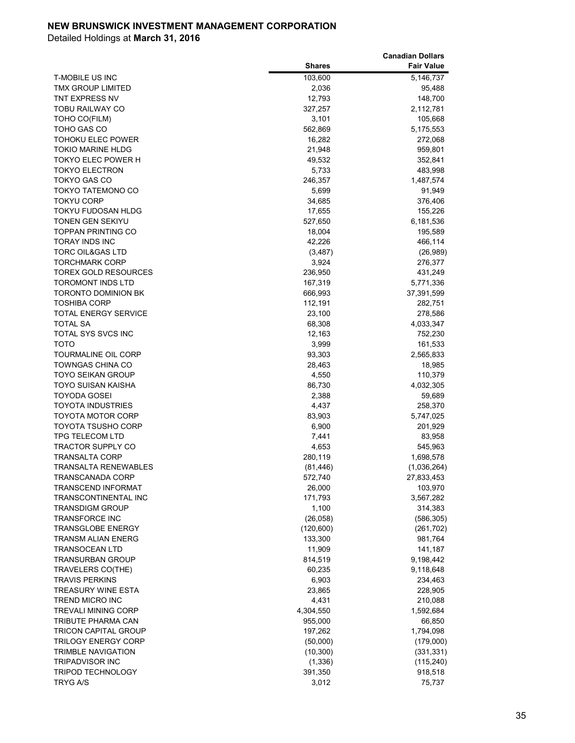**NEW BRUNSWICK INVESTMENT MANAGEMENT CORPORATION**

Detailed Holdings at **March 31, 2016**

| | Shares | Canadian Dollars Fair Value |
|---|---|---|
| T-MOBILE US INC | 103,600 | 5,146,737 |
| TMX GROUP LIMITED | 2,036 | 95,488 |
| TNT EXPRESS NV | 12,793 | 148,700 |
| TOBU RAILWAY CO | 327,257 | 2,112,781 |
| TOHO CO(FILM) | 3,101 | 105,668 |
| TOHO GAS CO | 562,869 | 5,175,553 |
| TOHOKU ELEC POWER | 16,282 | 272,068 |
| TOKIO MARINE HLDG | 21,948 | 959,801 |
| TOKYO ELEC POWER H | 49,532 | 352,841 |
| TOKYO ELECTRON | 5,733 | 483,998 |
| TOKYO GAS CO | 246,357 | 1,487,574 |
| TOKYO TATEMONO CO | 5,699 | 91,949 |
| TOKYU CORP | 34,685 | 376,406 |
| TOKYU FUDOSAN HLDG | 17,655 | 155,226 |
| TONEN GEN SEKIYU | 527,650 | 6,181,536 |
| TOPPAN PRINTING CO | 18,004 | 195,589 |
| TORAY INDS INC | 42,226 | 466,114 |
| TORC OIL&GAS LTD | (3,487) | (26,989) |
| TORCHMARK CORP | 3,924 | 276,377 |
| TOREX GOLD RESOURCES | 236,950 | 431,249 |
| TOROMONT INDS LTD | 167,319 | 5,771,336 |
| TORONTO DOMINION BK | 666,993 | 37,391,599 |
| TOSHIBA CORP | 112,191 | 282,751 |
| TOTAL ENERGY SERVICE | 23,100 | 278,586 |
| TOTAL SA | 68,308 | 4,033,347 |
| TOTAL SYS SVCS INC | 12,163 | 752,230 |
| TOTO | 3,999 | 161,533 |
| TOURMALINE OIL CORP | 93,303 | 2,565,833 |
| TOWNGAS CHINA CO | 28,463 | 18,985 |
| TOYO SEIKAN GROUP | 4,550 | 110,379 |
| TOYO SUISAN KAISHA | 86,730 | 4,032,305 |
| TOYODA GOSEI | 2,388 | 59,689 |
| TOYOTA INDUSTRIES | 4,437 | 258,370 |
| TOYOTA MOTOR CORP | 83,903 | 5,747,025 |
| TOYOTA TSUSHO CORP | 6,900 | 201,929 |
| TPG TELECOM LTD | 7,441 | 83,958 |
| TRACTOR SUPPLY CO | 4,653 | 545,963 |
| TRANSALTA CORP | 280,119 | 1,698,578 |
| TRANSALTA RENEWABLES | (81,446) | (1,036,264) |
| TRANSCANADA CORP | 572,740 | 27,833,453 |
| TRANSCEND INFORMAT | 26,000 | 103,970 |
| TRANSCONTINENTAL INC | 171,793 | 3,567,282 |
| TRANSDIGM GROUP | 1,100 | 314,383 |
| TRANSFORCE INC | (26,058) | (586,305) |
| TRANSGLOBE ENERGY | (120,600) | (261,702) |
| TRANSM ALIAN ENERG | 133,300 | 981,764 |
| TRANSOCEAN LTD | 11,909 | 141,187 |
| TRANSURBAN GROUP | 814,519 | 9,198,442 |
| TRAVELERS CO(THE) | 60,235 | 9,118,648 |
| TRAVIS PERKINS | 6,903 | 234,463 |
| TREASURY WINE ESTA | 23,865 | 228,905 |
| TREND MICRO INC | 4,431 | 210,088 |
| TREVALI MINING CORP | 4,304,550 | 1,592,684 |
| TRIBUTE PHARMA CAN | 955,000 | 66,850 |
| TRICON CAPITAL GROUP | 197,262 | 1,794,098 |
| TRILOGY ENERGY CORP | (50,000) | (179,000) |
| TRIMBLE NAVIGATION | (10,300) | (331,331) |
| TRIPADVISOR INC | (1,336) | (115,240) |
| TRIPOD TECHNOLOGY | 391,350 | 918,518 |
| TRYG A/S | 3,012 | 75,737 |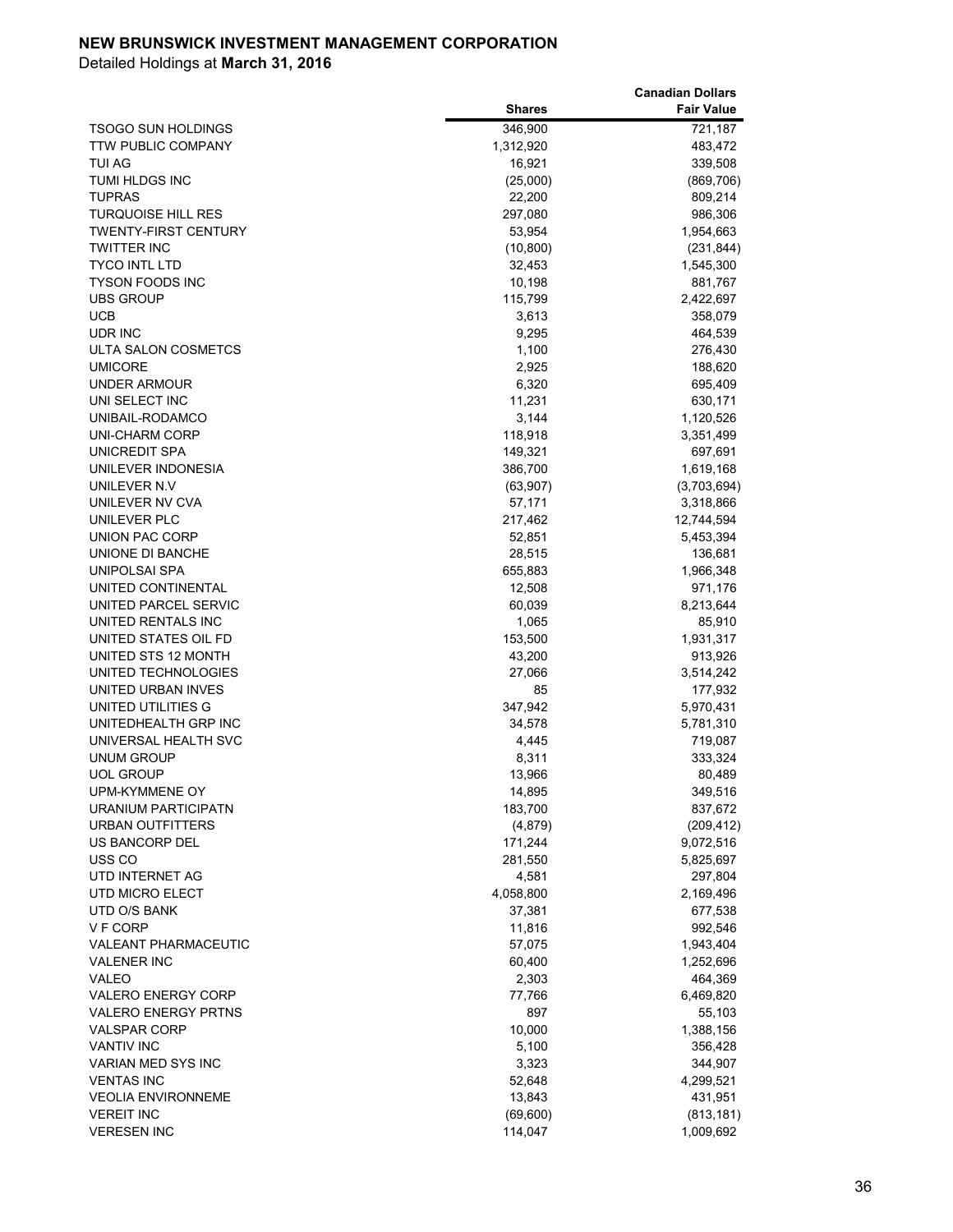**NEW BRUNSWICK INVESTMENT MANAGEMENT CORPORATION**

Detailed Holdings at **March 31, 2016**

| | Shares | Canadian Dollars Fair Value |
|---|---|---|
| TSOGO SUN HOLDINGS | 346,900 | 721,187 |
| TTW PUBLIC COMPANY | 1,312,920 | 483,472 |
| TUI AG | 16,921 | 339,508 |
| TUMI HLDGS INC | (25,000) | (869,706) |
| TUPRAS | 22,200 | 809,214 |
| TURQUOISE HILL RES | 297,080 | 986,306 |
| TWENTY-FIRST CENTURY | 53,954 | 1,954,663 |
| TWITTER INC | (10,800) | (231,844) |
| TYCO INTL LTD | 32,453 | 1,545,300 |
| TYSON FOODS INC | 10,198 | 881,767 |
| UBS GROUP | 115,799 | 2,422,697 |
| UCB | 3,613 | 358,079 |
| UDR INC | 9,295 | 464,539 |
| ULTA SALON COSMETCS | 1,100 | 276,430 |
| UMICORE | 2,925 | 188,620 |
| UNDER ARMOUR | 6,320 | 695,409 |
| UNI SELECT INC | 11,231 | 630,171 |
| UNIBAIL-RODAMCO | 3,144 | 1,120,526 |
| UNI-CHARM CORP | 118,918 | 3,351,499 |
| UNICREDIT SPA | 149,321 | 697,691 |
| UNILEVER INDONESIA | 386,700 | 1,619,168 |
| UNILEVER N.V | (63,907) | (3,703,694) |
| UNILEVER NV CVA | 57,171 | 3,318,866 |
| UNILEVER PLC | 217,462 | 12,744,594 |
| UNION PAC CORP | 52,851 | 5,453,394 |
| UNIONE DI BANCHE | 28,515 | 136,681 |
| UNIPOLSAI SPA | 655,883 | 1,966,348 |
| UNITED CONTINENTAL | 12,508 | 971,176 |
| UNITED PARCEL SERVIC | 60,039 | 8,213,644 |
| UNITED RENTALS INC | 1,065 | 85,910 |
| UNITED STATES OIL FD | 153,500 | 1,931,317 |
| UNITED STS 12 MONTH | 43,200 | 913,926 |
| UNITED TECHNOLOGIES | 27,066 | 3,514,242 |
| UNITED URBAN INVES | 85 | 177,932 |
| UNITED UTILITIES G | 347,942 | 5,970,431 |
| UNITEDHEALTH GRP INC | 34,578 | 5,781,310 |
| UNIVERSAL HEALTH SVC | 4,445 | 719,087 |
| UNUM GROUP | 8,311 | 333,324 |
| UOL GROUP | 13,966 | 80,489 |
| UPM-KYMMENE OY | 14,895 | 349,516 |
| URANIUM PARTICIPATN | 183,700 | 837,672 |
| URBAN OUTFITTERS | (4,879) | (209,412) |
| US BANCORP DEL | 171,244 | 9,072,516 |
| USS CO | 281,550 | 5,825,697 |
| UTD INTERNET AG | 4,581 | 297,804 |
| UTD MICRO ELECT | 4,058,800 | 2,169,496 |
| UTD O/S BANK | 37,381 | 677,538 |
| V F CORP | 11,816 | 992,546 |
| VALEANT PHARMACEUTIC | 57,075 | 1,943,404 |
| VALENER INC | 60,400 | 1,252,696 |
| VALEO | 2,303 | 464,369 |
| VALERO ENERGY CORP | 77,766 | 6,469,820 |
| VALERO ENERGY PRTNS | 897 | 55,103 |
| VALSPAR CORP | 10,000 | 1,388,156 |
| VANTIV INC | 5,100 | 356,428 |
| VARIAN MED SYS INC | 3,323 | 344,907 |
| VENTAS INC | 52,648 | 4,299,521 |
| VEOLIA ENVIRONNEME | 13,843 | 431,951 |
| VEREIT INC | (69,600) | (813,181) |
| VERESEN INC | 114,047 | 1,009,692 |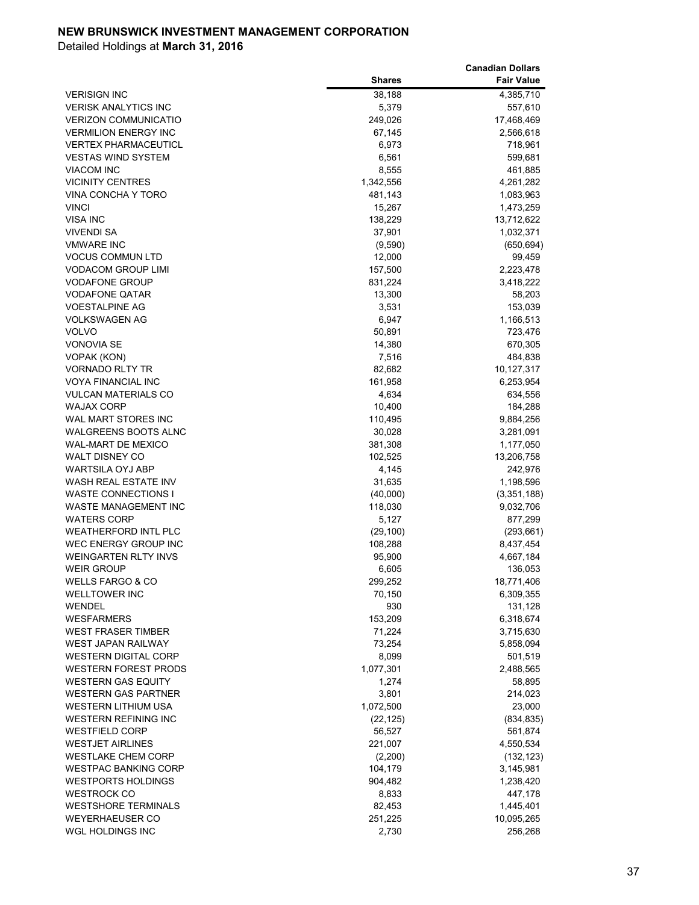**NEW BRUNSWICK INVESTMENT MANAGEMENT CORPORATION**

Detailed Holdings at **March 31, 2016**

| | Shares | Canadian Dollars Fair Value |
|---|---|---|
| VERISIGN INC | 38,188 | 4,385,710 |
| VERISK ANALYTICS INC | 5,379 | 557,610 |
| VERIZON COMMUNICATIO | 249,026 | 17,468,469 |
| VERMILION ENERGY INC | 67,145 | 2,566,618 |
| VERTEX PHARMACEUTICL | 6,973 | 718,961 |
| VESTAS WIND SYSTEM | 6,561 | 599,681 |
| VIACOM INC | 8,555 | 461,885 |
| VICINITY CENTRES | 1,342,556 | 4,261,282 |
| VINA CONCHA Y TORO | 481,143 | 1,083,963 |
| VINCI | 15,267 | 1,473,259 |
| VISA INC | 138,229 | 13,712,622 |
| VIVENDI SA | 37,901 | 1,032,371 |
| VMWARE INC | (9,590) | (650,694) |
| VOCUS COMMUN LTD | 12,000 | 99,459 |
| VODACOM GROUP LIMI | 157,500 | 2,223,478 |
| VODAFONE GROUP | 831,224 | 3,418,222 |
| VODAFONE QATAR | 13,300 | 58,203 |
| VOESTALPINE AG | 3,531 | 153,039 |
| VOLKSWAGEN AG | 6,947 | 1,166,513 |
| VOLVO | 50,891 | 723,476 |
| VONOVIA SE | 14,380 | 670,305 |
| VOPAK (KON) | 7,516 | 484,838 |
| VORNADO RLTY TR | 82,682 | 10,127,317 |
| VOYA FINANCIAL INC | 161,958 | 6,253,954 |
| VULCAN MATERIALS CO | 4,634 | 634,556 |
| WAJAX CORP | 10,400 | 184,288 |
| WAL MART STORES INC | 110,495 | 9,884,256 |
| WALGREENS BOOTS ALNC | 30,028 | 3,281,091 |
| WAL-MART DE MEXICO | 381,308 | 1,177,050 |
| WALT DISNEY CO | 102,525 | 13,206,758 |
| WARTSILA OYJ ABP | 4,145 | 242,976 |
| WASH REAL ESTATE INV | 31,635 | 1,198,596 |
| WASTE CONNECTIONS I | (40,000) | (3,351,188) |
| WASTE MANAGEMENT INC | 118,030 | 9,032,706 |
| WATERS CORP | 5,127 | 877,299 |
| WEATHERFORD INTL PLC | (29,100) | (293,661) |
| WEC ENERGY GROUP INC | 108,288 | 8,437,454 |
| WEINGARTEN RLTY INVS | 95,900 | 4,667,184 |
| WEIR GROUP | 6,605 | 136,053 |
| WELLS FARGO & CO | 299,252 | 18,771,406 |
| WELLTOWER INC | 70,150 | 6,309,355 |
| WENDEL | 930 | 131,128 |
| WESFARMERS | 153,209 | 6,318,674 |
| WEST FRASER TIMBER | 71,224 | 3,715,630 |
| WEST JAPAN RAILWAY | 73,254 | 5,858,094 |
| WESTERN DIGITAL CORP | 8,099 | 501,519 |
| WESTERN FOREST PRODS | 1,077,301 | 2,488,565 |
| WESTERN GAS EQUITY | 1,274 | 58,895 |
| WESTERN GAS PARTNER | 3,801 | 214,023 |
| WESTERN LITHIUM USA | 1,072,500 | 23,000 |
| WESTERN REFINING INC | (22,125) | (834,835) |
| WESTFIELD CORP | 56,527 | 561,874 |
| WESTJET AIRLINES | 221,007 | 4,550,534 |
| WESTLAKE CHEM CORP | (2,200) | (132,123) |
| WESTPAC BANKING CORP | 104,179 | 3,145,981 |
| WESTPORTS HOLDINGS | 904,482 | 1,238,420 |
| WESTROCK CO | 8,833 | 447,178 |
| WESTSHORE TERMINALS | 82,453 | 1,445,401 |
| WEYERHAEUSER CO | 251,225 | 10,095,265 |
| WGL HOLDINGS INC | 2,730 | 256,268 |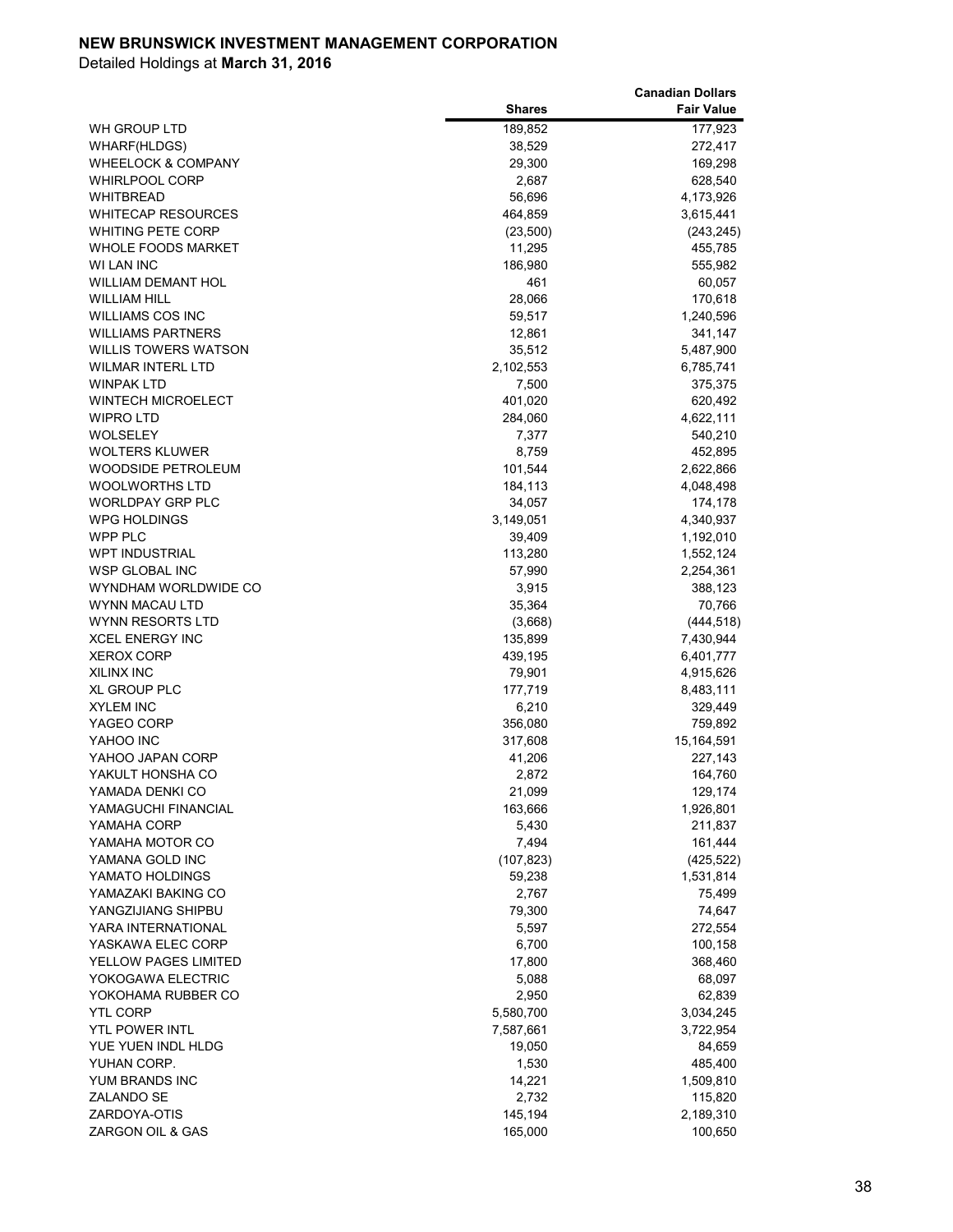**NEW BRUNSWICK INVESTMENT MANAGEMENT CORPORATION**

Detailed Holdings at **March 31, 2016**

| | Shares | Canadian Dollars Fair Value |
|---|---|---|
| WH GROUP LTD | 189,852 | 177,923 |
| WHARF(HLDGS) | 38,529 | 272,417 |
| WHEELOCK & COMPANY | 29,300 | 169,298 |
| WHIRLPOOL CORP | 2,687 | 628,540 |
| WHITBREAD | 56,696 | 4,173,926 |
| WHITECAP RESOURCES | 464,859 | 3,615,441 |
| WHITING PETE CORP | (23,500) | (243,245) |
| WHOLE FOODS MARKET | 11,295 | 455,785 |
| WI LAN INC | 186,980 | 555,982 |
| WILLIAM DEMANT HOL | 461 | 60,057 |
| WILLIAM HILL | 28,066 | 170,618 |
| WILLIAMS COS INC | 59,517 | 1,240,596 |
| WILLIAMS PARTNERS | 12,861 | 341,147 |
| WILLIS TOWERS WATSON | 35,512 | 5,487,900 |
| WILMAR INTERL LTD | 2,102,553 | 6,785,741 |
| WINPAK LTD | 7,500 | 375,375 |
| WINTECH MICROELECT | 401,020 | 620,492 |
| WIPRO LTD | 284,060 | 4,622,111 |
| WOLSELEY | 7,377 | 540,210 |
| WOLTERS KLUWER | 8,759 | 452,895 |
| WOODSIDE PETROLEUM | 101,544 | 2,622,866 |
| WOOLWORTHS LTD | 184,113 | 4,048,498 |
| WORLDPAY GRP PLC | 34,057 | 174,178 |
| WPG HOLDINGS | 3,149,051 | 4,340,937 |
| WPP PLC | 39,409 | 1,192,010 |
| WPT INDUSTRIAL | 113,280 | 1,552,124 |
| WSP GLOBAL INC | 57,990 | 2,254,361 |
| WYNDHAM WORLDWIDE CO | 3,915 | 388,123 |
| WYNN MACAU LTD | 35,364 | 70,766 |
| WYNN RESORTS LTD | (3,668) | (444,518) |
| XCEL ENERGY INC | 135,899 | 7,430,944 |
| XEROX CORP | 439,195 | 6,401,777 |
| XILINX INC | 79,901 | 4,915,626 |
| XL GROUP PLC | 177,719 | 8,483,111 |
| XYLEM INC | 6,210 | 329,449 |
| YAGEO CORP | 356,080 | 759,892 |
| YAHOO INC | 317,608 | 15,164,591 |
| YAHOO JAPAN CORP | 41,206 | 227,143 |
| YAKULT HONSHA CO | 2,872 | 164,760 |
| YAMADA DENKI CO | 21,099 | 129,174 |
| YAMAGUCHI FINANCIAL | 163,666 | 1,926,801 |
| YAMAHA CORP | 5,430 | 211,837 |
| YAMAHA MOTOR CO | 7,494 | 161,444 |
| YAMANA GOLD INC | (107,823) | (425,522) |
| YAMATO HOLDINGS | 59,238 | 1,531,814 |
| YAMAZAKI BAKING CO | 2,767 | 75,499 |
| YANGZIJIANG SHIPBU | 79,300 | 74,647 |
| YARA INTERNATIONAL | 5,597 | 272,554 |
| YASKAWA ELEC CORP | 6,700 | 100,158 |
| YELLOW PAGES LIMITED | 17,800 | 368,460 |
| YOKOGAWA ELECTRIC | 5,088 | 68,097 |
| YOKOHAMA RUBBER CO | 2,950 | 62,839 |
| YTL CORP | 5,580,700 | 3,034,245 |
| YTL POWER INTL | 7,587,661 | 3,722,954 |
| YUE YUEN INDL HLDG | 19,050 | 84,659 |
| YUHAN CORP. | 1,530 | 485,400 |
| YUM BRANDS INC | 14,221 | 1,509,810 |
| ZALANDO SE | 2,732 | 115,820 |
| ZARDOYA-OTIS | 145,194 | 2,189,310 |
| ZARGON OIL & GAS | 165,000 | 100,650 |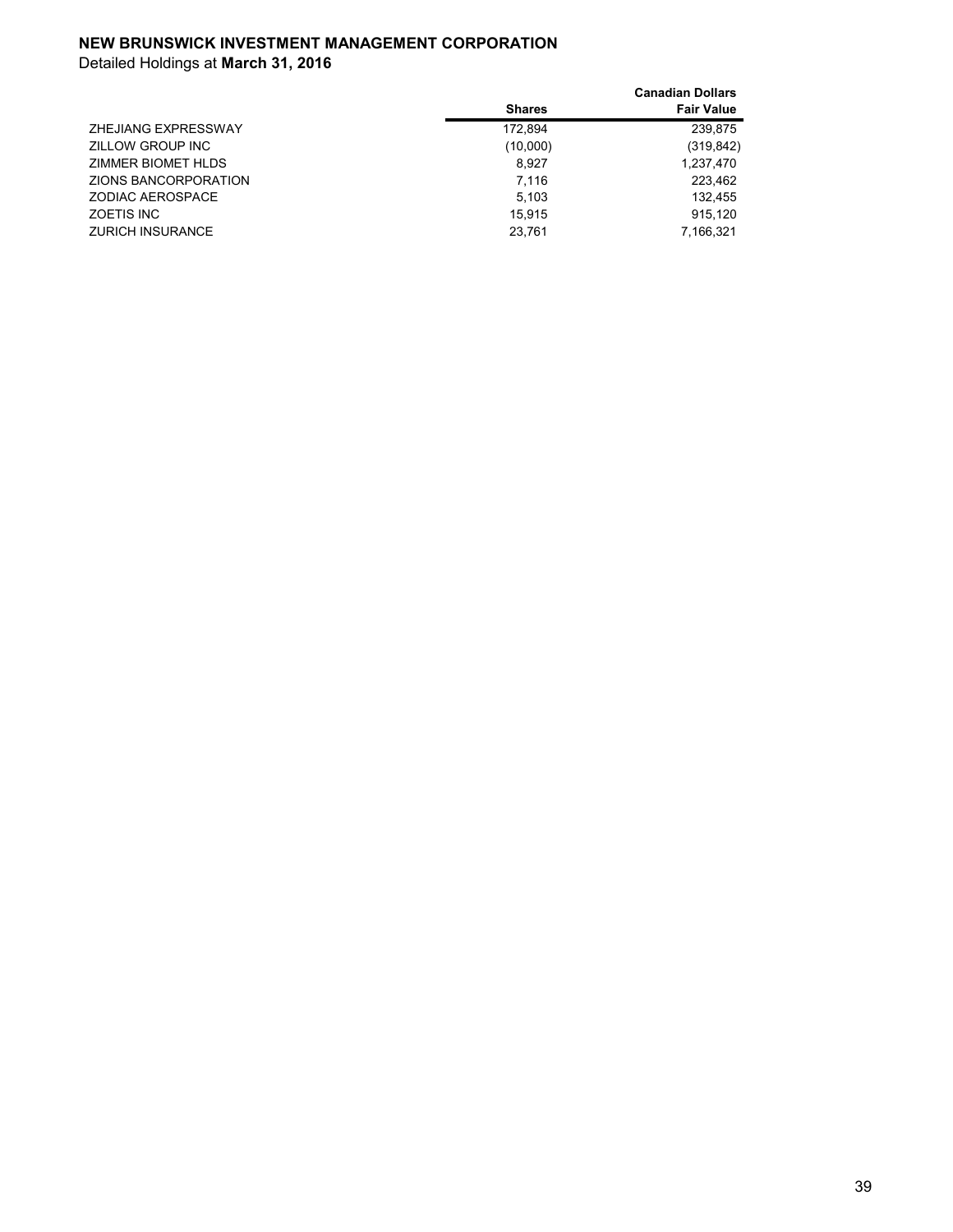**NEW BRUNSWICK INVESTMENT MANAGEMENT CORPORATION**

Detailed Holdings at **March 31, 2016**

| | Shares | Canadian Dollars Fair Value |
|---|---|---|
| ZHEJIANG EXPRESSWAY | 172,894 | 239,875 |
| ZILLOW GROUP INC | (10,000) | (319,842) |
| ZIMMER BIOMET HLDS | 8,927 | 1,237,470 |
| ZIONS BANCORPORATION | 7,116 | 223,462 |
| ZODIAC AEROSPACE | 5,103 | 132,455 |
| ZOETIS INC | 15,915 | 915,120 |
| ZURICH INSURANCE | 23,761 | 7,166,321 |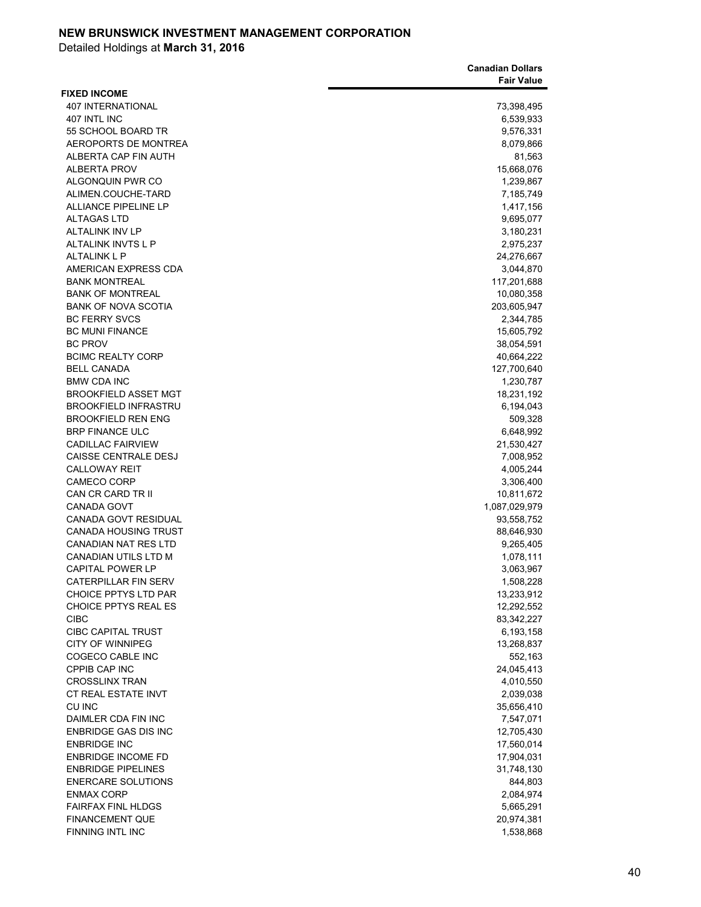**NEW BRUNSWICK INVESTMENT MANAGEMENT CORPORATION**

Detailed Holdings at **March 31, 2016**

| | Canadian Dollars Fair Value |
|---|---:|
| **FIXED INCOME** | |
| 407 INTERNATIONAL | 73,398,495 |
| 407 INTL INC | 6,539,933 |
| 55 SCHOOL BOARD TR | 9,576,331 |
| AEROPORTS DE MONTREA | 8,079,866 |
| ALBERTA CAP FIN AUTH | 81,563 |
| ALBERTA PROV | 15,668,076 |
| ALGONQUIN PWR CO | 1,239,867 |
| ALIMEN.COUCHE-TARD | 7,185,749 |
| ALLIANCE PIPELINE LP | 1,417,156 |
| ALTAGAS LTD | 9,695,077 |
| ALTALINK INV LP | 3,180,231 |
| ALTALINK INVTS L P | 2,975,237 |
| ALTALINK L P | 24,276,667 |
| AMERICAN EXPRESS CDA | 3,044,870 |
| BANK MONTREAL | 117,201,688 |
| BANK OF MONTREAL | 10,080,358 |
| BANK OF NOVA SCOTIA | 203,605,947 |
| BC FERRY SVCS | 2,344,785 |
| BC MUNI FINANCE | 15,605,792 |
| BC PROV | 38,054,591 |
| BCIMC REALTY CORP | 40,664,222 |
| BELL CANADA | 127,700,640 |
| BMW CDA INC | 1,230,787 |
| BROOKFIELD ASSET MGT | 18,231,192 |
| BROOKFIELD INFRASTRU | 6,194,043 |
| BROOKFIELD REN ENG | 509,328 |
| BRP FINANCE ULC | 6,648,992 |
| CADILLAC FAIRVIEW | 21,530,427 |
| CAISSE CENTRALE DESJ | 7,008,952 |
| CALLOWAY REIT | 4,005,244 |
| CAMECO CORP | 3,306,400 |
| CAN CR CARD TR II | 10,811,672 |
| CANADA GOVT | 1,087,029,979 |
| CANADA GOVT RESIDUAL | 93,558,752 |
| CANADA HOUSING TRUST | 88,646,930 |
| CANADIAN NAT RES LTD | 9,265,405 |
| CANADIAN UTILS LTD M | 1,078,111 |
| CAPITAL POWER LP | 3,063,967 |
| CATERPILLAR FIN SERV | 1,508,228 |
| CHOICE PPTYS LTD PAR | 13,233,912 |
| CHOICE PPTYS REAL ES | 12,292,552 |
| CIBC | 83,342,227 |
| CIBC CAPITAL TRUST | 6,193,158 |
| CITY OF WINNIPEG | 13,268,837 |
| COGECO CABLE INC | 552,163 |
| CPPIB CAP INC | 24,045,413 |
| CROSSLINX TRAN | 4,010,550 |
| CT REAL ESTATE INVT | 2,039,038 |
| CU INC | 35,656,410 |
| DAIMLER CDA FIN INC | 7,547,071 |
| ENBRIDGE GAS DIS INC | 12,705,430 |
| ENBRIDGE INC | 17,560,014 |
| ENBRIDGE INCOME FD | 17,904,031 |
| ENBRIDGE PIPELINES | 31,748,130 |
| ENERCARE SOLUTIONS | 844,803 |
| ENMAX CORP | 2,084,974 |
| FAIRFAX FINL HLDGS | 5,665,291 |
| FINANCEMENT QUE | 20,974,381 |
| FINNING INTL INC | 1,538,868 |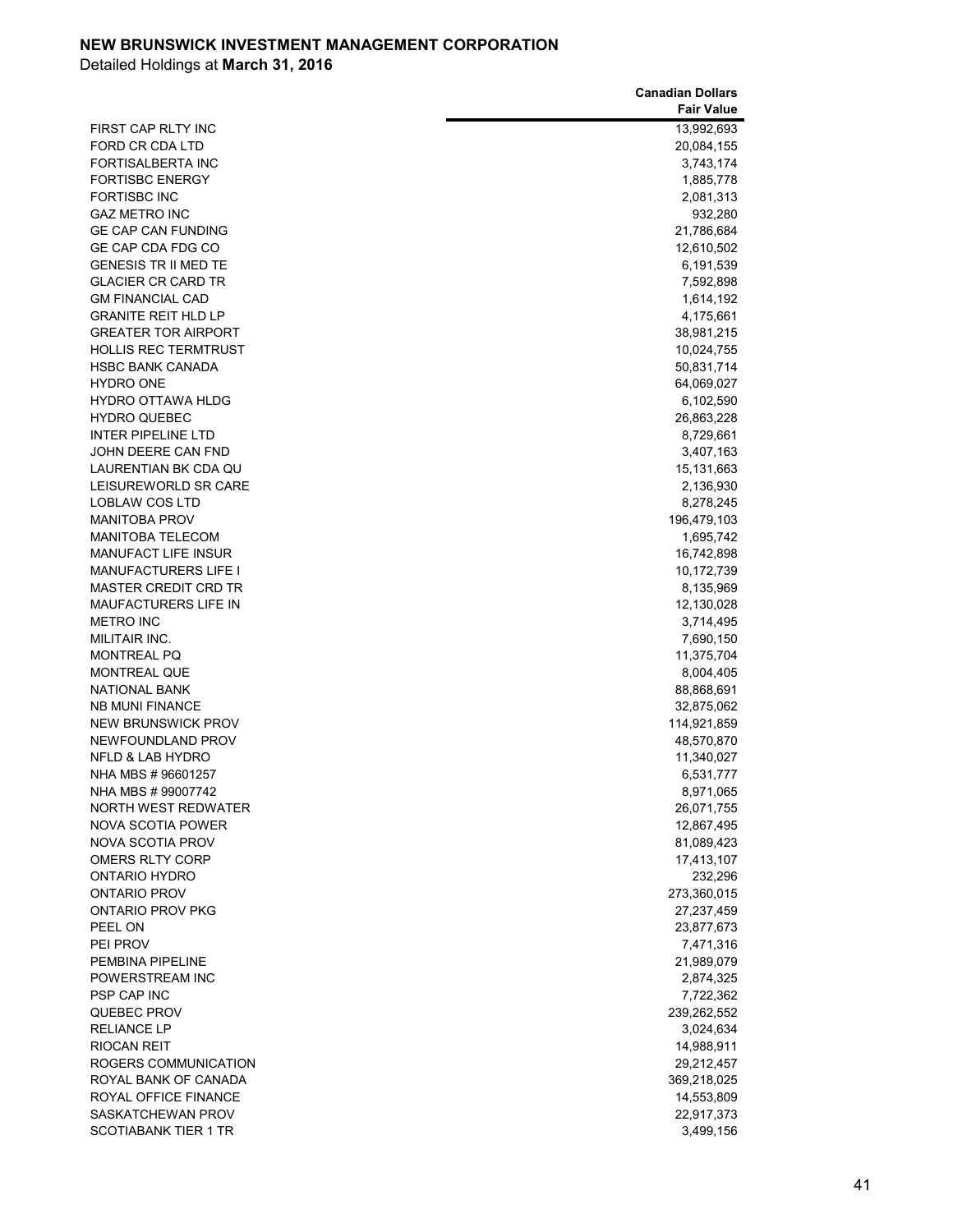**NEW BRUNSWICK INVESTMENT MANAGEMENT CORPORATION**

Detailed Holdings at **March 31, 2016**

| | Canadian Dollars Fair Value |
|---|---|
| FIRST CAP RLTY INC | 13,992,693 |
| FORD CR CDA LTD | 20,084,155 |
| FORTISALBERTA INC | 3,743,174 |
| FORTISBC ENERGY | 1,885,778 |
| FORTISBC INC | 2,081,313 |
| GAZ METRO INC | 932,280 |
| GE CAP CAN FUNDING | 21,786,684 |
| GE CAP CDA FDG CO | 12,610,502 |
| GENESIS TR II MED TE | 6,191,539 |
| GLACIER CR CARD TR | 7,592,898 |
| GM FINANCIAL CAD | 1,614,192 |
| GRANITE REIT HLD LP | 4,175,661 |
| GREATER TOR AIRPORT | 38,981,215 |
| HOLLIS REC TERMTRUST | 10,024,755 |
| HSBC BANK CANADA | 50,831,714 |
| HYDRO ONE | 64,069,027 |
| HYDRO OTTAWA HLDG | 6,102,590 |
| HYDRO QUEBEC | 26,863,228 |
| INTER PIPELINE LTD | 8,729,661 |
| JOHN DEERE CAN FND | 3,407,163 |
| LAURENTIAN BK CDA QU | 15,131,663 |
| LEISUREWORLD SR CARE | 2,136,930 |
| LOBLAW COS LTD | 8,278,245 |
| MANITOBA PROV | 196,479,103 |
| MANITOBA TELECOM | 1,695,742 |
| MANUFACT LIFE INSUR | 16,742,898 |
| MANUFACTURERS LIFE I | 10,172,739 |
| MASTER CREDIT CRD TR | 8,135,969 |
| MAUFACTURERS LIFE IN | 12,130,028 |
| METRO INC | 3,714,495 |
| MILITAIR INC. | 7,690,150 |
| MONTREAL PQ | 11,375,704 |
| MONTREAL QUE | 8,004,405 |
| NATIONAL BANK | 88,868,691 |
| NB MUNI FINANCE | 32,875,062 |
| NEW BRUNSWICK PROV | 114,921,859 |
| NEWFOUNDLAND PROV | 48,570,870 |
| NFLD & LAB HYDRO | 11,340,027 |
| NHA MBS # 96601257 | 6,531,777 |
| NHA MBS # 99007742 | 8,971,065 |
| NORTH WEST REDWATER | 26,071,755 |
| NOVA SCOTIA POWER | 12,867,495 |
| NOVA SCOTIA PROV | 81,089,423 |
| OMERS RLTY CORP | 17,413,107 |
| ONTARIO HYDRO | 232,296 |
| ONTARIO PROV | 273,360,015 |
| ONTARIO PROV PKG | 27,237,459 |
| PEEL ON | 23,877,673 |
| PEI PROV | 7,471,316 |
| PEMBINA PIPELINE | 21,989,079 |
| POWERSTREAM INC | 2,874,325 |
| PSP CAP INC | 7,722,362 |
| QUEBEC PROV | 239,262,552 |
| RELIANCE LP | 3,024,634 |
| RIOCAN REIT | 14,988,911 |
| ROGERS COMMUNICATION | 29,212,457 |
| ROYAL BANK OF CANADA | 369,218,025 |
| ROYAL OFFICE FINANCE | 14,553,809 |
| SASKATCHEWAN PROV | 22,917,373 |
| SCOTIABANK TIER 1 TR | 3,499,156 |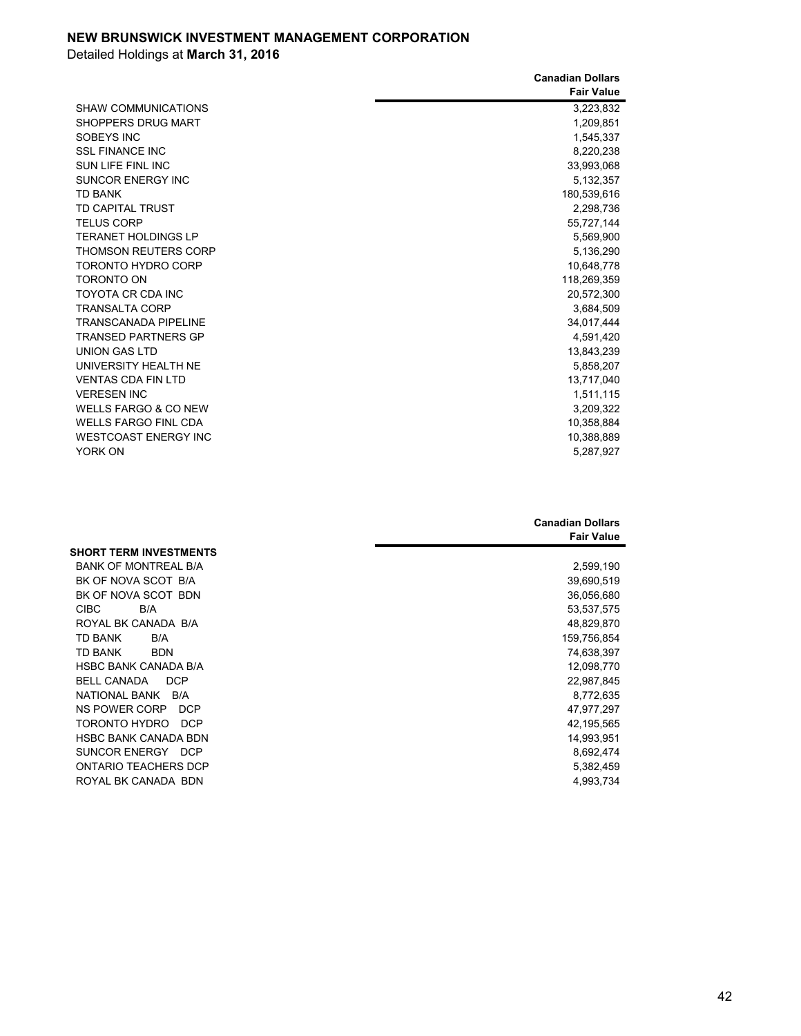**NEW BRUNSWICK INVESTMENT MANAGEMENT CORPORATION**

Detailed Holdings at **March 31, 2016**

| | Canadian Dollars Fair Value |
|---|---|
| SHAW COMMUNICATIONS | 3,223,832 |
| SHOPPERS DRUG MART | 1,209,851 |
| SOBEYS INC | 1,545,337 |
| SSL FINANCE INC | 8,220,238 |
| SUN LIFE FINL INC | 33,993,068 |
| SUNCOR ENERGY INC | 5,132,357 |
| TD BANK | 180,539,616 |
| TD CAPITAL TRUST | 2,298,736 |
| TELUS CORP | 55,727,144 |
| TERANET HOLDINGS LP | 5,569,900 |
| THOMSON REUTERS CORP | 5,136,290 |
| TORONTO HYDRO CORP | 10,648,778 |
| TORONTO ON | 118,269,359 |
| TOYOTA CR CDA INC | 20,572,300 |
| TRANSALTA CORP | 3,684,509 |
| TRANSCANADA PIPELINE | 34,017,444 |
| TRANSED PARTNERS GP | 4,591,420 |
| UNION GAS LTD | 13,843,239 |
| UNIVERSITY HEALTH NE | 5,858,207 |
| VENTAS CDA FIN LTD | 13,717,040 |
| VERESEN INC | 1,511,115 |
| WELLS FARGO & CO NEW | 3,209,322 |
| WELLS FARGO FINL CDA | 10,358,884 |
| WESTCOAST ENERGY INC | 10,388,889 |
| YORK ON | 5,287,927 |

| | Canadian Dollars Fair Value |
|---|---|
| **SHORT TERM INVESTMENTS** | |
| BANK OF MONTREAL B/A | 2,599,190 |
| BK OF NOVA SCOT B/A | 39,690,519 |
| BK OF NOVA SCOT BDN | 36,056,680 |
| CIBC B/A | 53,537,575 |
| ROYAL BK CANADA B/A | 48,829,870 |
| TD BANK B/A | 159,756,854 |
| TD BANK BDN | 74,638,397 |
| HSBC BANK CANADA B/A | 12,098,770 |
| BELL CANADA DCP | 22,987,845 |
| NATIONAL BANK B/A | 8,772,635 |
| NS POWER CORP DCP | 47,977,297 |
| TORONTO HYDRO DCP | 42,195,565 |
| HSBC BANK CANADA BDN | 14,993,951 |
| SUNCOR ENERGY DCP | 8,692,474 |
| ONTARIO TEACHERS DCP | 5,382,459 |
| ROYAL BK CANADA BDN | 4,993,734 |